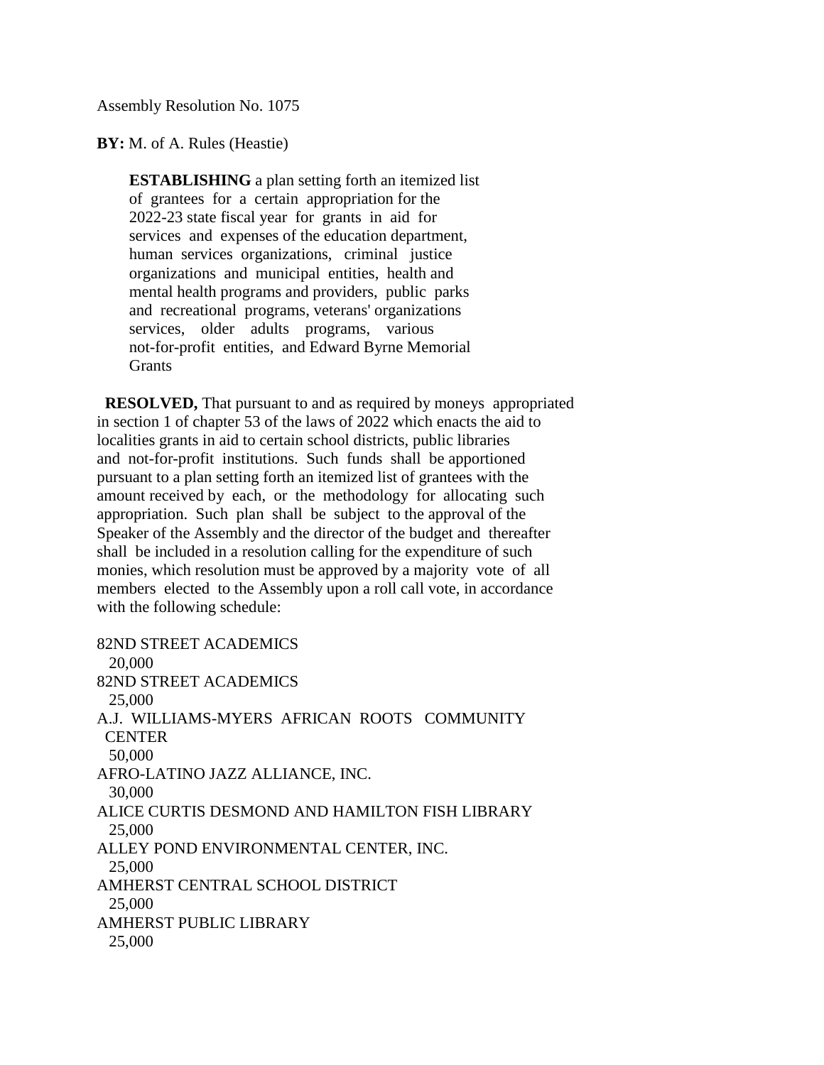Assembly Resolution No. 1075

**BY:** M. of A. Rules (Heastie)

**ESTABLISHING** a plan setting forth an itemized list of grantees for a certain appropriation for the 2022-23 state fiscal year for grants in aid for services and expenses of the education department, human services organizations, criminal justice organizations and municipal entities, health and mental health programs and providers, public parks and recreational programs, veterans' organizations services, older adults programs, various not-for-profit entities, and Edward Byrne Memorial Grants

**RESOLVED,** That pursuant to and as required by moneys appropriated in section 1 of chapter 53 of the laws of 2022 which enacts the aid to localities grants in aid to certain school districts, public libraries and not-for-profit institutions. Such funds shall be apportioned pursuant to a plan setting forth an itemized list of grantees with the amount received by each, or the methodology for allocating such appropriation. Such plan shall be subject to the approval of the Speaker of the Assembly and the director of the budget and thereafter shall be included in a resolution calling for the expenditure of such monies, which resolution must be approved by a majority vote of all members elected to the Assembly upon a roll call vote, in accordance with the following schedule:

82ND STREET ACADEMICS
20,000
82ND STREET ACADEMICS
25,000
A.J. WILLIAMS-MYERS AFRICAN ROOTS COMMUNITY CENTER
50,000
AFRO-LATINO JAZZ ALLIANCE, INC.
30,000
ALICE CURTIS DESMOND AND HAMILTON FISH LIBRARY
25,000
ALLEY POND ENVIRONMENTAL CENTER, INC.
25,000
AMHERST CENTRAL SCHOOL DISTRICT
25,000
AMHERST PUBLIC LIBRARY
25,000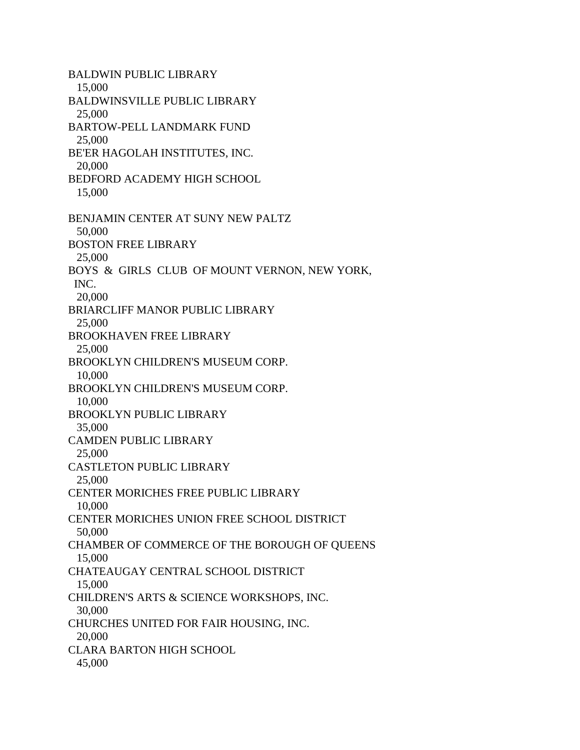BALDWIN PUBLIC LIBRARY
  15,000
BALDWINSVILLE PUBLIC LIBRARY
  25,000
BARTOW-PELL LANDMARK FUND
  25,000
BE'ER HAGOLAH INSTITUTES, INC.
  20,000
BEDFORD ACADEMY HIGH SCHOOL
  15,000

BENJAMIN CENTER AT SUNY NEW PALTZ
  50,000
BOSTON FREE LIBRARY
  25,000
BOYS & GIRLS CLUB OF MOUNT VERNON, NEW YORK,
 INC.
  20,000
BRIARCLIFF MANOR PUBLIC LIBRARY
  25,000
BROOKHAVEN FREE LIBRARY
  25,000
BROOKLYN CHILDREN'S MUSEUM CORP.
  10,000
BROOKLYN CHILDREN'S MUSEUM CORP.
  10,000
BROOKLYN PUBLIC LIBRARY
  35,000
CAMDEN PUBLIC LIBRARY
  25,000
CASTLETON PUBLIC LIBRARY
  25,000
CENTER MORICHES FREE PUBLIC LIBRARY
  10,000
CENTER MORICHES UNION FREE SCHOOL DISTRICT
  50,000
CHAMBER OF COMMERCE OF THE BOROUGH OF QUEENS
  15,000
CHATEAUGAY CENTRAL SCHOOL DISTRICT
  15,000
CHILDREN'S ARTS & SCIENCE WORKSHOPS, INC.
  30,000
CHURCHES UNITED FOR FAIR HOUSING, INC.
  20,000
CLARA BARTON HIGH SCHOOL
  45,000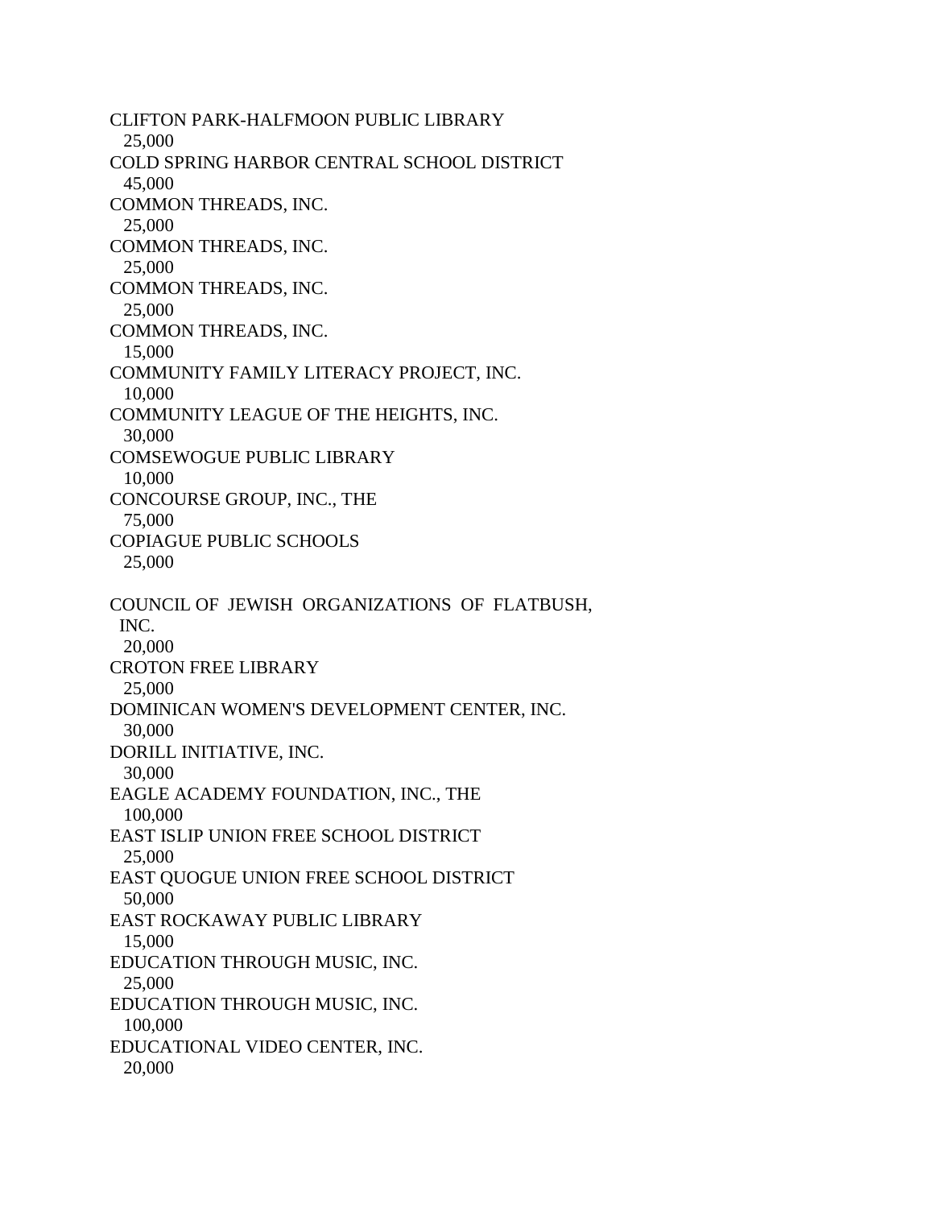CLIFTON PARK-HALFMOON PUBLIC LIBRARY
  25,000
COLD SPRING HARBOR CENTRAL SCHOOL DISTRICT
  45,000
COMMON THREADS, INC.
  25,000
COMMON THREADS, INC.
  25,000
COMMON THREADS, INC.
  25,000
COMMON THREADS, INC.
  15,000
COMMUNITY FAMILY LITERACY PROJECT, INC.
  10,000
COMMUNITY LEAGUE OF THE HEIGHTS, INC.
  30,000
COMSEWOGUE PUBLIC LIBRARY
  10,000
CONCOURSE GROUP, INC., THE
  75,000
COPIAGUE PUBLIC SCHOOLS
  25,000

COUNCIL OF JEWISH ORGANIZATIONS OF FLATBUSH,
 INC.
  20,000
CROTON FREE LIBRARY
  25,000
DOMINICAN WOMEN'S DEVELOPMENT CENTER, INC.
  30,000
DORILL INITIATIVE, INC.
  30,000
EAGLE ACADEMY FOUNDATION, INC., THE
  100,000
EAST ISLIP UNION FREE SCHOOL DISTRICT
  25,000
EAST QUOGUE UNION FREE SCHOOL DISTRICT
  50,000
EAST ROCKAWAY PUBLIC LIBRARY
  15,000
EDUCATION THROUGH MUSIC, INC.
  25,000
EDUCATION THROUGH MUSIC, INC.
  100,000
EDUCATIONAL VIDEO CENTER, INC.
  20,000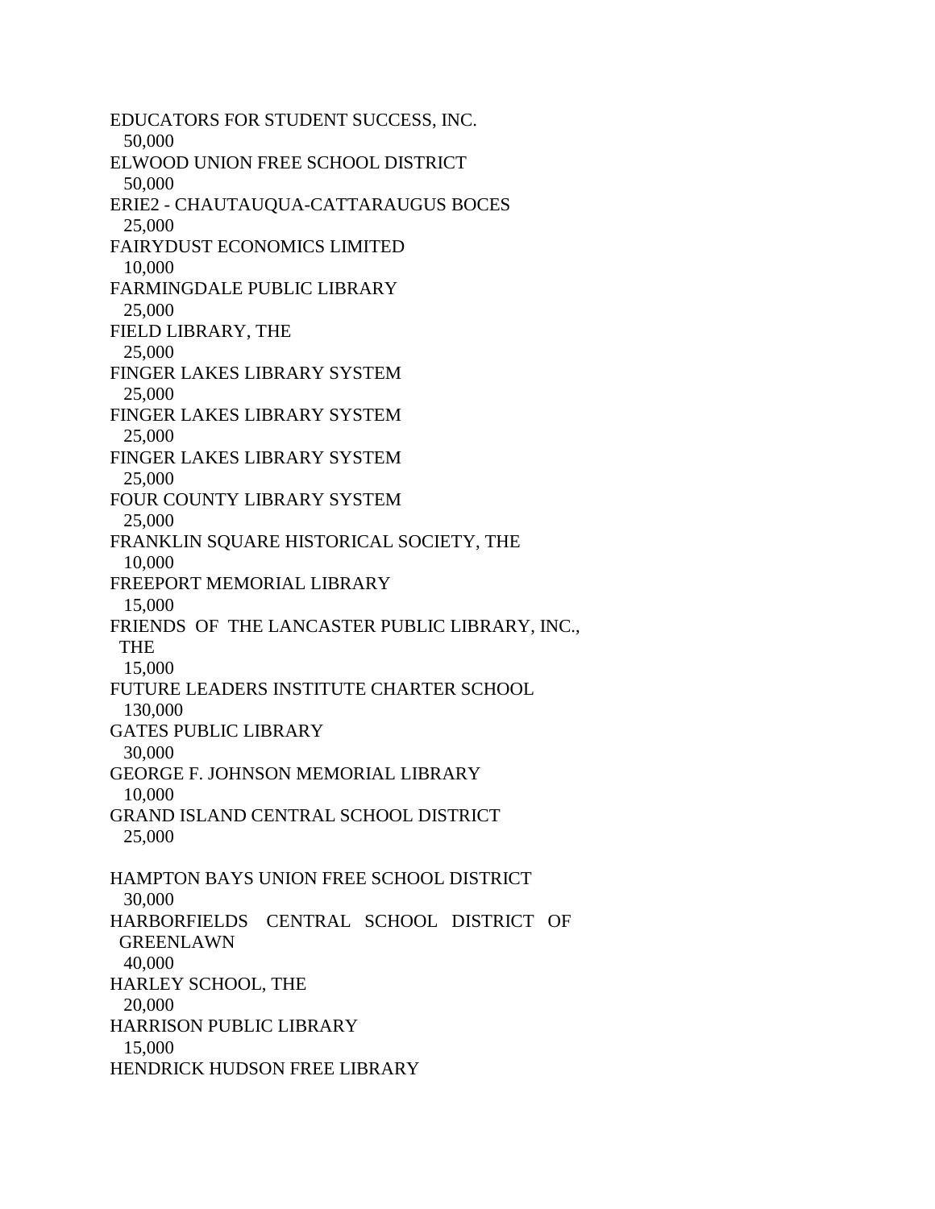EDUCATORS FOR STUDENT SUCCESS, INC.
  50,000
ELWOOD UNION FREE SCHOOL DISTRICT
  50,000
ERIE2 - CHAUTAUQUA-CATTARAUGUS BOCES
  25,000
FAIRYDUST ECONOMICS LIMITED
  10,000
FARMINGDALE PUBLIC LIBRARY
  25,000
FIELD LIBRARY, THE
  25,000
FINGER LAKES LIBRARY SYSTEM
  25,000
FINGER LAKES LIBRARY SYSTEM
  25,000
FINGER LAKES LIBRARY SYSTEM
  25,000
FOUR COUNTY LIBRARY SYSTEM
  25,000
FRANKLIN SQUARE HISTORICAL SOCIETY, THE
  10,000
FREEPORT MEMORIAL LIBRARY
  15,000
FRIENDS OF THE LANCASTER PUBLIC LIBRARY, INC., THE
  15,000
FUTURE LEADERS INSTITUTE CHARTER SCHOOL
  130,000
GATES PUBLIC LIBRARY
  30,000
GEORGE F. JOHNSON MEMORIAL LIBRARY
  10,000
GRAND ISLAND CENTRAL SCHOOL DISTRICT
  25,000

HAMPTON BAYS UNION FREE SCHOOL DISTRICT
  30,000
HARBORFIELDS CENTRAL SCHOOL DISTRICT OF GREENLAWN
  40,000
HARLEY SCHOOL, THE
  20,000
HARRISON PUBLIC LIBRARY
  15,000
HENDRICK HUDSON FREE LIBRARY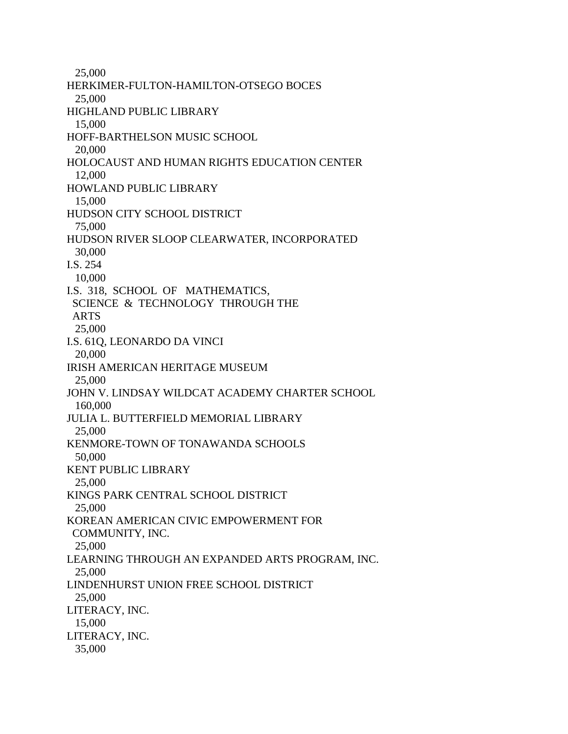25,000

HERKIMER-FULTON-HAMILTON-OTSEGO BOCES
25,000

HIGHLAND PUBLIC LIBRARY
15,000

HOFF-BARTHELSON MUSIC SCHOOL
20,000

HOLOCAUST AND HUMAN RIGHTS EDUCATION CENTER
12,000

HOWLAND PUBLIC LIBRARY
15,000

HUDSON CITY SCHOOL DISTRICT
75,000

HUDSON RIVER SLOOP CLEARWATER, INCORPORATED
30,000

I.S. 254
10,000

I.S. 318, SCHOOL OF MATHEMATICS,
SCIENCE & TECHNOLOGY THROUGH THE
ARTS
25,000

I.S. 61Q, LEONARDO DA VINCI
20,000

IRISH AMERICAN HERITAGE MUSEUM
25,000

JOHN V. LINDSAY WILDCAT ACADEMY CHARTER SCHOOL
160,000

JULIA L. BUTTERFIELD MEMORIAL LIBRARY
25,000

KENMORE-TOWN OF TONAWANDA SCHOOLS
50,000

KENT PUBLIC LIBRARY
25,000

KINGS PARK CENTRAL SCHOOL DISTRICT
25,000

KOREAN AMERICAN CIVIC EMPOWERMENT FOR
COMMUNITY, INC.
25,000

LEARNING THROUGH AN EXPANDED ARTS PROGRAM, INC.
25,000

LINDENHURST UNION FREE SCHOOL DISTRICT
25,000

LITERACY, INC.
15,000

LITERACY, INC.
35,000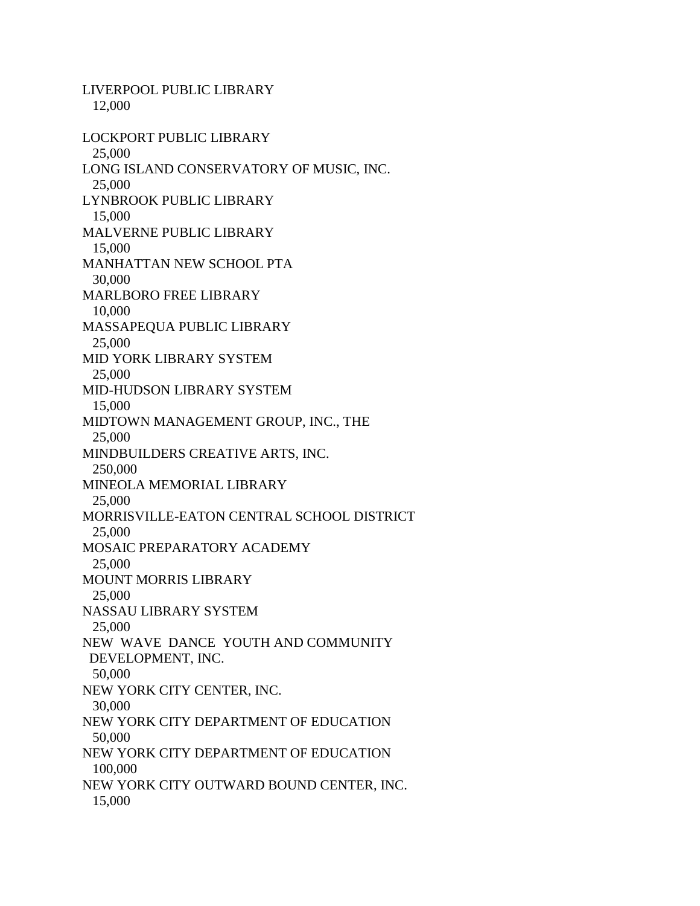LIVERPOOL PUBLIC LIBRARY
  12,000

LOCKPORT PUBLIC LIBRARY
  25,000
LONG ISLAND CONSERVATORY OF MUSIC, INC.
  25,000
LYNBROOK PUBLIC LIBRARY
  15,000
MALVERNE PUBLIC LIBRARY
  15,000
MANHATTAN NEW SCHOOL PTA
  30,000
MARLBORO FREE LIBRARY
  10,000
MASSAPEQUA PUBLIC LIBRARY
  25,000
MID YORK LIBRARY SYSTEM
  25,000
MID-HUDSON LIBRARY SYSTEM
  15,000
MIDTOWN MANAGEMENT GROUP, INC., THE
  25,000
MINDBUILDERS CREATIVE ARTS, INC.
  250,000
MINEOLA MEMORIAL LIBRARY
  25,000
MORRISVILLE-EATON CENTRAL SCHOOL DISTRICT
  25,000
MOSAIC PREPARATORY ACADEMY
  25,000
MOUNT MORRIS LIBRARY
  25,000
NASSAU LIBRARY SYSTEM
  25,000
NEW WAVE DANCE YOUTH AND COMMUNITY
 DEVELOPMENT, INC.
  50,000
NEW YORK CITY CENTER, INC.
  30,000
NEW YORK CITY DEPARTMENT OF EDUCATION
  50,000
NEW YORK CITY DEPARTMENT OF EDUCATION
  100,000
NEW YORK CITY OUTWARD BOUND CENTER, INC.
  15,000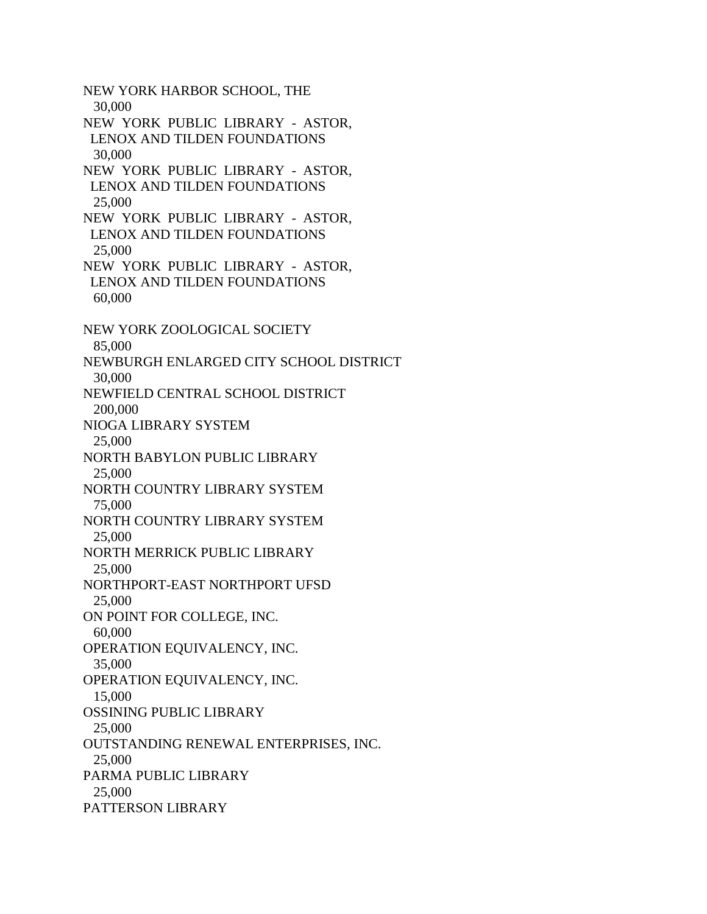NEW YORK HARBOR SCHOOL, THE
30,000
NEW YORK PUBLIC LIBRARY - ASTOR, LENOX AND TILDEN FOUNDATIONS
30,000
NEW YORK PUBLIC LIBRARY - ASTOR, LENOX AND TILDEN FOUNDATIONS
25,000
NEW YORK PUBLIC LIBRARY - ASTOR, LENOX AND TILDEN FOUNDATIONS
25,000
NEW YORK PUBLIC LIBRARY - ASTOR, LENOX AND TILDEN FOUNDATIONS
60,000

NEW YORK ZOOLOGICAL SOCIETY
85,000
NEWBURGH ENLARGED CITY SCHOOL DISTRICT
30,000
NEWFIELD CENTRAL SCHOOL DISTRICT
200,000
NIOGA LIBRARY SYSTEM
25,000
NORTH BABYLON PUBLIC LIBRARY
25,000
NORTH COUNTRY LIBRARY SYSTEM
75,000
NORTH COUNTRY LIBRARY SYSTEM
25,000
NORTH MERRICK PUBLIC LIBRARY
25,000
NORTHPORT-EAST NORTHPORT UFSD
25,000
ON POINT FOR COLLEGE, INC.
60,000
OPERATION EQUIVALENCY, INC.
35,000
OPERATION EQUIVALENCY, INC.
15,000
OSSINING PUBLIC LIBRARY
25,000
OUTSTANDING RENEWAL ENTERPRISES, INC.
25,000
PARMA PUBLIC LIBRARY
25,000
PATTERSON LIBRARY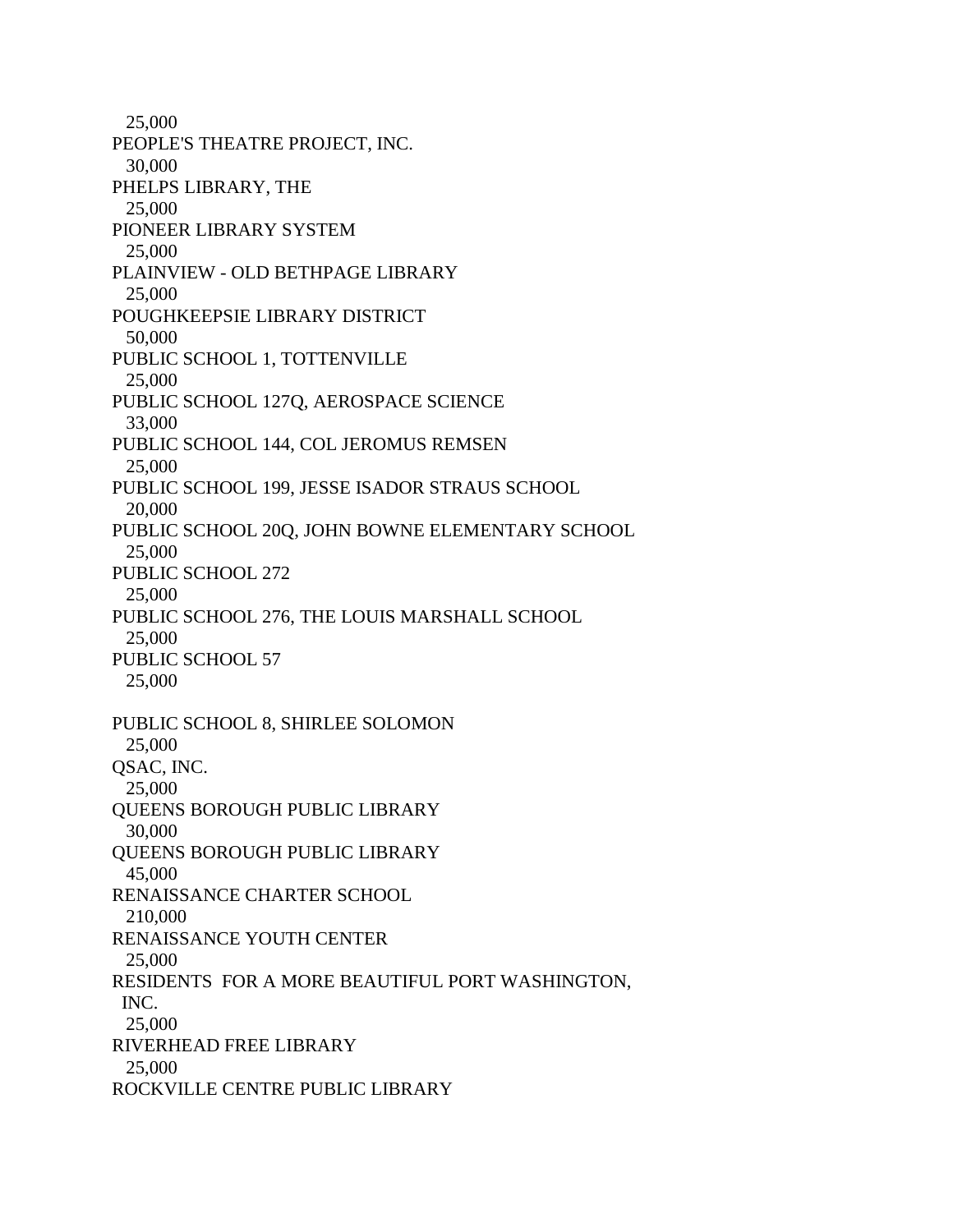25,000

PEOPLE'S THEATRE PROJECT, INC.

30,000

PHELPS LIBRARY, THE

25,000

PIONEER LIBRARY SYSTEM

25,000

PLAINVIEW - OLD BETHPAGE LIBRARY

25,000

POUGHKEEPSIE LIBRARY DISTRICT

50,000

PUBLIC SCHOOL 1, TOTTENVILLE

25,000

PUBLIC SCHOOL 127Q, AEROSPACE SCIENCE

33,000

PUBLIC SCHOOL 144, COL JEROMUS REMSEN

25,000

PUBLIC SCHOOL 199, JESSE ISADOR STRAUS SCHOOL

20,000

PUBLIC SCHOOL 20Q, JOHN BOWNE ELEMENTARY SCHOOL

25,000

PUBLIC SCHOOL 272

25,000

PUBLIC SCHOOL 276, THE LOUIS MARSHALL SCHOOL

25,000

PUBLIC SCHOOL 57

25,000

PUBLIC SCHOOL 8, SHIRLEE SOLOMON

25,000

QSAC, INC.

25,000

QUEENS BOROUGH PUBLIC LIBRARY

30,000

QUEENS BOROUGH PUBLIC LIBRARY

45,000

RENAISSANCE CHARTER SCHOOL

210,000

RENAISSANCE YOUTH CENTER

25,000

RESIDENTS FOR A MORE BEAUTIFUL PORT WASHINGTON, INC.

25,000

RIVERHEAD FREE LIBRARY

25,000

ROCKVILLE CENTRE PUBLIC LIBRARY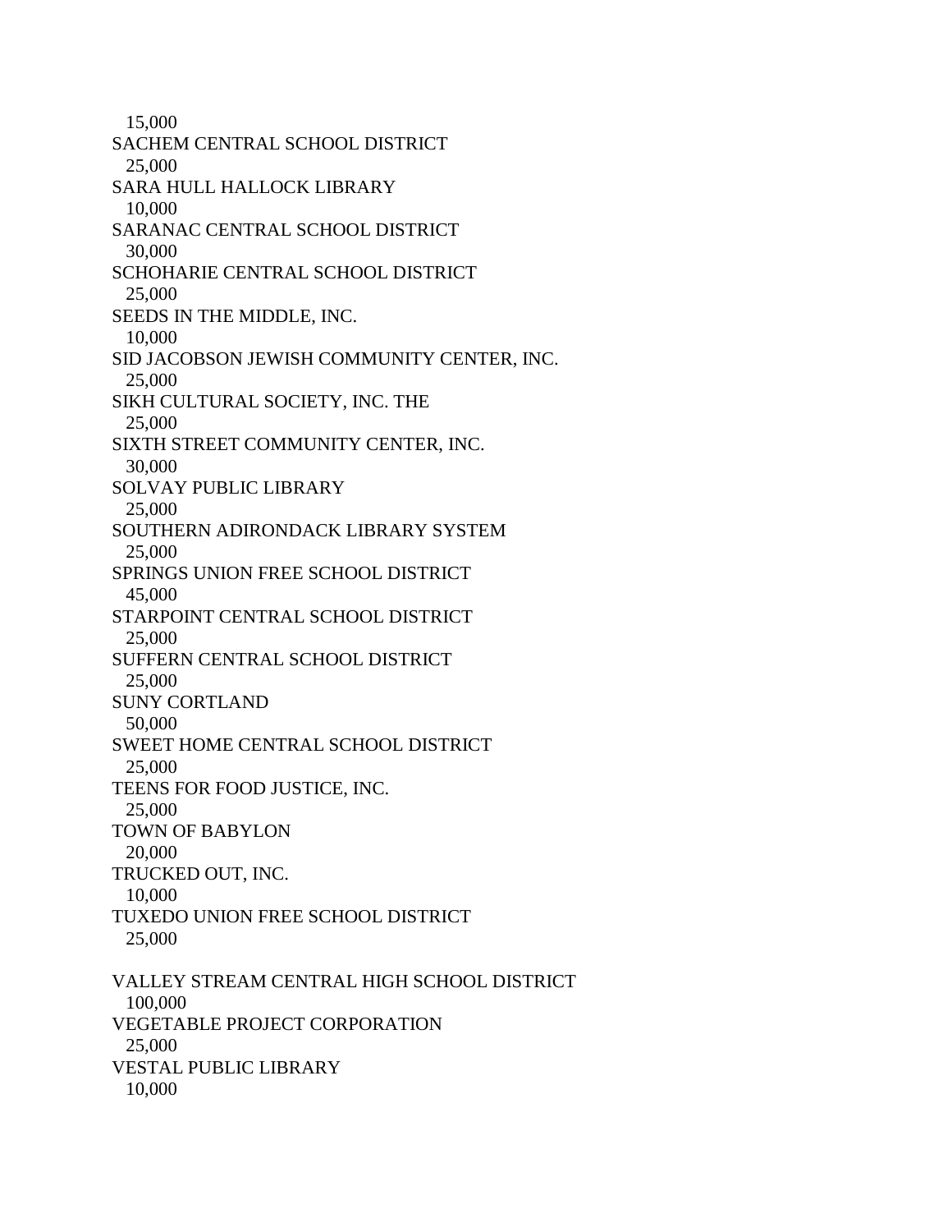15,000
SACHEM CENTRAL SCHOOL DISTRICT
25,000
SARA HULL HALLOCK LIBRARY
10,000
SARANAC CENTRAL SCHOOL DISTRICT
30,000
SCHOHARIE CENTRAL SCHOOL DISTRICT
25,000
SEEDS IN THE MIDDLE, INC.
10,000
SID JACOBSON JEWISH COMMUNITY CENTER, INC.
25,000
SIKH CULTURAL SOCIETY, INC. THE
25,000
SIXTH STREET COMMUNITY CENTER, INC.
30,000
SOLVAY PUBLIC LIBRARY
25,000
SOUTHERN ADIRONDACK LIBRARY SYSTEM
25,000
SPRINGS UNION FREE SCHOOL DISTRICT
45,000
STARPOINT CENTRAL SCHOOL DISTRICT
25,000
SUFFERN CENTRAL SCHOOL DISTRICT
25,000
SUNY CORTLAND
50,000
SWEET HOME CENTRAL SCHOOL DISTRICT
25,000
TEENS FOR FOOD JUSTICE, INC.
25,000
TOWN OF BABYLON
20,000
TRUCKED OUT, INC.
10,000
TUXEDO UNION FREE SCHOOL DISTRICT
25,000

VALLEY STREAM CENTRAL HIGH SCHOOL DISTRICT
100,000
VEGETABLE PROJECT CORPORATION
25,000
VESTAL PUBLIC LIBRARY
10,000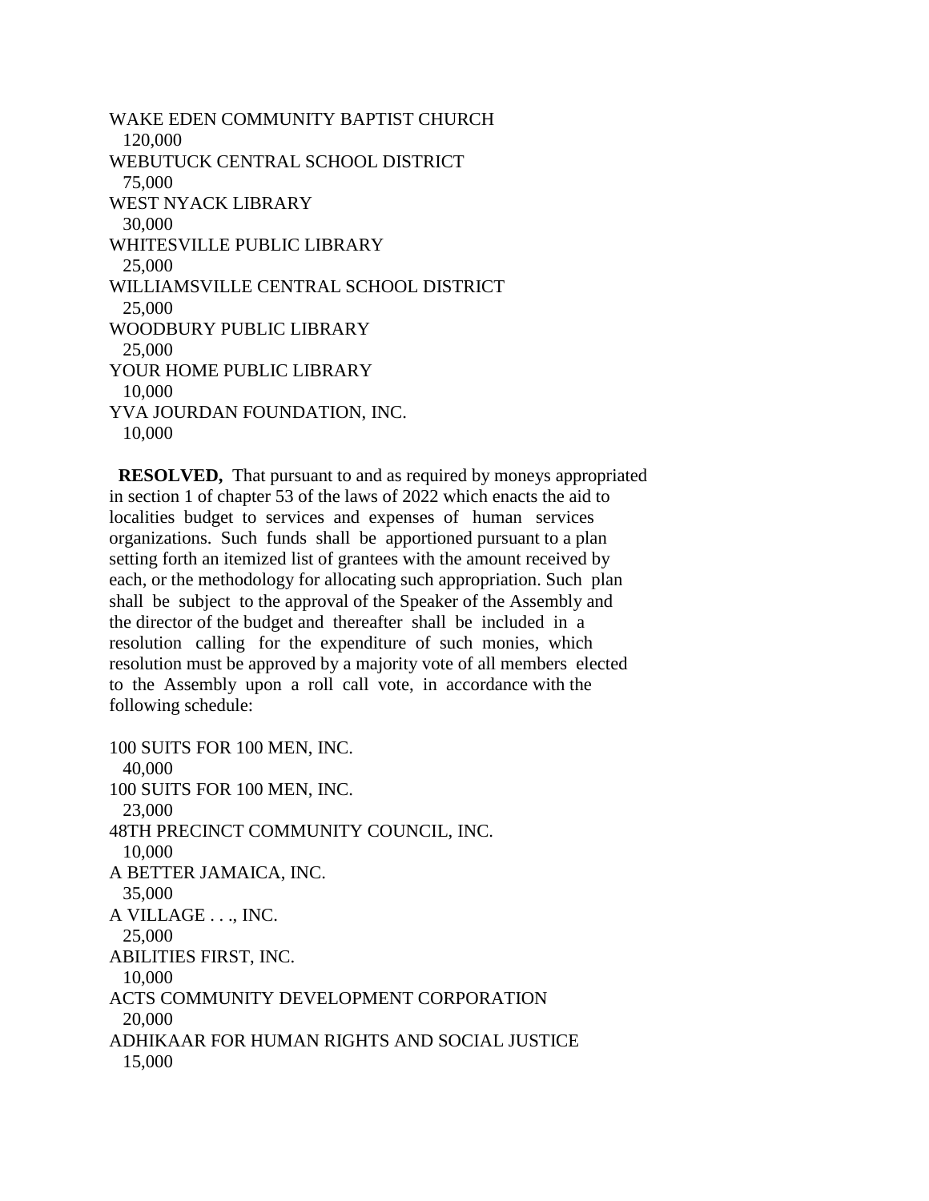WAKE EDEN COMMUNITY BAPTIST CHURCH
120,000
WEBUTUCK CENTRAL SCHOOL DISTRICT
75,000
WEST NYACK LIBRARY
30,000
WHITESVILLE PUBLIC LIBRARY
25,000
WILLIAMSVILLE CENTRAL SCHOOL DISTRICT
25,000
WOODBURY PUBLIC LIBRARY
25,000
YOUR HOME PUBLIC LIBRARY
10,000
YVA JOURDAN FOUNDATION, INC.
10,000

**RESOLVED,** That pursuant to and as required by moneys appropriated in section 1 of chapter 53 of the laws of 2022 which enacts the aid to localities budget to services and expenses of human services organizations. Such funds shall be apportioned pursuant to a plan setting forth an itemized list of grantees with the amount received by each, or the methodology for allocating such appropriation. Such plan shall be subject to the approval of the Speaker of the Assembly and the director of the budget and thereafter shall be included in a resolution calling for the expenditure of such monies, which resolution must be approved by a majority vote of all members elected to the Assembly upon a roll call vote, in accordance with the following schedule:

100 SUITS FOR 100 MEN, INC.
40,000
100 SUITS FOR 100 MEN, INC.
23,000
48TH PRECINCT COMMUNITY COUNCIL, INC.
10,000
A BETTER JAMAICA, INC.
35,000
A VILLAGE . . ., INC.
25,000
ABILITIES FIRST, INC.
10,000
ACTS COMMUNITY DEVELOPMENT CORPORATION
20,000
ADHIKAAR FOR HUMAN RIGHTS AND SOCIAL JUSTICE
15,000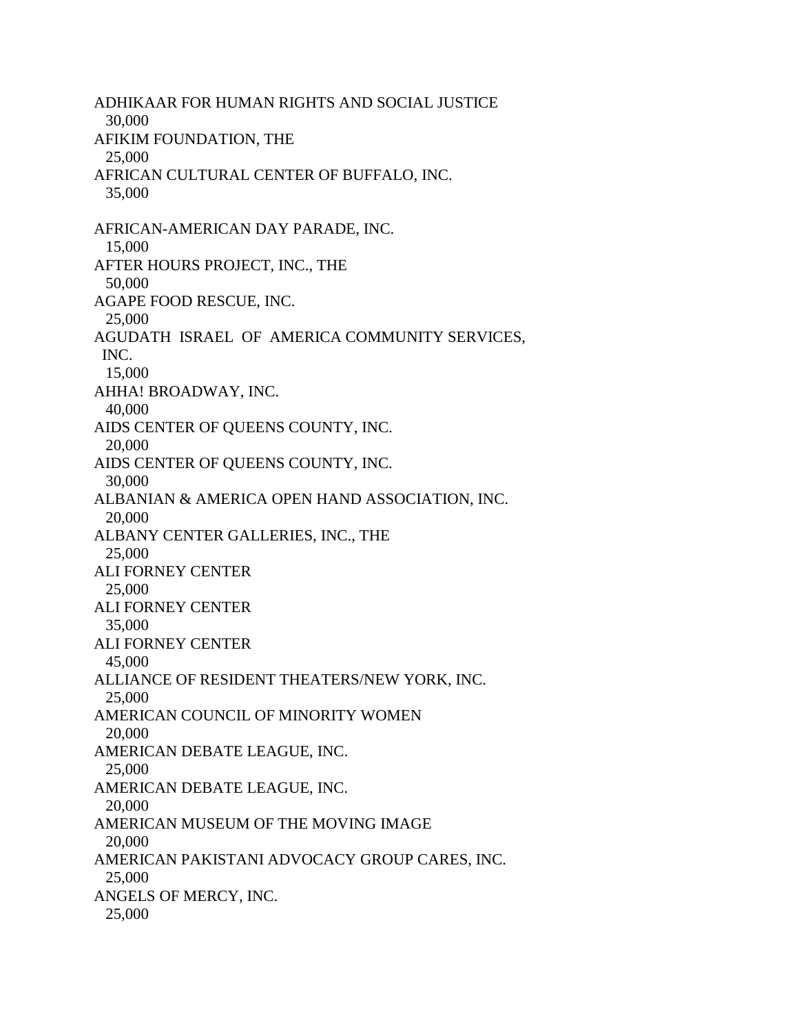ADHIKAAR FOR HUMAN RIGHTS AND SOCIAL JUSTICE
  30,000
AFIKIM FOUNDATION, THE
  25,000
AFRICAN CULTURAL CENTER OF BUFFALO, INC.
  35,000

AFRICAN-AMERICAN DAY PARADE, INC.
  15,000
AFTER HOURS PROJECT, INC., THE
  50,000
AGAPE FOOD RESCUE, INC.
  25,000
AGUDATH ISRAEL OF AMERICA COMMUNITY SERVICES, INC.
  15,000
AHHA! BROADWAY, INC.
  40,000
AIDS CENTER OF QUEENS COUNTY, INC.
  20,000
AIDS CENTER OF QUEENS COUNTY, INC.
  30,000
ALBANIAN & AMERICA OPEN HAND ASSOCIATION, INC.
  20,000
ALBANY CENTER GALLERIES, INC., THE
  25,000
ALI FORNEY CENTER
  25,000
ALI FORNEY CENTER
  35,000
ALI FORNEY CENTER
  45,000
ALLIANCE OF RESIDENT THEATERS/NEW YORK, INC.
  25,000
AMERICAN COUNCIL OF MINORITY WOMEN
  20,000
AMERICAN DEBATE LEAGUE, INC.
  25,000
AMERICAN DEBATE LEAGUE, INC.
  20,000
AMERICAN MUSEUM OF THE MOVING IMAGE
  20,000
AMERICAN PAKISTANI ADVOCACY GROUP CARES, INC.
  25,000
ANGELS OF MERCY, INC.
  25,000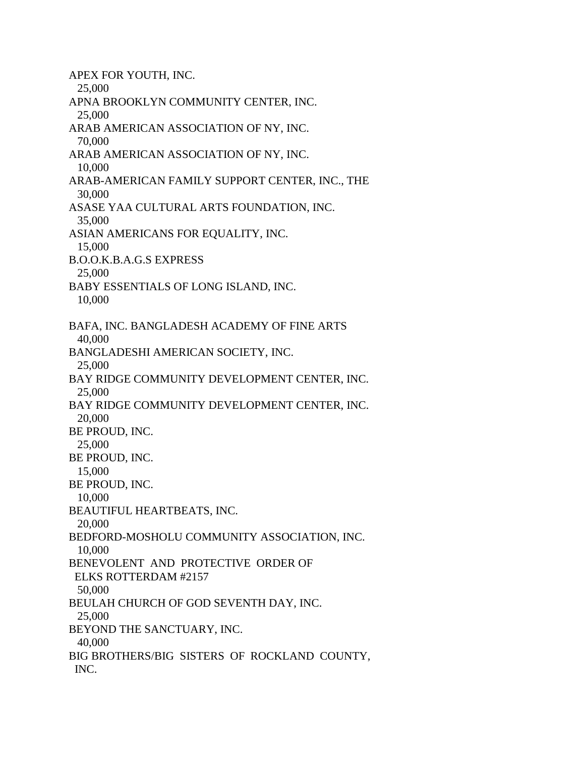APEX FOR YOUTH, INC.
  25,000
APNA BROOKLYN COMMUNITY CENTER, INC.
  25,000
ARAB AMERICAN ASSOCIATION OF NY, INC.
  70,000
ARAB AMERICAN ASSOCIATION OF NY, INC.
  10,000
ARAB-AMERICAN FAMILY SUPPORT CENTER, INC., THE
  30,000
ASASE YAA CULTURAL ARTS FOUNDATION, INC.
  35,000
ASIAN AMERICANS FOR EQUALITY, INC.
  15,000
B.O.O.K.B.A.G.S EXPRESS
  25,000
BABY ESSENTIALS OF LONG ISLAND, INC.
  10,000

BAFA, INC. BANGLADESH ACADEMY OF FINE ARTS
  40,000
BANGLADESHI AMERICAN SOCIETY, INC.
  25,000
BAY RIDGE COMMUNITY DEVELOPMENT CENTER, INC.
  25,000
BAY RIDGE COMMUNITY DEVELOPMENT CENTER, INC.
  20,000
BE PROUD, INC.
  25,000
BE PROUD, INC.
  15,000
BE PROUD, INC.
  10,000
BEAUTIFUL HEARTBEATS, INC.
  20,000
BEDFORD-MOSHOLU COMMUNITY ASSOCIATION, INC.
  10,000
BENEVOLENT AND PROTECTIVE ORDER OF
 ELKS ROTTERDAM #2157
  50,000
BEULAH CHURCH OF GOD SEVENTH DAY, INC.
  25,000
BEYOND THE SANCTUARY, INC.
  40,000
BIG BROTHERS/BIG SISTERS OF ROCKLAND COUNTY,
 INC.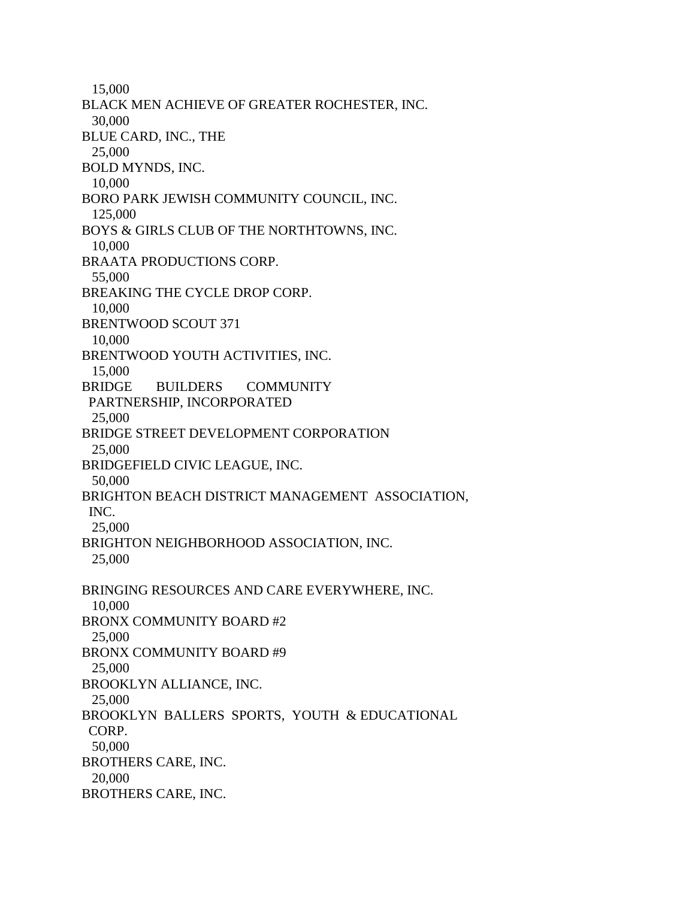15,000
BLACK MEN ACHIEVE OF GREATER ROCHESTER, INC.
30,000
BLUE CARD, INC., THE
25,000
BOLD MYNDS, INC.
10,000
BORO PARK JEWISH COMMUNITY COUNCIL, INC.
125,000
BOYS & GIRLS CLUB OF THE NORTHTOWNS, INC.
10,000
BRAATA PRODUCTIONS CORP.
55,000
BREAKING THE CYCLE DROP CORP.
10,000
BRENTWOOD SCOUT 371
10,000
BRENTWOOD YOUTH ACTIVITIES, INC.
15,000
BRIDGE BUILDERS COMMUNITY PARTNERSHIP, INCORPORATED
25,000
BRIDGE STREET DEVELOPMENT CORPORATION
25,000
BRIDGEFIELD CIVIC LEAGUE, INC.
50,000
BRIGHTON BEACH DISTRICT MANAGEMENT ASSOCIATION, INC.
25,000
BRIGHTON NEIGHBORHOOD ASSOCIATION, INC.
25,000

BRINGING RESOURCES AND CARE EVERYWHERE, INC.
10,000
BRONX COMMUNITY BOARD #2
25,000
BRONX COMMUNITY BOARD #9
25,000
BROOKLYN ALLIANCE, INC.
25,000
BROOKLYN BALLERS SPORTS, YOUTH & EDUCATIONAL CORP.
50,000
BROTHERS CARE, INC.
20,000
BROTHERS CARE, INC.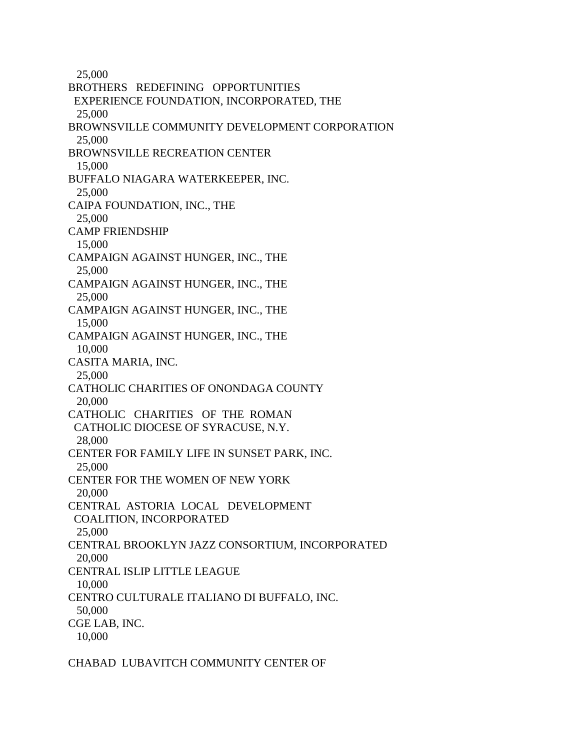25,000

BROTHERS REDEFINING OPPORTUNITIES
EXPERIENCE FOUNDATION, INCORPORATED, THE
25,000

BROWNSVILLE COMMUNITY DEVELOPMENT CORPORATION
25,000

BROWNSVILLE RECREATION CENTER
15,000

BUFFALO NIAGARA WATERKEEPER, INC.
25,000

CAIPA FOUNDATION, INC., THE
25,000

CAMP FRIENDSHIP
15,000

CAMPAIGN AGAINST HUNGER, INC., THE
25,000

CAMPAIGN AGAINST HUNGER, INC., THE
25,000

CAMPAIGN AGAINST HUNGER, INC., THE
15,000

CAMPAIGN AGAINST HUNGER, INC., THE
10,000

CASITA MARIA, INC.
25,000

CATHOLIC CHARITIES OF ONONDAGA COUNTY
20,000

CATHOLIC CHARITIES OF THE ROMAN
CATHOLIC DIOCESE OF SYRACUSE, N.Y.
28,000

CENTER FOR FAMILY LIFE IN SUNSET PARK, INC.
25,000

CENTER FOR THE WOMEN OF NEW YORK
20,000

CENTRAL ASTORIA LOCAL DEVELOPMENT
COALITION, INCORPORATED
25,000

CENTRAL BROOKLYN JAZZ CONSORTIUM, INCORPORATED
20,000

CENTRAL ISLIP LITTLE LEAGUE
10,000

CENTRO CULTURALE ITALIANO DI BUFFALO, INC.
50,000

CGE LAB, INC.
10,000

CHABAD LUBAVITCH COMMUNITY CENTER OF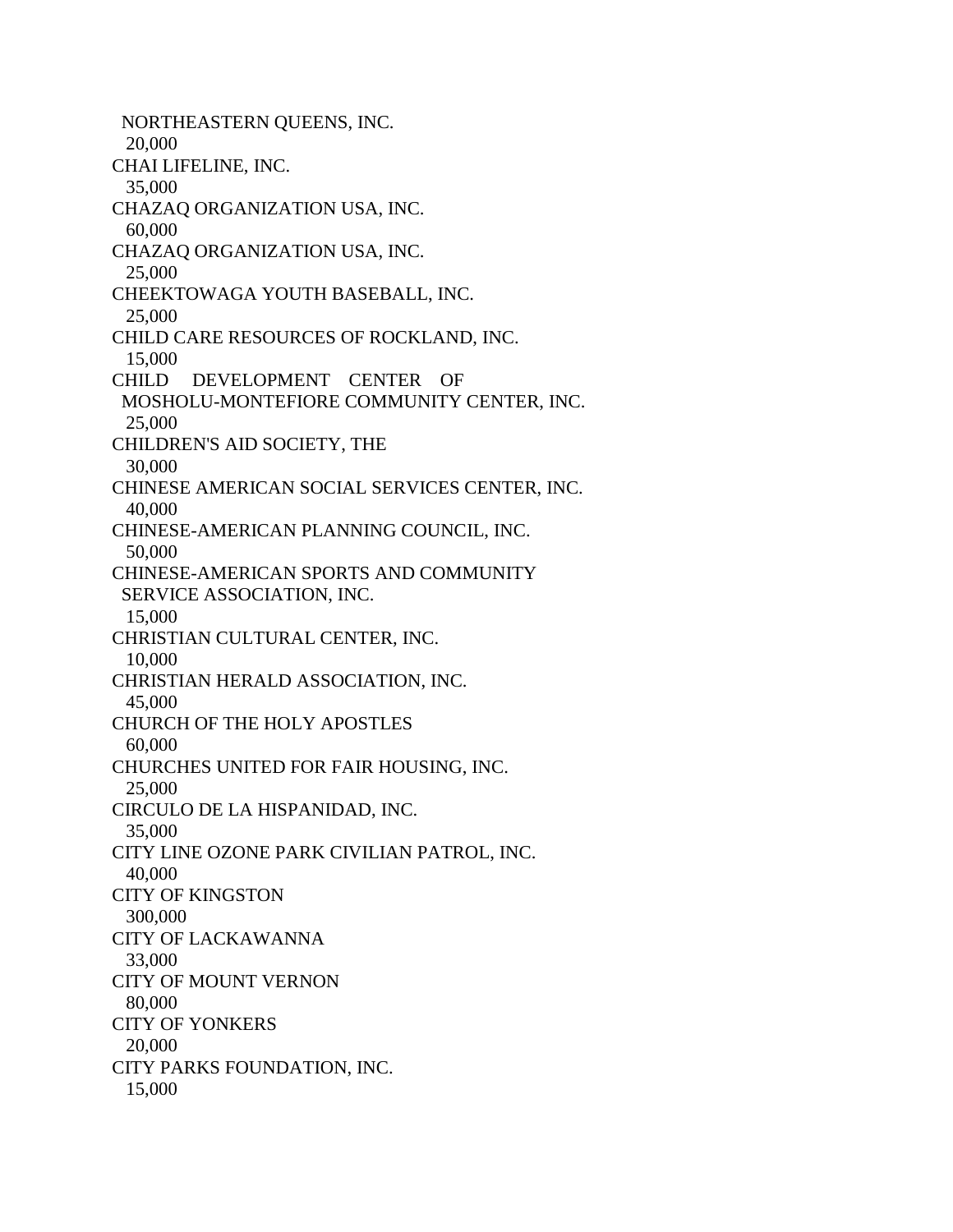NORTHEASTERN QUEENS, INC.
20,000
CHAI LIFELINE, INC.
35,000
CHAZAQ ORGANIZATION USA, INC.
60,000
CHAZAQ ORGANIZATION USA, INC.
25,000
CHEEKTOWAGA YOUTH BASEBALL, INC.
25,000
CHILD CARE RESOURCES OF ROCKLAND, INC.
15,000
CHILD DEVELOPMENT CENTER OF
MOSHOLU-MONTEFIORE COMMUNITY CENTER, INC.
25,000
CHILDREN'S AID SOCIETY, THE
30,000
CHINESE AMERICAN SOCIAL SERVICES CENTER, INC.
40,000
CHINESE-AMERICAN PLANNING COUNCIL, INC.
50,000
CHINESE-AMERICAN SPORTS AND COMMUNITY
SERVICE ASSOCIATION, INC.
15,000
CHRISTIAN CULTURAL CENTER, INC.
10,000
CHRISTIAN HERALD ASSOCIATION, INC.
45,000
CHURCH OF THE HOLY APOSTLES
60,000
CHURCHES UNITED FOR FAIR HOUSING, INC.
25,000
CIRCULO DE LA HISPANIDAD, INC.
35,000
CITY LINE OZONE PARK CIVILIAN PATROL, INC.
40,000
CITY OF KINGSTON
300,000
CITY OF LACKAWANNA
33,000
CITY OF MOUNT VERNON
80,000
CITY OF YONKERS
20,000
CITY PARKS FOUNDATION, INC.
15,000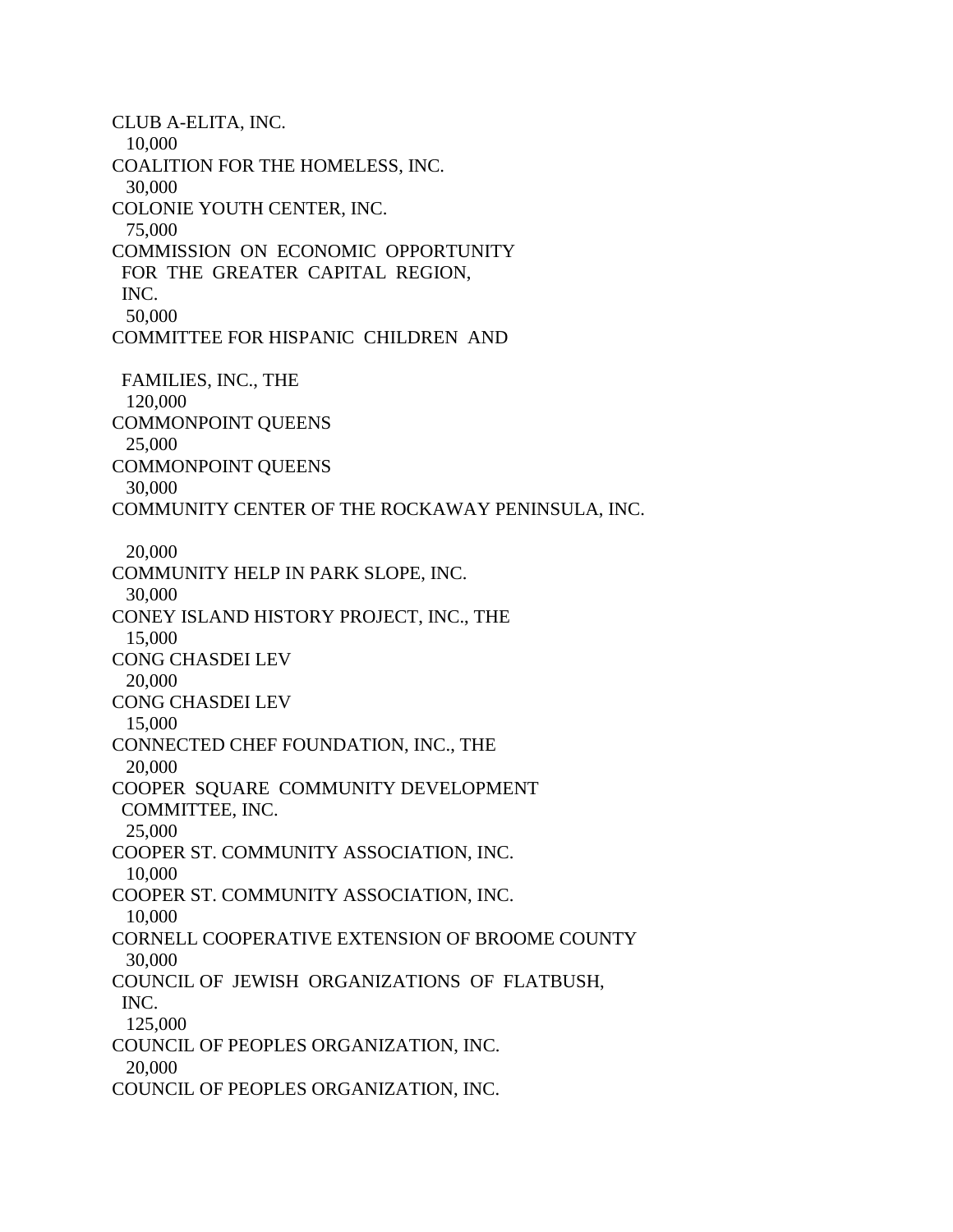CLUB A-ELITA, INC.
10,000
COALITION FOR THE HOMELESS, INC.
30,000
COLONIE YOUTH CENTER, INC.
75,000
COMMISSION ON ECONOMIC OPPORTUNITY
FOR THE GREATER CAPITAL REGION,
INC.
50,000
COMMITTEE FOR HISPANIC CHILDREN AND

FAMILIES, INC., THE
120,000
COMMONPOINT QUEENS
25,000
COMMONPOINT QUEENS
30,000
COMMUNITY CENTER OF THE ROCKAWAY PENINSULA, INC.

20,000
COMMUNITY HELP IN PARK SLOPE, INC.
30,000
CONEY ISLAND HISTORY PROJECT, INC., THE
15,000
CONG CHASDEI LEV
20,000
CONG CHASDEI LEV
15,000
CONNECTED CHEF FOUNDATION, INC., THE
20,000
COOPER SQUARE COMMUNITY DEVELOPMENT
COMMITTEE, INC.
25,000
COOPER ST. COMMUNITY ASSOCIATION, INC.
10,000
COOPER ST. COMMUNITY ASSOCIATION, INC.
10,000
CORNELL COOPERATIVE EXTENSION OF BROOME COUNTY
30,000
COUNCIL OF JEWISH ORGANIZATIONS OF FLATBUSH,
INC.
125,000
COUNCIL OF PEOPLES ORGANIZATION, INC.
20,000
COUNCIL OF PEOPLES ORGANIZATION, INC.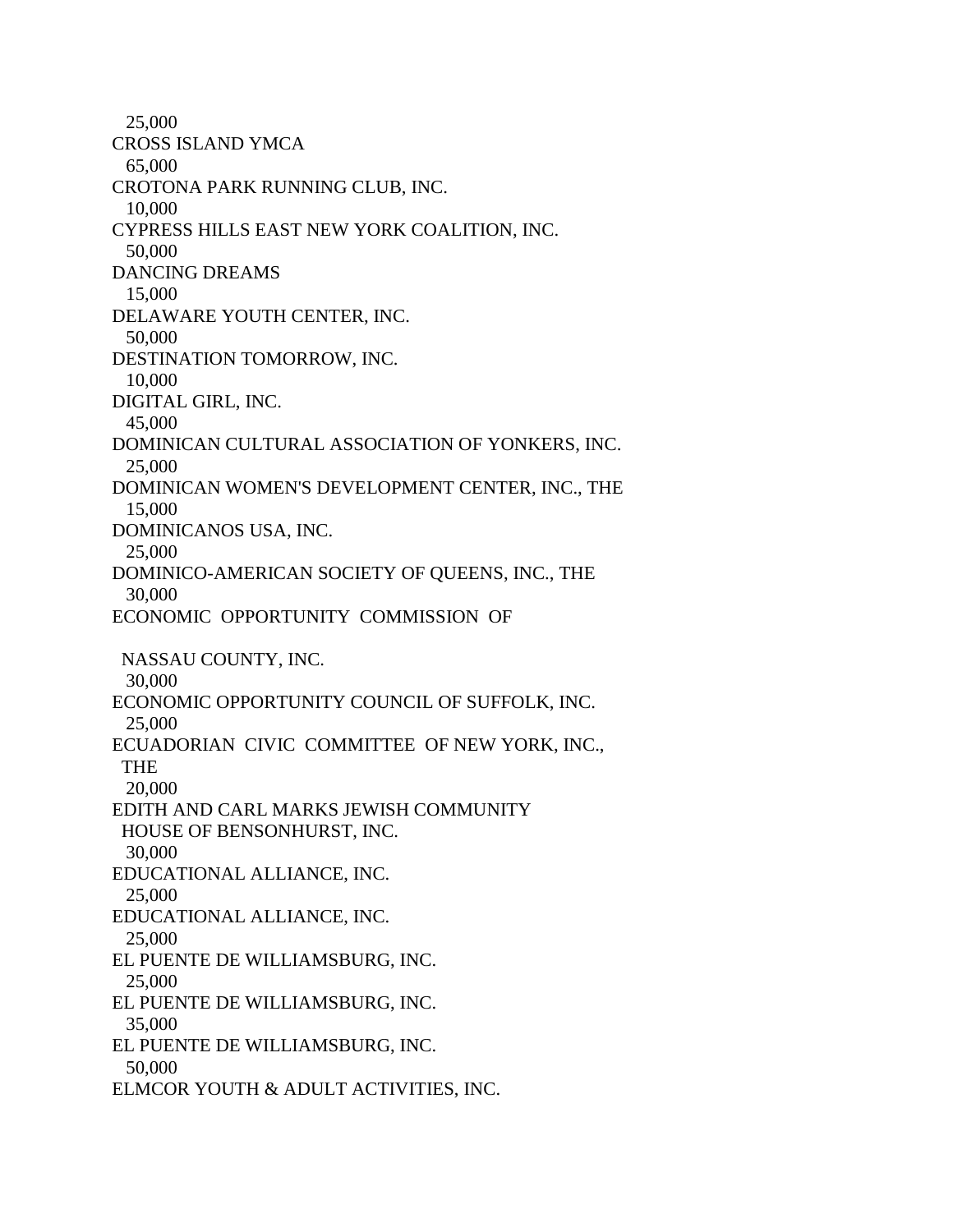25,000
CROSS ISLAND YMCA
65,000
CROTONA PARK RUNNING CLUB, INC.
10,000
CYPRESS HILLS EAST NEW YORK COALITION, INC.
50,000
DANCING DREAMS
15,000
DELAWARE YOUTH CENTER, INC.
50,000
DESTINATION TOMORROW, INC.
10,000
DIGITAL GIRL, INC.
45,000
DOMINICAN CULTURAL ASSOCIATION OF YONKERS, INC.
25,000
DOMINICAN WOMEN'S DEVELOPMENT CENTER, INC., THE
15,000
DOMINICANOS USA, INC.
25,000
DOMINICO-AMERICAN SOCIETY OF QUEENS, INC., THE
30,000
ECONOMIC OPPORTUNITY COMMISSION OF

NASSAU COUNTY, INC.
30,000
ECONOMIC OPPORTUNITY COUNCIL OF SUFFOLK, INC.
25,000
ECUADORIAN CIVIC COMMITTEE OF NEW YORK, INC.,
THE
20,000
EDITH AND CARL MARKS JEWISH COMMUNITY
HOUSE OF BENSONHURST, INC.
30,000
EDUCATIONAL ALLIANCE, INC.
25,000
EDUCATIONAL ALLIANCE, INC.
25,000
EL PUENTE DE WILLIAMSBURG, INC.
25,000
EL PUENTE DE WILLIAMSBURG, INC.
35,000
EL PUENTE DE WILLIAMSBURG, INC.
50,000
ELMCOR YOUTH & ADULT ACTIVITIES, INC.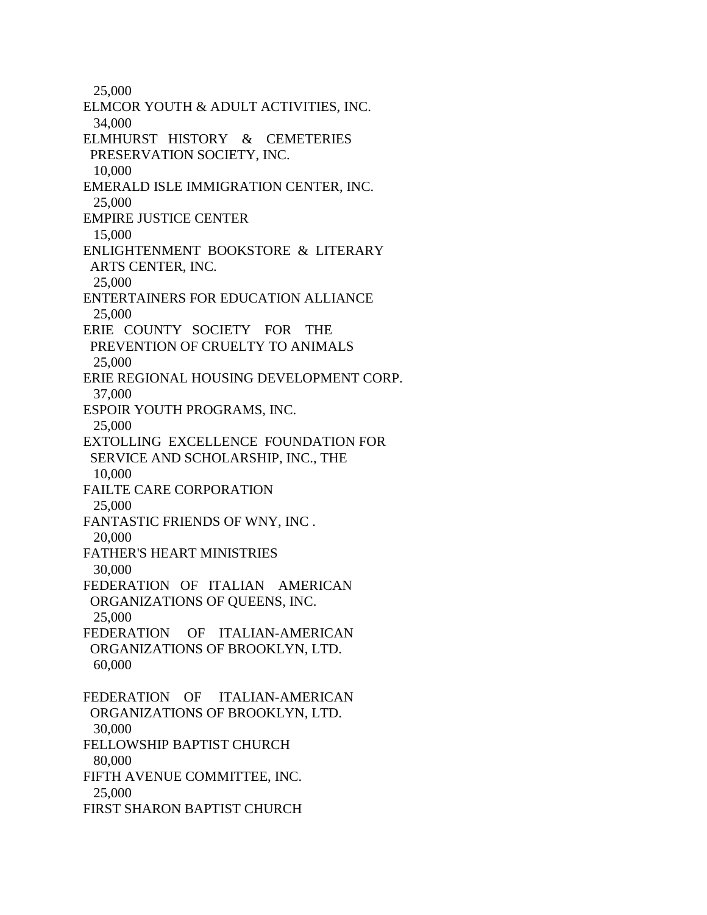25,000
ELMCOR YOUTH & ADULT ACTIVITIES, INC.
34,000
ELMHURST HISTORY & CEMETERIES PRESERVATION SOCIETY, INC.
10,000
EMERALD ISLE IMMIGRATION CENTER, INC.
25,000
EMPIRE JUSTICE CENTER
15,000
ENLIGHTENMENT BOOKSTORE & LITERARY ARTS CENTER, INC.
25,000
ENTERTAINERS FOR EDUCATION ALLIANCE
25,000
ERIE COUNTY SOCIETY FOR THE PREVENTION OF CRUELTY TO ANIMALS
25,000
ERIE REGIONAL HOUSING DEVELOPMENT CORP.
37,000
ESPOIR YOUTH PROGRAMS, INC.
25,000
EXTOLLING EXCELLENCE FOUNDATION FOR SERVICE AND SCHOLARSHIP, INC., THE
10,000
FAILTE CARE CORPORATION
25,000
FANTASTIC FRIENDS OF WNY, INC .
20,000
FATHER'S HEART MINISTRIES
30,000
FEDERATION OF ITALIAN AMERICAN ORGANIZATIONS OF QUEENS, INC.
25,000
FEDERATION OF ITALIAN-AMERICAN ORGANIZATIONS OF BROOKLYN, LTD.
60,000

FEDERATION OF ITALIAN-AMERICAN ORGANIZATIONS OF BROOKLYN, LTD.
30,000
FELLOWSHIP BAPTIST CHURCH
80,000
FIFTH AVENUE COMMITTEE, INC.
25,000
FIRST SHARON BAPTIST CHURCH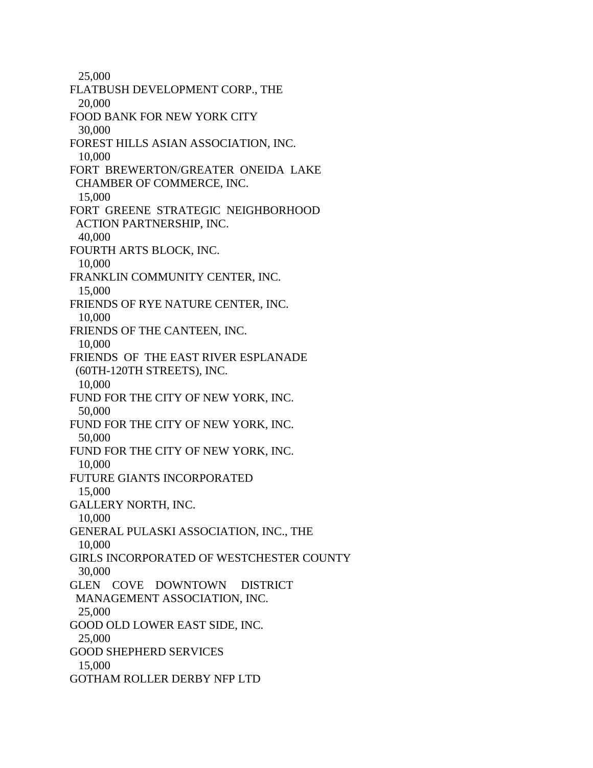25,000

FLATBUSH DEVELOPMENT CORP., THE
20,000

FOOD BANK FOR NEW YORK CITY
30,000

FOREST HILLS ASIAN ASSOCIATION, INC.
10,000

FORT BREWERTON/GREATER ONEIDA LAKE CHAMBER OF COMMERCE, INC.
15,000

FORT GREENE STRATEGIC NEIGHBORHOOD ACTION PARTNERSHIP, INC.
40,000

FOURTH ARTS BLOCK, INC.
10,000

FRANKLIN COMMUNITY CENTER, INC.
15,000

FRIENDS OF RYE NATURE CENTER, INC.
10,000

FRIENDS OF THE CANTEEN, INC.
10,000

FRIENDS OF THE EAST RIVER ESPLANADE (60TH-120TH STREETS), INC.
10,000

FUND FOR THE CITY OF NEW YORK, INC.
50,000

FUND FOR THE CITY OF NEW YORK, INC.
50,000

FUND FOR THE CITY OF NEW YORK, INC.
10,000

FUTURE GIANTS INCORPORATED
15,000

GALLERY NORTH, INC.
10,000

GENERAL PULASKI ASSOCIATION, INC., THE
10,000

GIRLS INCORPORATED OF WESTCHESTER COUNTY
30,000

GLEN COVE DOWNTOWN DISTRICT MANAGEMENT ASSOCIATION, INC.
25,000

GOOD OLD LOWER EAST SIDE, INC.
25,000

GOOD SHEPHERD SERVICES
15,000

GOTHAM ROLLER DERBY NFP LTD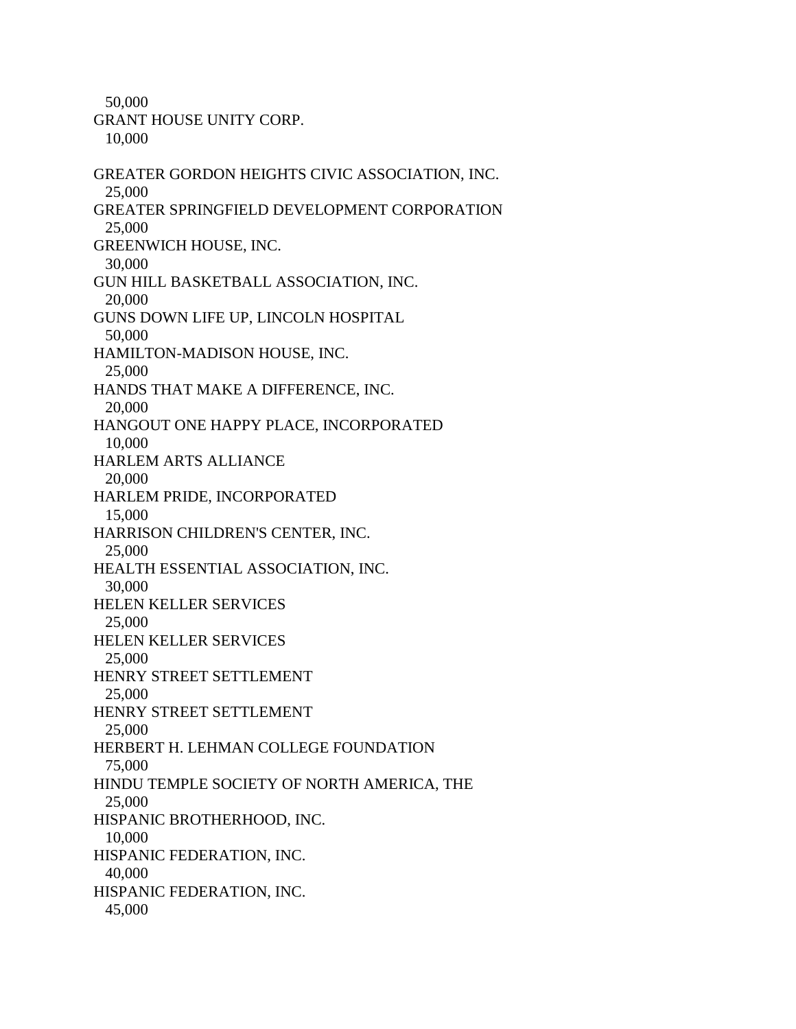50,000
GRANT HOUSE UNITY CORP.
10,000

GREATER GORDON HEIGHTS CIVIC ASSOCIATION, INC.
25,000
GREATER SPRINGFIELD DEVELOPMENT CORPORATION
25,000
GREENWICH HOUSE, INC.
30,000
GUN HILL BASKETBALL ASSOCIATION, INC.
20,000
GUNS DOWN LIFE UP, LINCOLN HOSPITAL
50,000
HAMILTON-MADISON HOUSE, INC.
25,000
HANDS THAT MAKE A DIFFERENCE, INC.
20,000
HANGOUT ONE HAPPY PLACE, INCORPORATED
10,000
HARLEM ARTS ALLIANCE
20,000
HARLEM PRIDE, INCORPORATED
15,000
HARRISON CHILDREN'S CENTER, INC.
25,000
HEALTH ESSENTIAL ASSOCIATION, INC.
30,000
HELEN KELLER SERVICES
25,000
HELEN KELLER SERVICES
25,000
HENRY STREET SETTLEMENT
25,000
HENRY STREET SETTLEMENT
25,000
HERBERT H. LEHMAN COLLEGE FOUNDATION
75,000
HINDU TEMPLE SOCIETY OF NORTH AMERICA, THE
25,000
HISPANIC BROTHERHOOD, INC.
10,000
HISPANIC FEDERATION, INC.
40,000
HISPANIC FEDERATION, INC.
45,000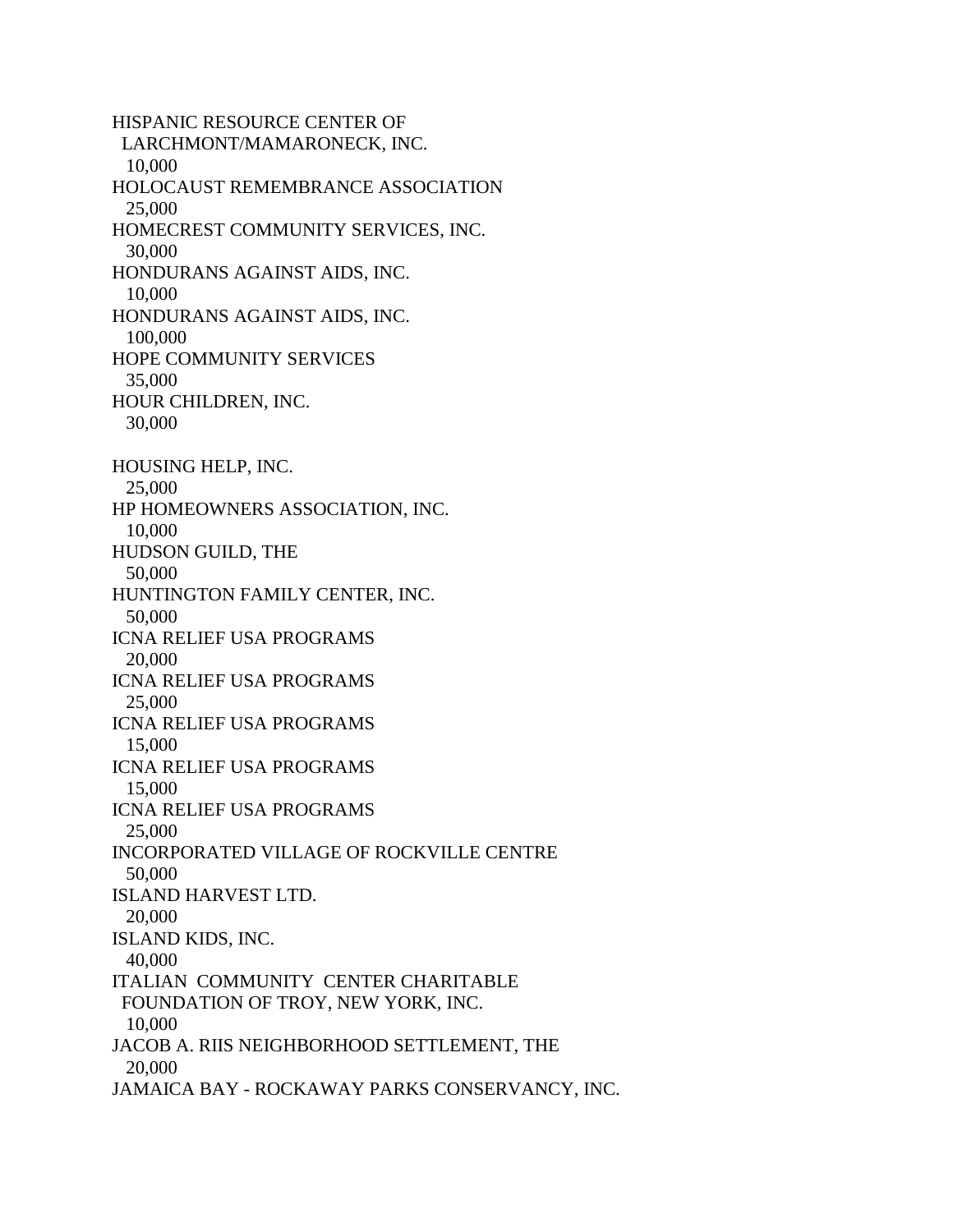HISPANIC RESOURCE CENTER OF
LARCHMONT/MAMARONECK, INC.
10,000
HOLOCAUST REMEMBRANCE ASSOCIATION
25,000
HOMECREST COMMUNITY SERVICES, INC.
30,000
HONDURANS AGAINST AIDS, INC.
10,000
HONDURANS AGAINST AIDS, INC.
100,000
HOPE COMMUNITY SERVICES
35,000
HOUR CHILDREN, INC.
30,000

HOUSING HELP, INC.
25,000
HP HOMEOWNERS ASSOCIATION, INC.
10,000
HUDSON GUILD, THE
50,000
HUNTINGTON FAMILY CENTER, INC.
50,000
ICNA RELIEF USA PROGRAMS
20,000
ICNA RELIEF USA PROGRAMS
25,000
ICNA RELIEF USA PROGRAMS
15,000
ICNA RELIEF USA PROGRAMS
15,000
ICNA RELIEF USA PROGRAMS
25,000
INCORPORATED VILLAGE OF ROCKVILLE CENTRE
50,000
ISLAND HARVEST LTD.
20,000
ISLAND KIDS, INC.
40,000
ITALIAN COMMUNITY CENTER CHARITABLE
FOUNDATION OF TROY, NEW YORK, INC.
10,000
JACOB A. RIIS NEIGHBORHOOD SETTLEMENT, THE
20,000
JAMAICA BAY - ROCKAWAY PARKS CONSERVANCY, INC.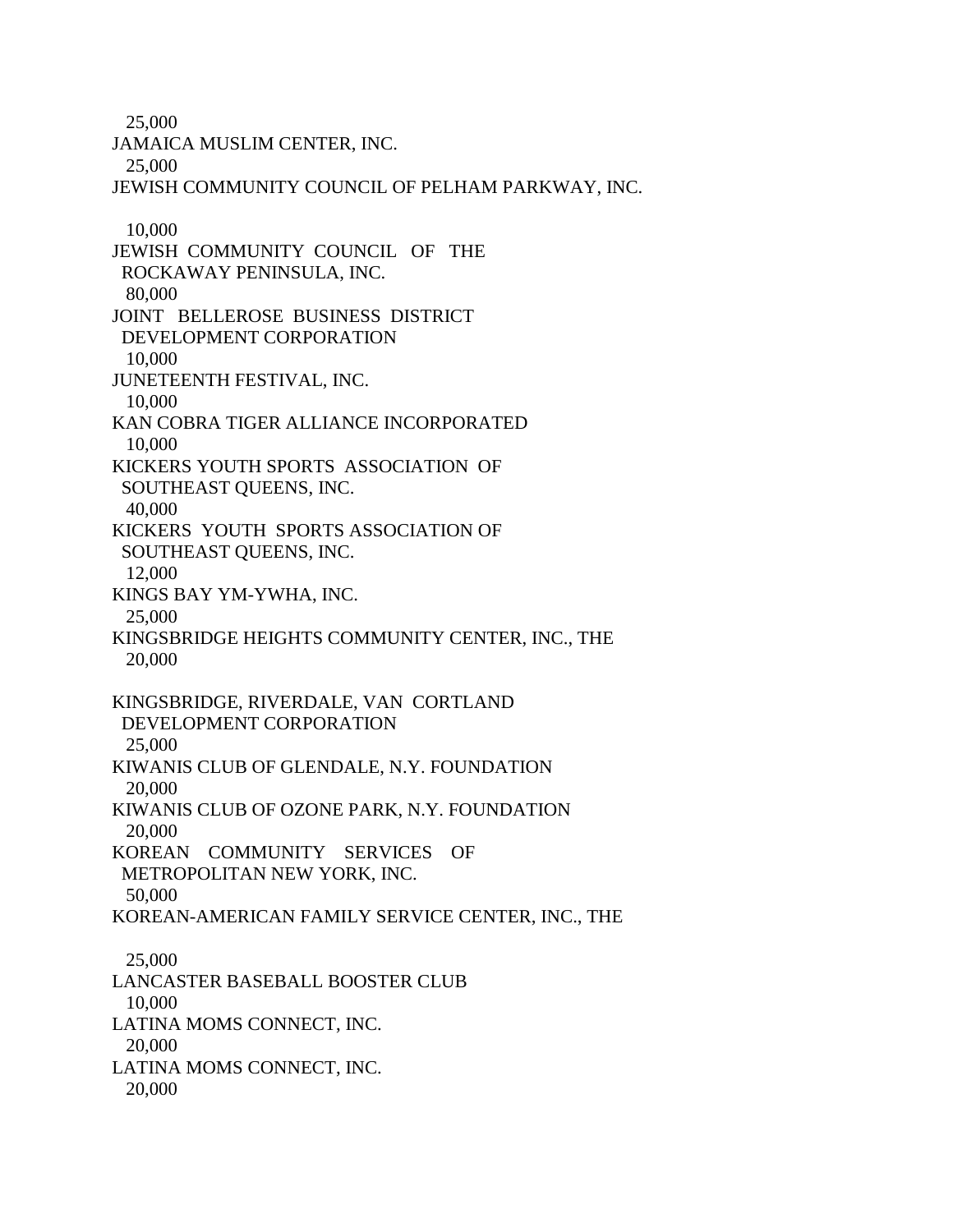25,000

JAMAICA MUSLIM CENTER, INC.

25,000

JEWISH COMMUNITY COUNCIL OF PELHAM PARKWAY, INC.

10,000

JEWISH COMMUNITY COUNCIL OF THE ROCKAWAY PENINSULA, INC.

80,000

JOINT BELLEROSE BUSINESS DISTRICT DEVELOPMENT CORPORATION

10,000

JUNETEENTH FESTIVAL, INC.

10,000

KAN COBRA TIGER ALLIANCE INCORPORATED

10,000

KICKERS YOUTH SPORTS ASSOCIATION OF SOUTHEAST QUEENS, INC.

40,000

KICKERS YOUTH SPORTS ASSOCIATION OF SOUTHEAST QUEENS, INC.

12,000

KINGS BAY YM-YWHA, INC.

25,000

KINGSBRIDGE HEIGHTS COMMUNITY CENTER, INC., THE

20,000

KINGSBRIDGE, RIVERDALE, VAN CORTLAND DEVELOPMENT CORPORATION

25,000

KIWANIS CLUB OF GLENDALE, N.Y. FOUNDATION

20,000

KIWANIS CLUB OF OZONE PARK, N.Y. FOUNDATION

20,000

KOREAN COMMUNITY SERVICES OF METROPOLITAN NEW YORK, INC.

50,000

KOREAN-AMERICAN FAMILY SERVICE CENTER, INC., THE

25,000

LANCASTER BASEBALL BOOSTER CLUB

10,000

LATINA MOMS CONNECT, INC.

20,000

LATINA MOMS CONNECT, INC.

20,000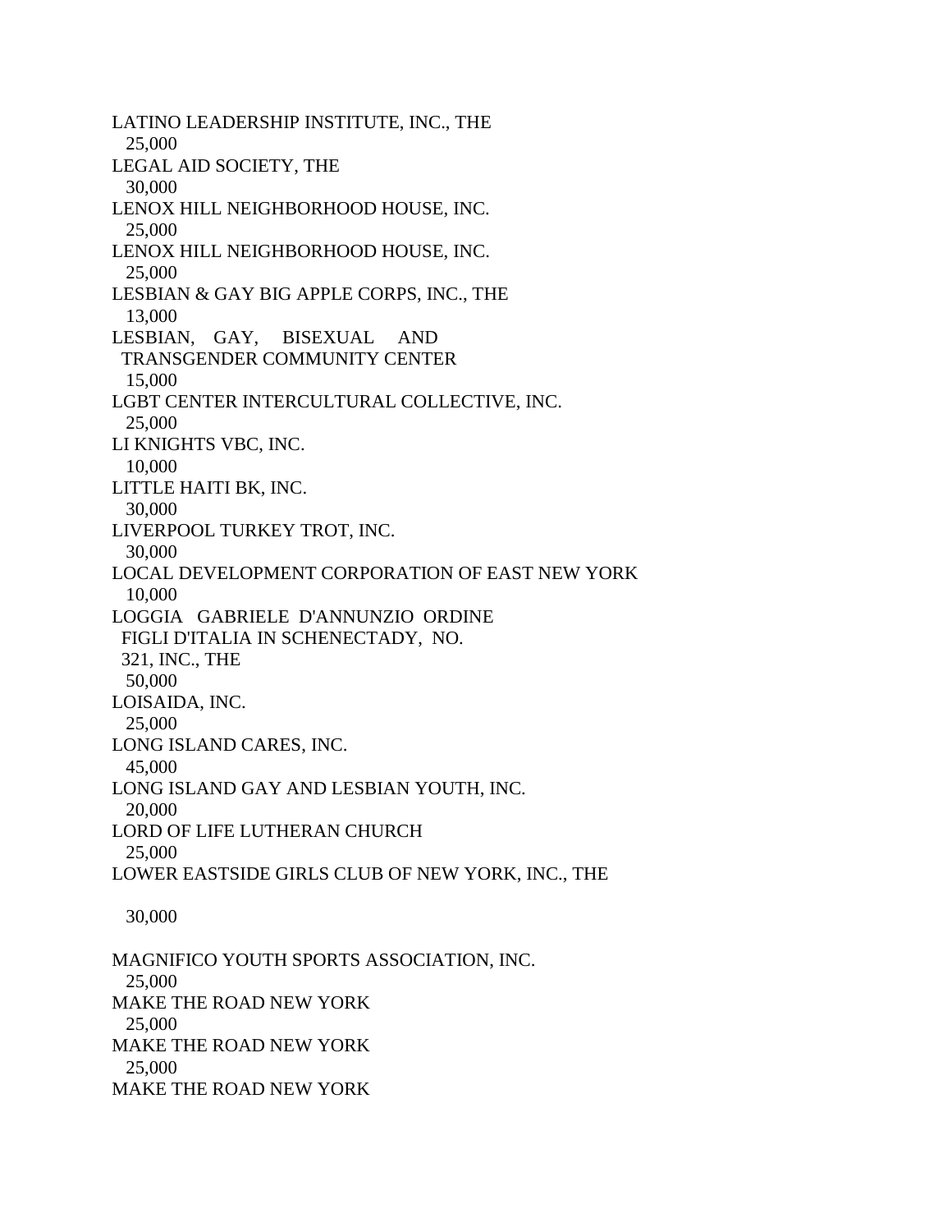LATINO LEADERSHIP INSTITUTE, INC., THE
  25,000
LEGAL AID SOCIETY, THE
  30,000
LENOX HILL NEIGHBORHOOD HOUSE, INC.
  25,000
LENOX HILL NEIGHBORHOOD HOUSE, INC.
  25,000
LESBIAN & GAY BIG APPLE CORPS, INC., THE
  13,000
LESBIAN, GAY, BISEXUAL AND
 TRANSGENDER COMMUNITY CENTER
  15,000
LGBT CENTER INTERCULTURAL COLLECTIVE, INC.
  25,000
LI KNIGHTS VBC, INC.
  10,000
LITTLE HAITI BK, INC.
  30,000
LIVERPOOL TURKEY TROT, INC.
  30,000
LOCAL DEVELOPMENT CORPORATION OF EAST NEW YORK
  10,000
LOGGIA GABRIELE D'ANNUNZIO ORDINE
 FIGLI D'ITALIA IN SCHENECTADY, NO.
 321, INC., THE
  50,000
LOISAIDA, INC.
  25,000
LONG ISLAND CARES, INC.
  45,000
LONG ISLAND GAY AND LESBIAN YOUTH, INC.
  20,000
LORD OF LIFE LUTHERAN CHURCH
  25,000
LOWER EASTSIDE GIRLS CLUB OF NEW YORK, INC., THE

  30,000

MAGNIFICO YOUTH SPORTS ASSOCIATION, INC.
  25,000
MAKE THE ROAD NEW YORK
  25,000
MAKE THE ROAD NEW YORK
  25,000
MAKE THE ROAD NEW YORK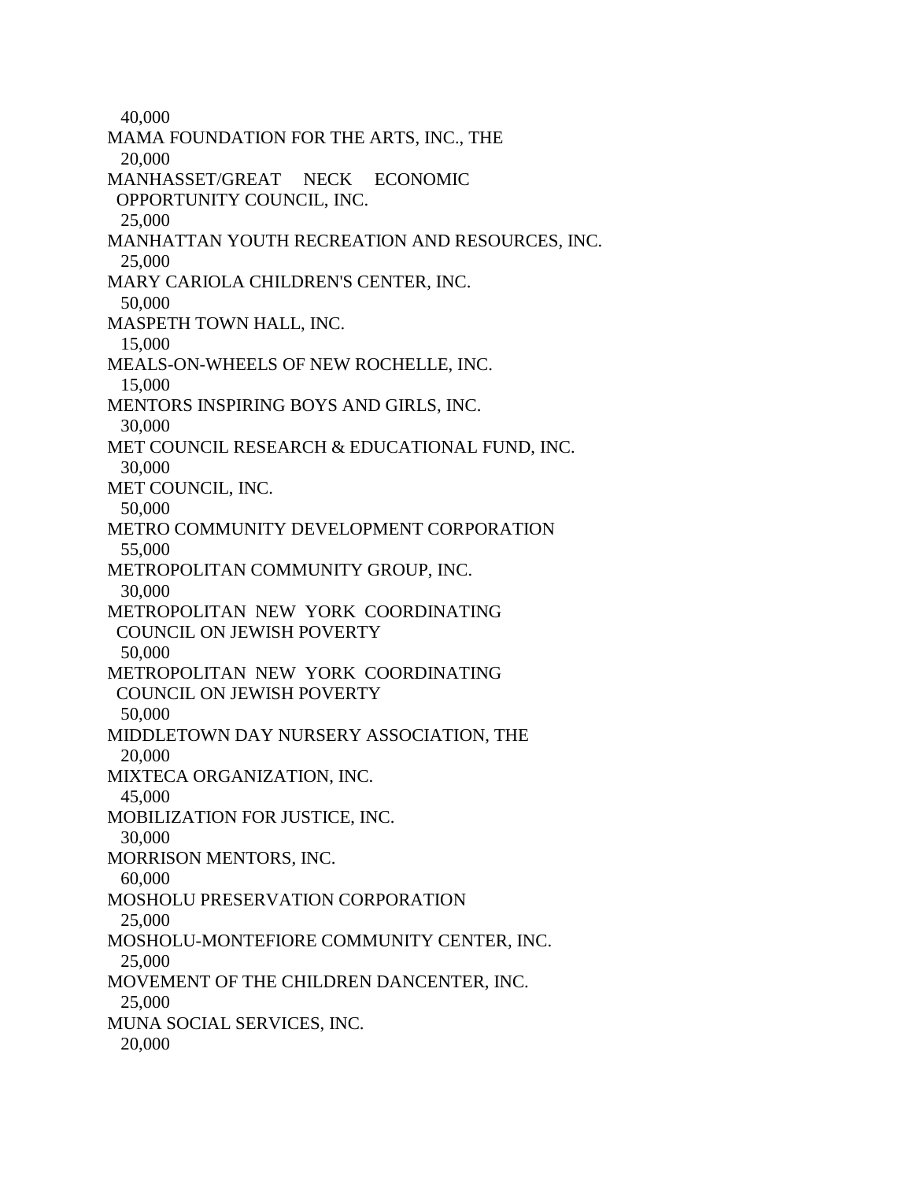40,000
MAMA FOUNDATION FOR THE ARTS, INC., THE
20,000
MANHASSET/GREAT NECK ECONOMIC OPPORTUNITY COUNCIL, INC.
25,000
MANHATTAN YOUTH RECREATION AND RESOURCES, INC.
25,000
MARY CARIOLA CHILDREN'S CENTER, INC.
50,000
MASPETH TOWN HALL, INC.
15,000
MEALS-ON-WHEELS OF NEW ROCHELLE, INC.
15,000
MENTORS INSPIRING BOYS AND GIRLS, INC.
30,000
MET COUNCIL RESEARCH & EDUCATIONAL FUND, INC.
30,000
MET COUNCIL, INC.
50,000
METRO COMMUNITY DEVELOPMENT CORPORATION
55,000
METROPOLITAN COMMUNITY GROUP, INC.
30,000
METROPOLITAN NEW YORK COORDINATING COUNCIL ON JEWISH POVERTY
50,000
METROPOLITAN NEW YORK COORDINATING COUNCIL ON JEWISH POVERTY
50,000
MIDDLETOWN DAY NURSERY ASSOCIATION, THE
20,000
MIXTECA ORGANIZATION, INC.
45,000
MOBILIZATION FOR JUSTICE, INC.
30,000
MORRISON MENTORS, INC.
60,000
MOSHOLU PRESERVATION CORPORATION
25,000
MOSHOLU-MONTEFIORE COMMUNITY CENTER, INC.
25,000
MOVEMENT OF THE CHILDREN DANCENTER, INC.
25,000
MUNA SOCIAL SERVICES, INC.
20,000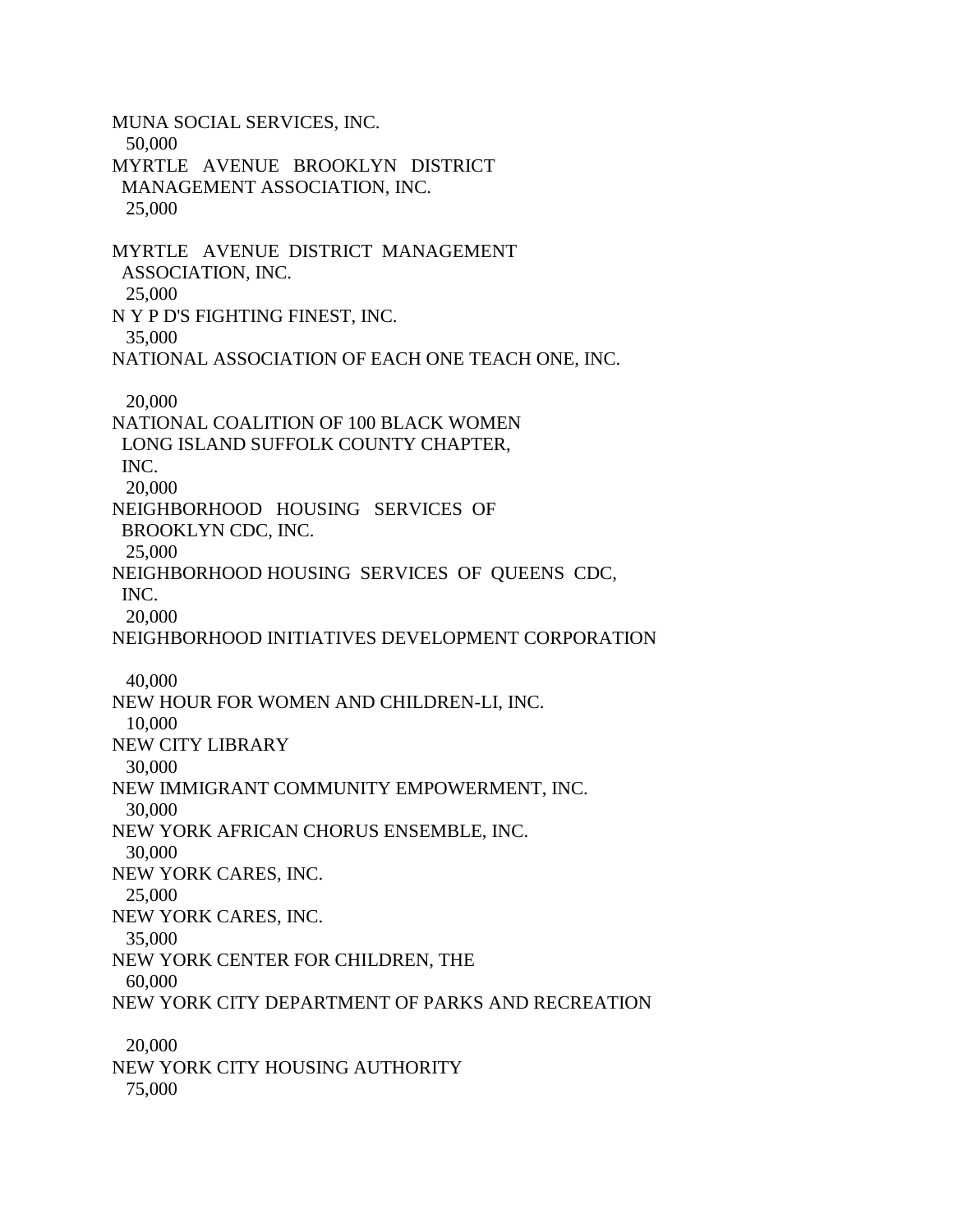MUNA SOCIAL SERVICES, INC.
50,000

MYRTLE AVENUE BROOKLYN DISTRICT MANAGEMENT ASSOCIATION, INC.
25,000

MYRTLE AVENUE DISTRICT MANAGEMENT ASSOCIATION, INC.
25,000

N Y P D'S FIGHTING FINEST, INC.
35,000

NATIONAL ASSOCIATION OF EACH ONE TEACH ONE, INC.
20,000

NATIONAL COALITION OF 100 BLACK WOMEN LONG ISLAND SUFFOLK COUNTY CHAPTER, INC.
20,000

NEIGHBORHOOD HOUSING SERVICES OF BROOKLYN CDC, INC.
25,000

NEIGHBORHOOD HOUSING SERVICES OF QUEENS CDC, INC.
20,000

NEIGHBORHOOD INITIATIVES DEVELOPMENT CORPORATION
40,000

NEW HOUR FOR WOMEN AND CHILDREN-LI, INC.
10,000

NEW CITY LIBRARY
30,000

NEW IMMIGRANT COMMUNITY EMPOWERMENT, INC.
30,000

NEW YORK AFRICAN CHORUS ENSEMBLE, INC.
30,000

NEW YORK CARES, INC.
25,000

NEW YORK CARES, INC.
35,000

NEW YORK CENTER FOR CHILDREN, THE
60,000

NEW YORK CITY DEPARTMENT OF PARKS AND RECREATION
20,000

NEW YORK CITY HOUSING AUTHORITY
75,000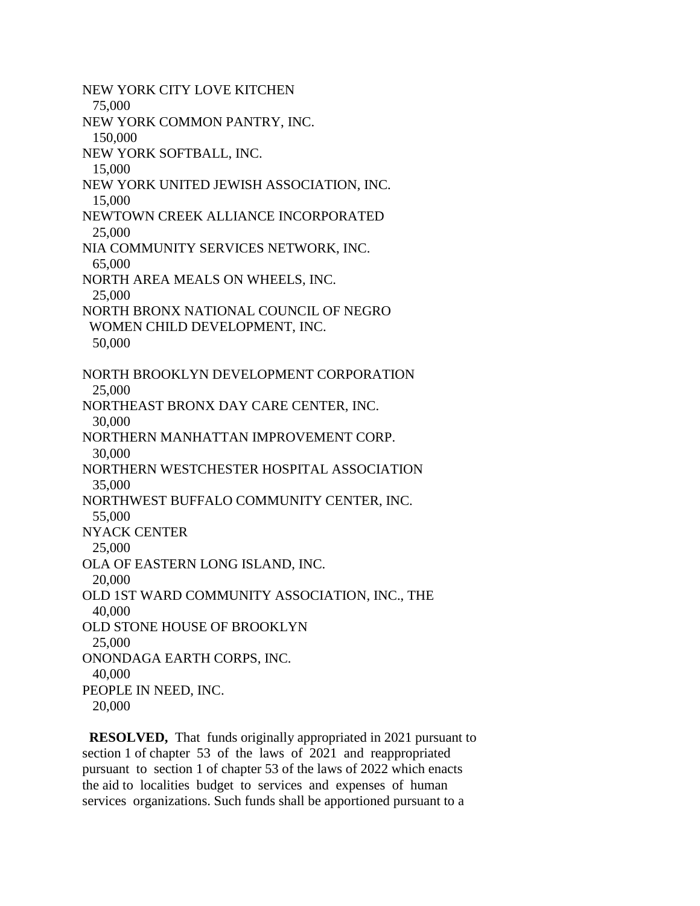NEW YORK CITY LOVE KITCHEN
75,000
NEW YORK COMMON PANTRY, INC.
150,000
NEW YORK SOFTBALL, INC.
15,000
NEW YORK UNITED JEWISH ASSOCIATION, INC.
15,000
NEWTOWN CREEK ALLIANCE INCORPORATED
25,000
NIA COMMUNITY SERVICES NETWORK, INC.
65,000
NORTH AREA MEALS ON WHEELS, INC.
25,000
NORTH BRONX NATIONAL COUNCIL OF NEGRO
WOMEN CHILD DEVELOPMENT, INC.
50,000

NORTH BROOKLYN DEVELOPMENT CORPORATION
25,000
NORTHEAST BRONX DAY CARE CENTER, INC.
30,000
NORTHERN MANHATTAN IMPROVEMENT CORP.
30,000
NORTHERN WESTCHESTER HOSPITAL ASSOCIATION
35,000
NORTHWEST BUFFALO COMMUNITY CENTER, INC.
55,000
NYACK CENTER
25,000
OLA OF EASTERN LONG ISLAND, INC.
20,000
OLD 1ST WARD COMMUNITY ASSOCIATION, INC., THE
40,000
OLD STONE HOUSE OF BROOKLYN
25,000
ONONDAGA EARTH CORPS, INC.
40,000
PEOPLE IN NEED, INC.
20,000

**RESOLVED,** That funds originally appropriated in 2021 pursuant to section 1 of chapter 53 of the laws of 2021 and reappropriated pursuant to section 1 of chapter 53 of the laws of 2022 which enacts the aid to localities budget to services and expenses of human services organizations. Such funds shall be apportioned pursuant to a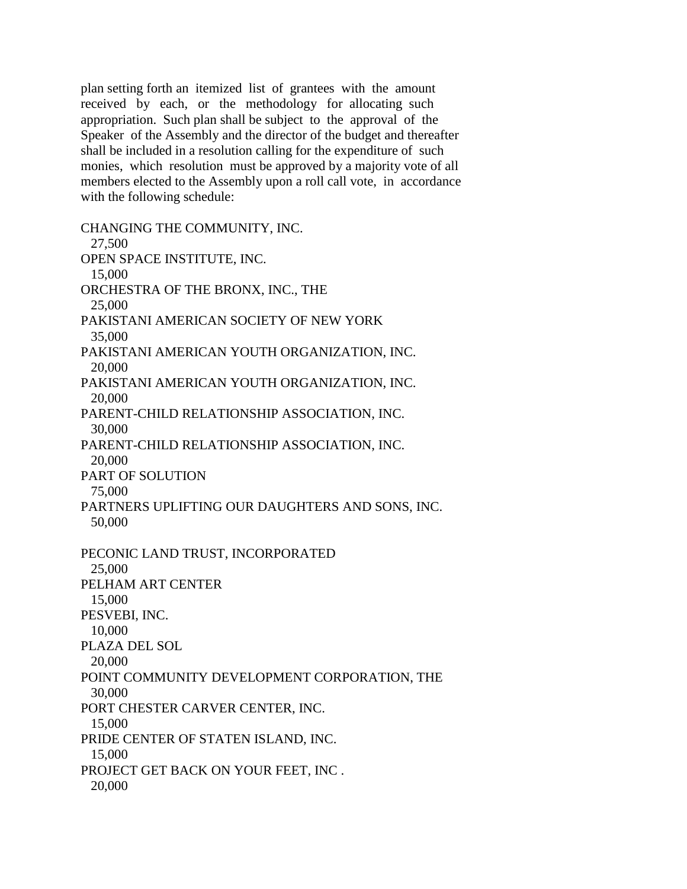plan setting forth an itemized list of grantees with the amount received by each, or the methodology for allocating such appropriation. Such plan shall be subject to the approval of the Speaker of the Assembly and the director of the budget and thereafter shall be included in a resolution calling for the expenditure of such monies, which resolution must be approved by a majority vote of all members elected to the Assembly upon a roll call vote, in accordance with the following schedule:

CHANGING THE COMMUNITY, INC.
27,500
OPEN SPACE INSTITUTE, INC.
15,000
ORCHESTRA OF THE BRONX, INC., THE
25,000
PAKISTANI AMERICAN SOCIETY OF NEW YORK
35,000
PAKISTANI AMERICAN YOUTH ORGANIZATION, INC.
20,000
PAKISTANI AMERICAN YOUTH ORGANIZATION, INC.
20,000
PARENT-CHILD RELATIONSHIP ASSOCIATION, INC.
30,000
PARENT-CHILD RELATIONSHIP ASSOCIATION, INC.
20,000
PART OF SOLUTION
75,000
PARTNERS UPLIFTING OUR DAUGHTERS AND SONS, INC.
50,000

PECONIC LAND TRUST, INCORPORATED
25,000
PELHAM ART CENTER
15,000
PESVEBI, INC.
10,000
PLAZA DEL SOL
20,000
POINT COMMUNITY DEVELOPMENT CORPORATION, THE
30,000
PORT CHESTER CARVER CENTER, INC.
15,000
PRIDE CENTER OF STATEN ISLAND, INC.
15,000
PROJECT GET BACK ON YOUR FEET, INC .
20,000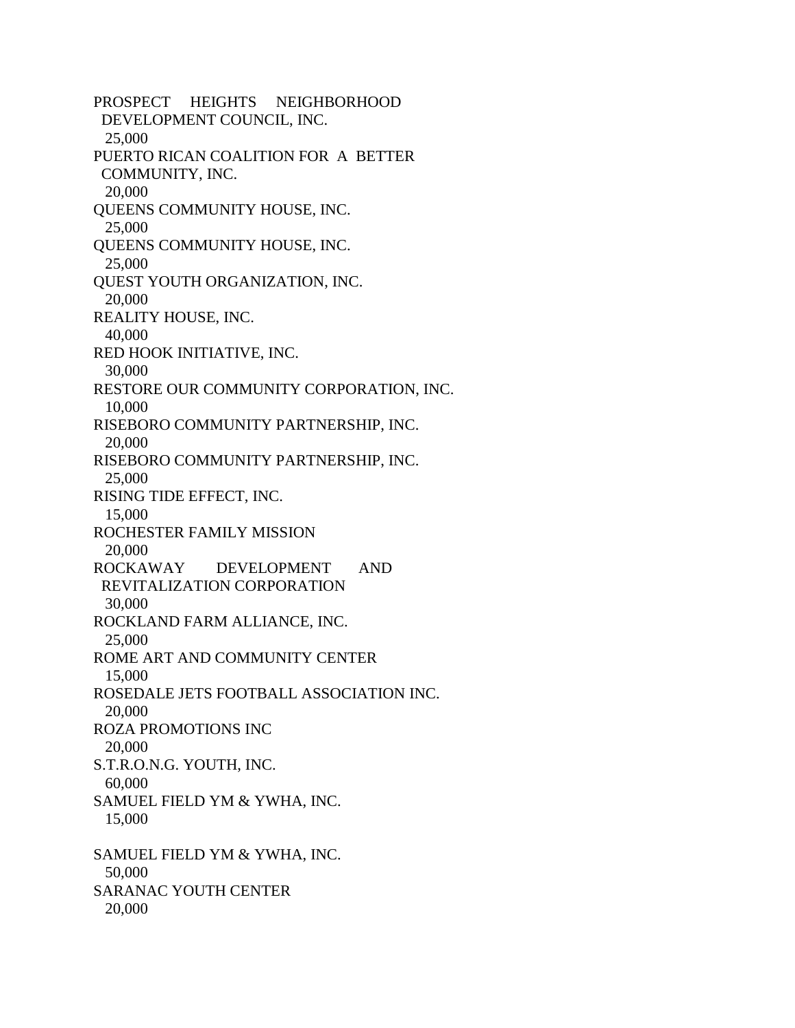PROSPECT HEIGHTS NEIGHBORHOOD DEVELOPMENT COUNCIL, INC.
25,000

PUERTO RICAN COALITION FOR A BETTER COMMUNITY, INC.
20,000

QUEENS COMMUNITY HOUSE, INC.
25,000

QUEENS COMMUNITY HOUSE, INC.
25,000

QUEST YOUTH ORGANIZATION, INC.
20,000

REALITY HOUSE, INC.
40,000

RED HOOK INITIATIVE, INC.
30,000

RESTORE OUR COMMUNITY CORPORATION, INC.
10,000

RISEBORO COMMUNITY PARTNERSHIP, INC.
20,000

RISEBORO COMMUNITY PARTNERSHIP, INC.
25,000

RISING TIDE EFFECT, INC.
15,000

ROCHESTER FAMILY MISSION
20,000

ROCKAWAY DEVELOPMENT AND REVITALIZATION CORPORATION
30,000

ROCKLAND FARM ALLIANCE, INC.
25,000

ROME ART AND COMMUNITY CENTER
15,000

ROSEDALE JETS FOOTBALL ASSOCIATION INC.
20,000

ROZA PROMOTIONS INC
20,000

S.T.R.O.N.G. YOUTH, INC.
60,000

SAMUEL FIELD YM & YWHA, INC.
15,000

SAMUEL FIELD YM & YWHA, INC.
50,000

SARANAC YOUTH CENTER
20,000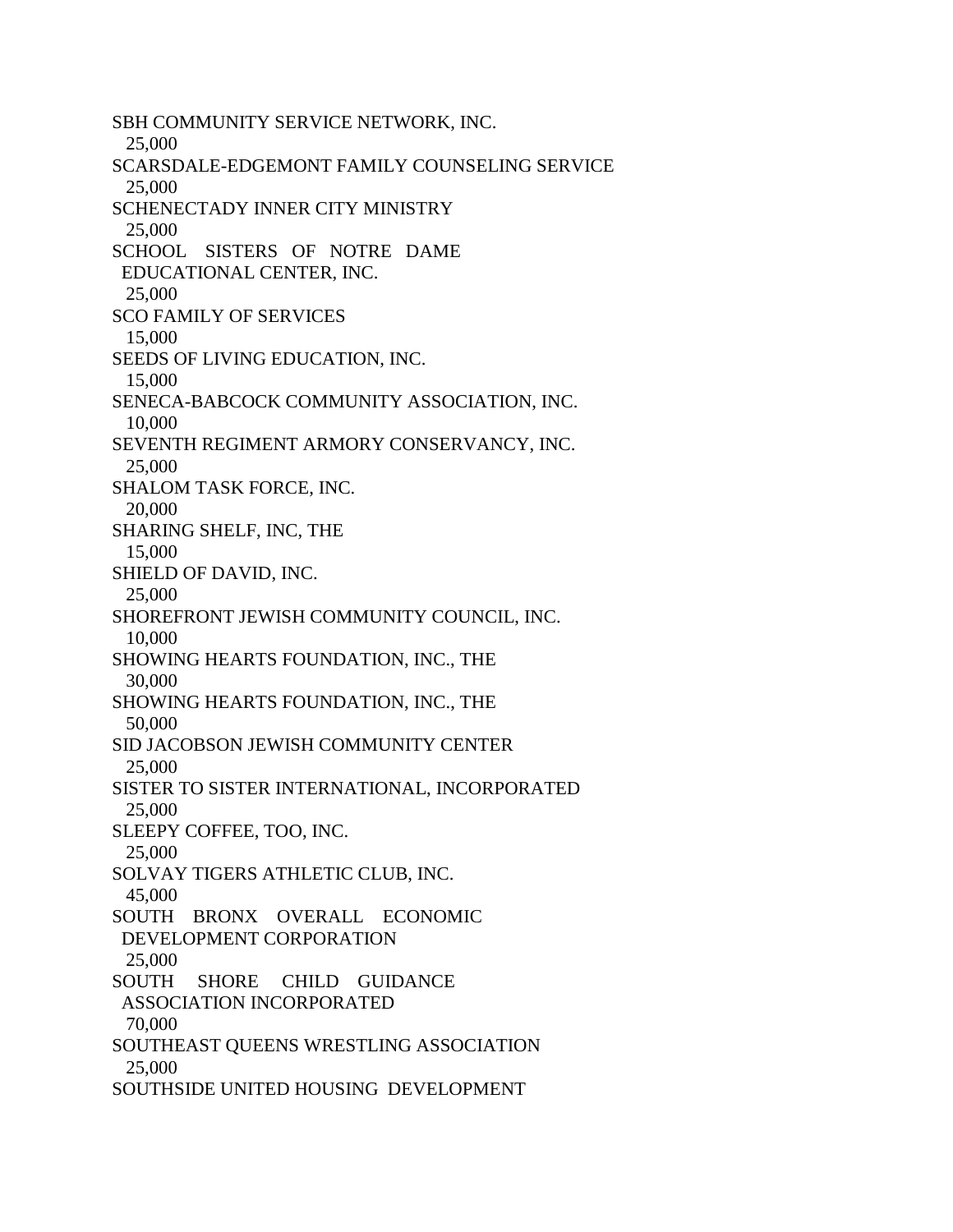SBH COMMUNITY SERVICE NETWORK, INC.
  25,000
SCARSDALE-EDGEMONT FAMILY COUNSELING SERVICE
  25,000
SCHENECTADY INNER CITY MINISTRY
  25,000
SCHOOL SISTERS OF NOTRE DAME
  EDUCATIONAL CENTER, INC.
  25,000
SCO FAMILY OF SERVICES
  15,000
SEEDS OF LIVING EDUCATION, INC.
  15,000
SENECA-BABCOCK COMMUNITY ASSOCIATION, INC.
  10,000
SEVENTH REGIMENT ARMORY CONSERVANCY, INC.
  25,000
SHALOM TASK FORCE, INC.
  20,000
SHARING SHELF, INC, THE
  15,000
SHIELD OF DAVID, INC.
  25,000
SHOREFRONT JEWISH COMMUNITY COUNCIL, INC.
  10,000
SHOWING HEARTS FOUNDATION, INC., THE
  30,000
SHOWING HEARTS FOUNDATION, INC., THE
  50,000
SID JACOBSON JEWISH COMMUNITY CENTER
  25,000
SISTER TO SISTER INTERNATIONAL, INCORPORATED
  25,000
SLEEPY COFFEE, TOO, INC.
  25,000
SOLVAY TIGERS ATHLETIC CLUB, INC.
  45,000
SOUTH BRONX OVERALL ECONOMIC
  DEVELOPMENT CORPORATION
  25,000
SOUTH SHORE CHILD GUIDANCE
  ASSOCIATION INCORPORATED
  70,000
SOUTHEAST QUEENS WRESTLING ASSOCIATION
  25,000
SOUTHSIDE UNITED HOUSING DEVELOPMENT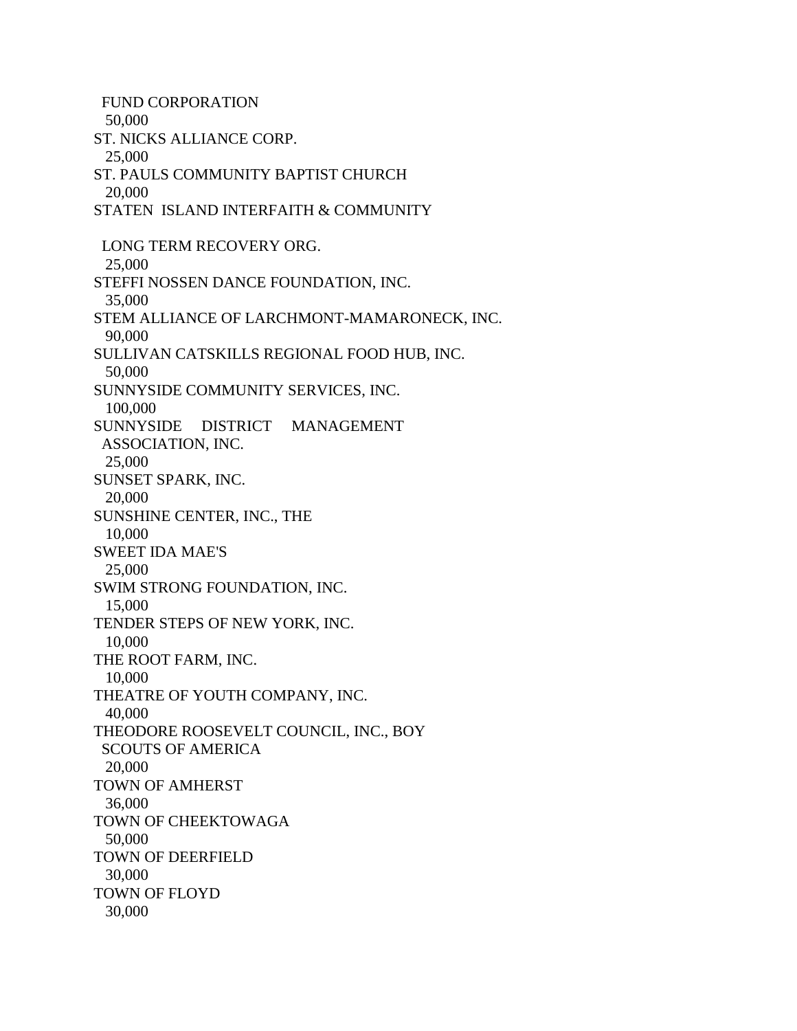FUND CORPORATION
50,000
ST. NICKS ALLIANCE CORP.
25,000
ST. PAULS COMMUNITY BAPTIST CHURCH
20,000
STATEN ISLAND INTERFAITH & COMMUNITY

LONG TERM RECOVERY ORG.
25,000
STEFFI NOSSEN DANCE FOUNDATION, INC.
35,000
STEM ALLIANCE OF LARCHMONT-MAMARONECK, INC.
90,000
SULLIVAN CATSKILLS REGIONAL FOOD HUB, INC.
50,000
SUNNYSIDE COMMUNITY SERVICES, INC.
100,000
SUNNYSIDE DISTRICT MANAGEMENT
ASSOCIATION, INC.
25,000
SUNSET SPARK, INC.
20,000
SUNSHINE CENTER, INC., THE
10,000
SWEET IDA MAE'S
25,000
SWIM STRONG FOUNDATION, INC.
15,000
TENDER STEPS OF NEW YORK, INC.
10,000
THE ROOT FARM, INC.
10,000
THEATRE OF YOUTH COMPANY, INC.
40,000
THEODORE ROOSEVELT COUNCIL, INC., BOY
SCOUTS OF AMERICA
20,000
TOWN OF AMHERST
36,000
TOWN OF CHEEKTOWAGA
50,000
TOWN OF DEERFIELD
30,000
TOWN OF FLOYD
30,000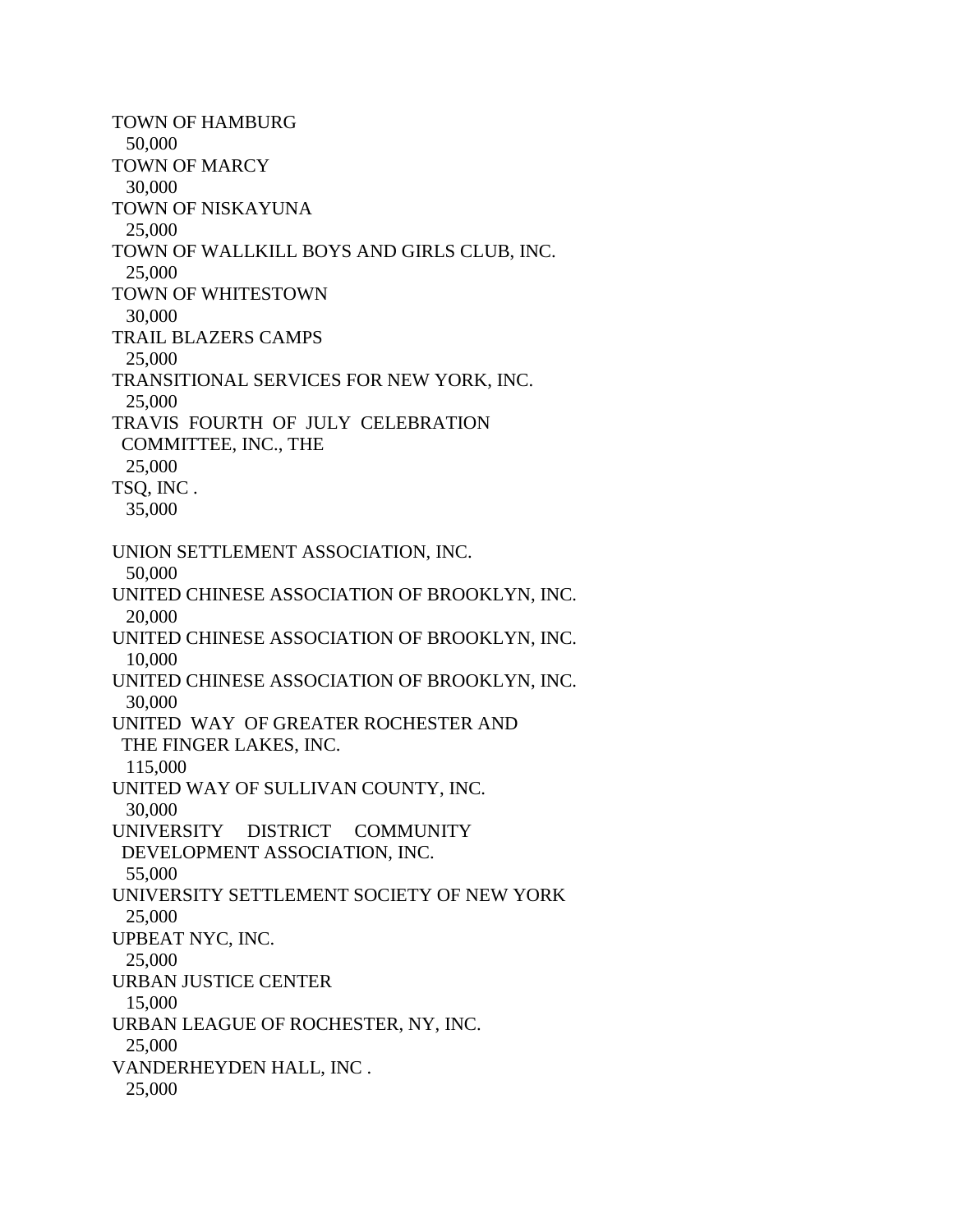TOWN OF HAMBURG
50,000
TOWN OF MARCY
30,000
TOWN OF NISKAYUNA
25,000
TOWN OF WALLKILL BOYS AND GIRLS CLUB, INC.
25,000
TOWN OF WHITESTOWN
30,000
TRAIL BLAZERS CAMPS
25,000
TRANSITIONAL SERVICES FOR NEW YORK, INC.
25,000
TRAVIS FOURTH OF JULY CELEBRATION
COMMITTEE, INC., THE
25,000
TSQ, INC .
35,000

UNION SETTLEMENT ASSOCIATION, INC.
50,000
UNITED CHINESE ASSOCIATION OF BROOKLYN, INC.
20,000
UNITED CHINESE ASSOCIATION OF BROOKLYN, INC.
10,000
UNITED CHINESE ASSOCIATION OF BROOKLYN, INC.
30,000
UNITED WAY OF GREATER ROCHESTER AND
THE FINGER LAKES, INC.
115,000
UNITED WAY OF SULLIVAN COUNTY, INC.
30,000
UNIVERSITY DISTRICT COMMUNITY
DEVELOPMENT ASSOCIATION, INC.
55,000
UNIVERSITY SETTLEMENT SOCIETY OF NEW YORK
25,000
UPBEAT NYC, INC.
25,000
URBAN JUSTICE CENTER
15,000
URBAN LEAGUE OF ROCHESTER, NY, INC.
25,000
VANDERHEYDEN HALL, INC .
25,000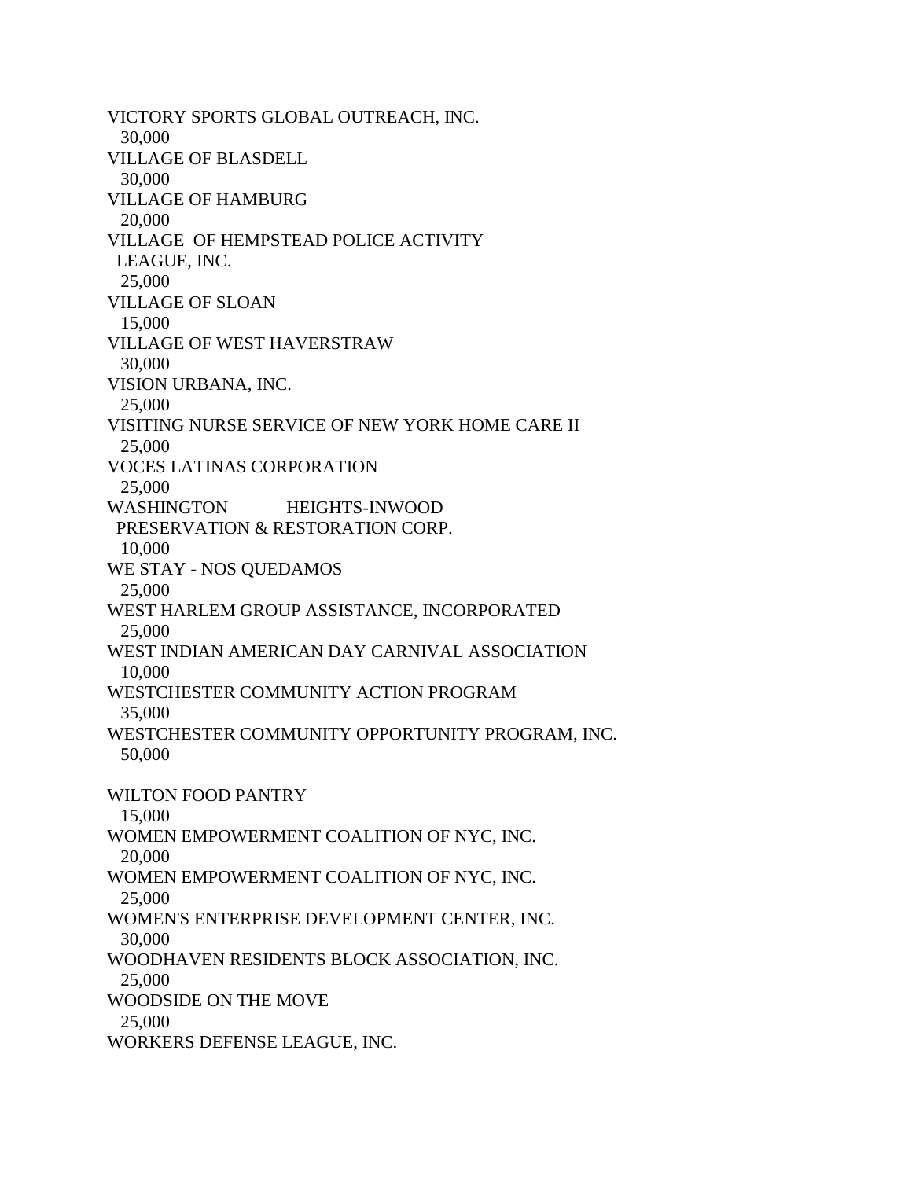VICTORY SPORTS GLOBAL OUTREACH, INC.
30,000
VILLAGE OF BLASDELL
30,000
VILLAGE OF HAMBURG
20,000
VILLAGE OF HEMPSTEAD POLICE ACTIVITY
LEAGUE, INC.
25,000
VILLAGE OF SLOAN
15,000
VILLAGE OF WEST HAVERSTRAW
30,000
VISION URBANA, INC.
25,000
VISITING NURSE SERVICE OF NEW YORK HOME CARE II
25,000
VOCES LATINAS CORPORATION
25,000
WASHINGTON HEIGHTS-INWOOD
PRESERVATION & RESTORATION CORP.
10,000
WE STAY - NOS QUEDAMOS
25,000
WEST HARLEM GROUP ASSISTANCE, INCORPORATED
25,000
WEST INDIAN AMERICAN DAY CARNIVAL ASSOCIATION
10,000
WESTCHESTER COMMUNITY ACTION PROGRAM
35,000
WESTCHESTER COMMUNITY OPPORTUNITY PROGRAM, INC.
50,000

WILTON FOOD PANTRY
15,000
WOMEN EMPOWERMENT COALITION OF NYC, INC.
20,000
WOMEN EMPOWERMENT COALITION OF NYC, INC.
25,000
WOMEN'S ENTERPRISE DEVELOPMENT CENTER, INC.
30,000
WOODHAVEN RESIDENTS BLOCK ASSOCIATION, INC.
25,000
WOODSIDE ON THE MOVE
25,000
WORKERS DEFENSE LEAGUE, INC.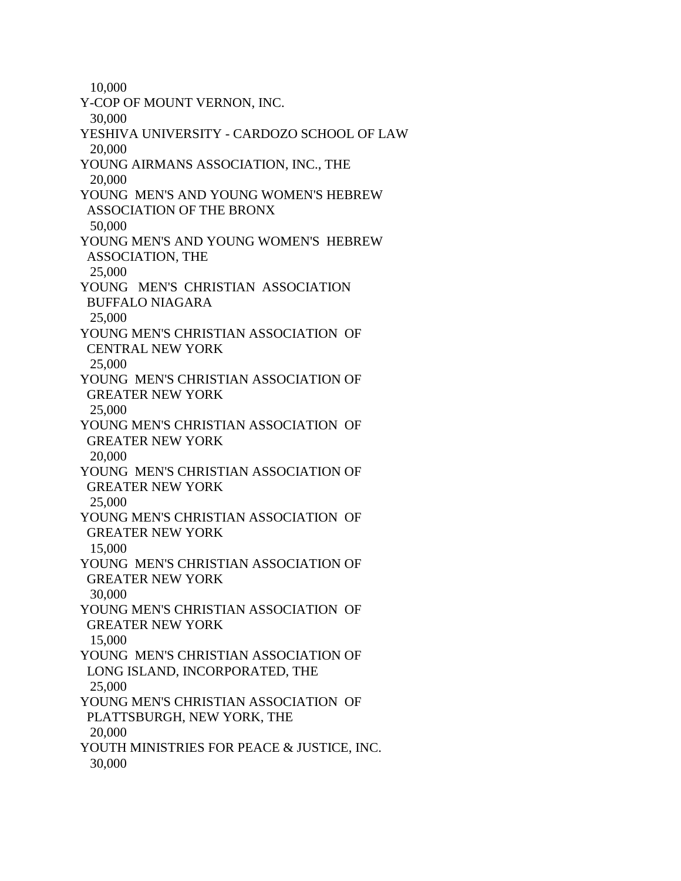10,000

Y-COP OF MOUNT VERNON, INC.

30,000

YESHIVA UNIVERSITY - CARDOZO SCHOOL OF LAW

20,000

YOUNG AIRMANS ASSOCIATION, INC., THE

20,000

YOUNG MEN'S AND YOUNG WOMEN'S HEBREW ASSOCIATION OF THE BRONX

50,000

YOUNG MEN'S AND YOUNG WOMEN'S HEBREW ASSOCIATION, THE

25,000

YOUNG MEN'S CHRISTIAN ASSOCIATION BUFFALO NIAGARA

25,000

YOUNG MEN'S CHRISTIAN ASSOCIATION OF CENTRAL NEW YORK

25,000

YOUNG MEN'S CHRISTIAN ASSOCIATION OF GREATER NEW YORK

25,000

YOUNG MEN'S CHRISTIAN ASSOCIATION OF GREATER NEW YORK

20,000

YOUNG MEN'S CHRISTIAN ASSOCIATION OF GREATER NEW YORK

25,000

YOUNG MEN'S CHRISTIAN ASSOCIATION OF GREATER NEW YORK

15,000

YOUNG MEN'S CHRISTIAN ASSOCIATION OF GREATER NEW YORK

30,000

YOUNG MEN'S CHRISTIAN ASSOCIATION OF GREATER NEW YORK

15,000

YOUNG MEN'S CHRISTIAN ASSOCIATION OF LONG ISLAND, INCORPORATED, THE

25,000

YOUNG MEN'S CHRISTIAN ASSOCIATION OF PLATTSBURGH, NEW YORK, THE

20,000

YOUTH MINISTRIES FOR PEACE & JUSTICE, INC.

30,000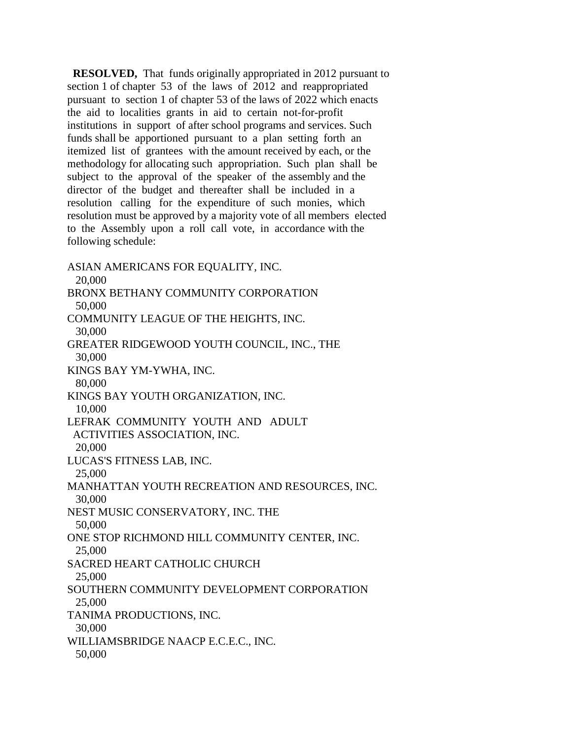**RESOLVED,** That funds originally appropriated in 2012 pursuant to section 1 of chapter 53 of the laws of 2012 and reappropriated pursuant to section 1 of chapter 53 of the laws of 2022 which enacts the aid to localities grants in aid to certain not-for-profit institutions in support of after school programs and services. Such funds shall be apportioned pursuant to a plan setting forth an itemized list of grantees with the amount received by each, or the methodology for allocating such appropriation. Such plan shall be subject to the approval of the speaker of the assembly and the director of the budget and thereafter shall be included in a resolution calling for the expenditure of such monies, which resolution must be approved by a majority vote of all members elected to the Assembly upon a roll call vote, in accordance with the following schedule:

ASIAN AMERICANS FOR EQUALITY, INC.
20,000

BRONX BETHANY COMMUNITY CORPORATION
50,000

COMMUNITY LEAGUE OF THE HEIGHTS, INC.
30,000

GREATER RIDGEWOOD YOUTH COUNCIL, INC., THE
30,000

KINGS BAY YM-YWHA, INC.
80,000

KINGS BAY YOUTH ORGANIZATION, INC.
10,000

LEFRAK COMMUNITY YOUTH AND ADULT ACTIVITIES ASSOCIATION, INC.
20,000

LUCAS'S FITNESS LAB, INC.
25,000

MANHATTAN YOUTH RECREATION AND RESOURCES, INC.
30,000

NEST MUSIC CONSERVATORY, INC. THE
50,000

ONE STOP RICHMOND HILL COMMUNITY CENTER, INC.
25,000

SACRED HEART CATHOLIC CHURCH
25,000

SOUTHERN COMMUNITY DEVELOPMENT CORPORATION
25,000

TANIMA PRODUCTIONS, INC.
30,000

WILLIAMSBRIDGE NAACP E.C.E.C., INC.
50,000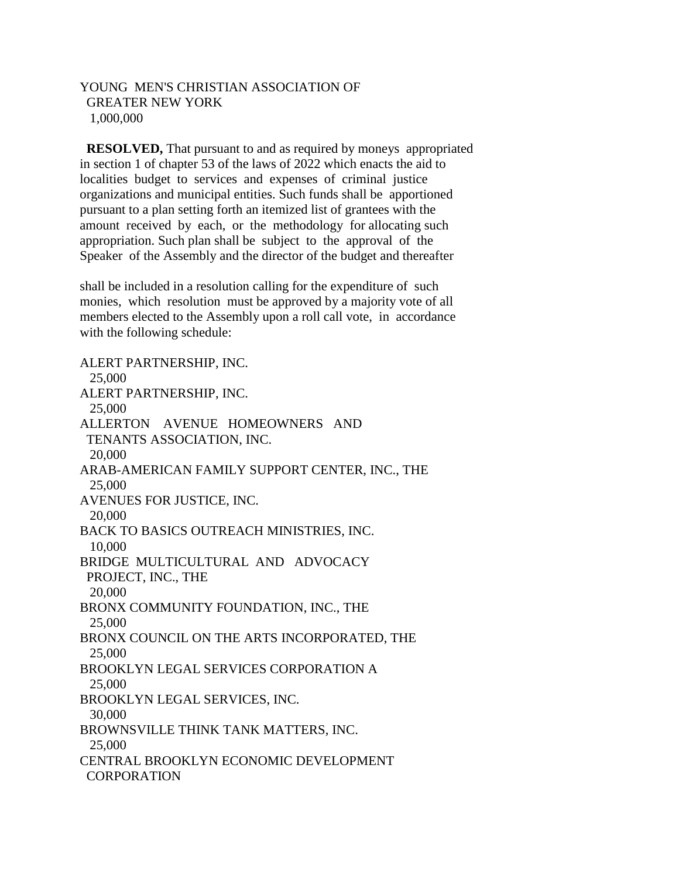YOUNG MEN'S CHRISTIAN ASSOCIATION OF
GREATER NEW YORK
1,000,000

**RESOLVED,** That pursuant to and as required by moneys appropriated in section 1 of chapter 53 of the laws of 2022 which enacts the aid to localities budget to services and expenses of criminal justice organizations and municipal entities. Such funds shall be apportioned pursuant to a plan setting forth an itemized list of grantees with the amount received by each, or the methodology for allocating such appropriation. Such plan shall be subject to the approval of the Speaker of the Assembly and the director of the budget and thereafter

shall be included in a resolution calling for the expenditure of such monies, which resolution must be approved by a majority vote of all members elected to the Assembly upon a roll call vote, in accordance with the following schedule:

ALERT PARTNERSHIP, INC.
25,000
ALERT PARTNERSHIP, INC.
25,000
ALLERTON AVENUE HOMEOWNERS AND
TENANTS ASSOCIATION, INC.
20,000
ARAB-AMERICAN FAMILY SUPPORT CENTER, INC., THE
25,000
AVENUES FOR JUSTICE, INC.
20,000
BACK TO BASICS OUTREACH MINISTRIES, INC.
10,000
BRIDGE MULTICULTURAL AND ADVOCACY
PROJECT, INC., THE
20,000
BRONX COMMUNITY FOUNDATION, INC., THE
25,000
BRONX COUNCIL ON THE ARTS INCORPORATED, THE
25,000
BROOKLYN LEGAL SERVICES CORPORATION A
25,000
BROOKLYN LEGAL SERVICES, INC.
30,000
BROWNSVILLE THINK TANK MATTERS, INC.
25,000
CENTRAL BROOKLYN ECONOMIC DEVELOPMENT
CORPORATION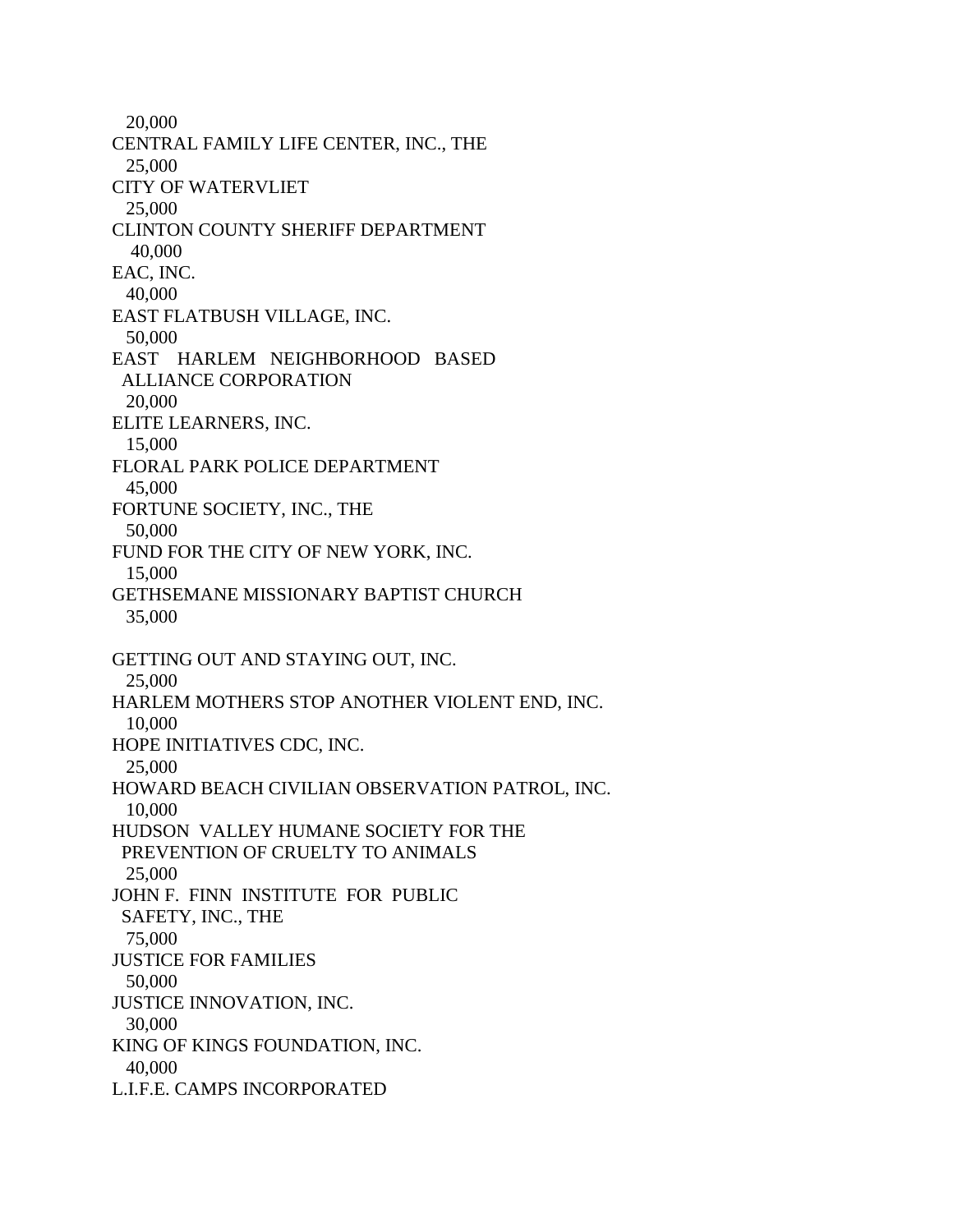20,000
CENTRAL FAMILY LIFE CENTER, INC., THE
25,000
CITY OF WATERVLIET
25,000
CLINTON COUNTY SHERIFF DEPARTMENT
40,000
EAC, INC.
40,000
EAST FLATBUSH VILLAGE, INC.
50,000
EAST HARLEM NEIGHBORHOOD BASED ALLIANCE CORPORATION
20,000
ELITE LEARNERS, INC.
15,000
FLORAL PARK POLICE DEPARTMENT
45,000
FORTUNE SOCIETY, INC., THE
50,000
FUND FOR THE CITY OF NEW YORK, INC.
15,000
GETHSEMANE MISSIONARY BAPTIST CHURCH
35,000

GETTING OUT AND STAYING OUT, INC.
25,000
HARLEM MOTHERS STOP ANOTHER VIOLENT END, INC.
10,000
HOPE INITIATIVES CDC, INC.
25,000
HOWARD BEACH CIVILIAN OBSERVATION PATROL, INC.
10,000
HUDSON VALLEY HUMANE SOCIETY FOR THE PREVENTION OF CRUELTY TO ANIMALS
25,000
JOHN F. FINN INSTITUTE FOR PUBLIC SAFETY, INC., THE
75,000
JUSTICE FOR FAMILIES
50,000
JUSTICE INNOVATION, INC.
30,000
KING OF KINGS FOUNDATION, INC.
40,000
L.I.F.E. CAMPS INCORPORATED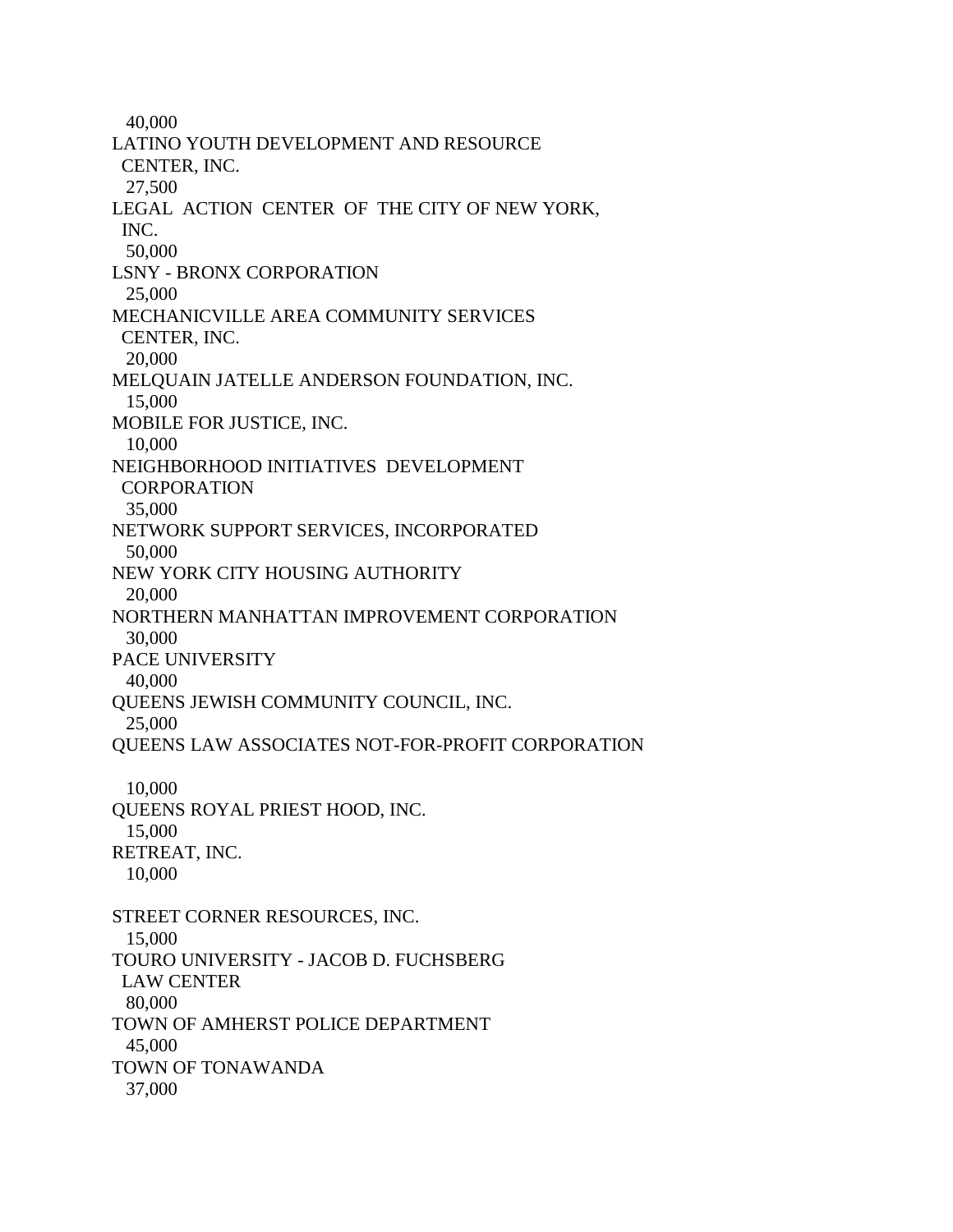40,000
LATINO YOUTH DEVELOPMENT AND RESOURCE
CENTER, INC.
27,500
LEGAL ACTION CENTER OF THE CITY OF NEW YORK,
INC.
50,000
LSNY - BRONX CORPORATION
25,000
MECHANICVILLE AREA COMMUNITY SERVICES
CENTER, INC.
20,000
MELQUAIN JATELLE ANDERSON FOUNDATION, INC.
15,000
MOBILE FOR JUSTICE, INC.
10,000
NEIGHBORHOOD INITIATIVES DEVELOPMENT
CORPORATION
35,000
NETWORK SUPPORT SERVICES, INCORPORATED
50,000
NEW YORK CITY HOUSING AUTHORITY
20,000
NORTHERN MANHATTAN IMPROVEMENT CORPORATION
30,000
PACE UNIVERSITY
40,000
QUEENS JEWISH COMMUNITY COUNCIL, INC.
25,000
QUEENS LAW ASSOCIATES NOT-FOR-PROFIT CORPORATION

10,000
QUEENS ROYAL PRIEST HOOD, INC.
15,000
RETREAT, INC.
10,000

STREET CORNER RESOURCES, INC.
15,000
TOURO UNIVERSITY - JACOB D. FUCHSBERG
LAW CENTER
80,000
TOWN OF AMHERST POLICE DEPARTMENT
45,000
TOWN OF TONAWANDA
37,000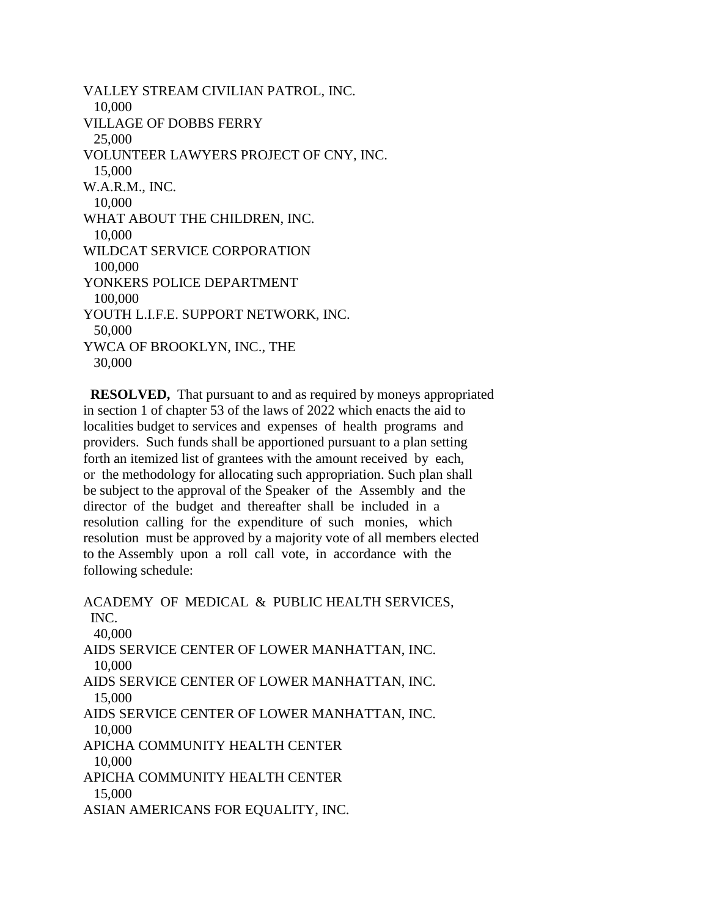VALLEY STREAM CIVILIAN PATROL, INC.
10,000
VILLAGE OF DOBBS FERRY
25,000
VOLUNTEER LAWYERS PROJECT OF CNY, INC.
15,000
W.A.R.M., INC.
10,000
WHAT ABOUT THE CHILDREN, INC.
10,000
WILDCAT SERVICE CORPORATION
100,000
YONKERS POLICE DEPARTMENT
100,000
YOUTH L.I.F.E. SUPPORT NETWORK, INC.
50,000
YWCA OF BROOKLYN, INC., THE
30,000

**RESOLVED,** That pursuant to and as required by moneys appropriated in section 1 of chapter 53 of the laws of 2022 which enacts the aid to localities budget to services and expenses of health programs and providers. Such funds shall be apportioned pursuant to a plan setting forth an itemized list of grantees with the amount received by each, or the methodology for allocating such appropriation. Such plan shall be subject to the approval of the Speaker of the Assembly and the director of the budget and thereafter shall be included in a resolution calling for the expenditure of such monies, which resolution must be approved by a majority vote of all members elected to the Assembly upon a roll call vote, in accordance with the following schedule:

ACADEMY OF MEDICAL & PUBLIC HEALTH SERVICES, INC.
40,000
AIDS SERVICE CENTER OF LOWER MANHATTAN, INC.
10,000
AIDS SERVICE CENTER OF LOWER MANHATTAN, INC.
15,000
AIDS SERVICE CENTER OF LOWER MANHATTAN, INC.
10,000
APICHA COMMUNITY HEALTH CENTER
10,000
APICHA COMMUNITY HEALTH CENTER
15,000
ASIAN AMERICANS FOR EQUALITY, INC.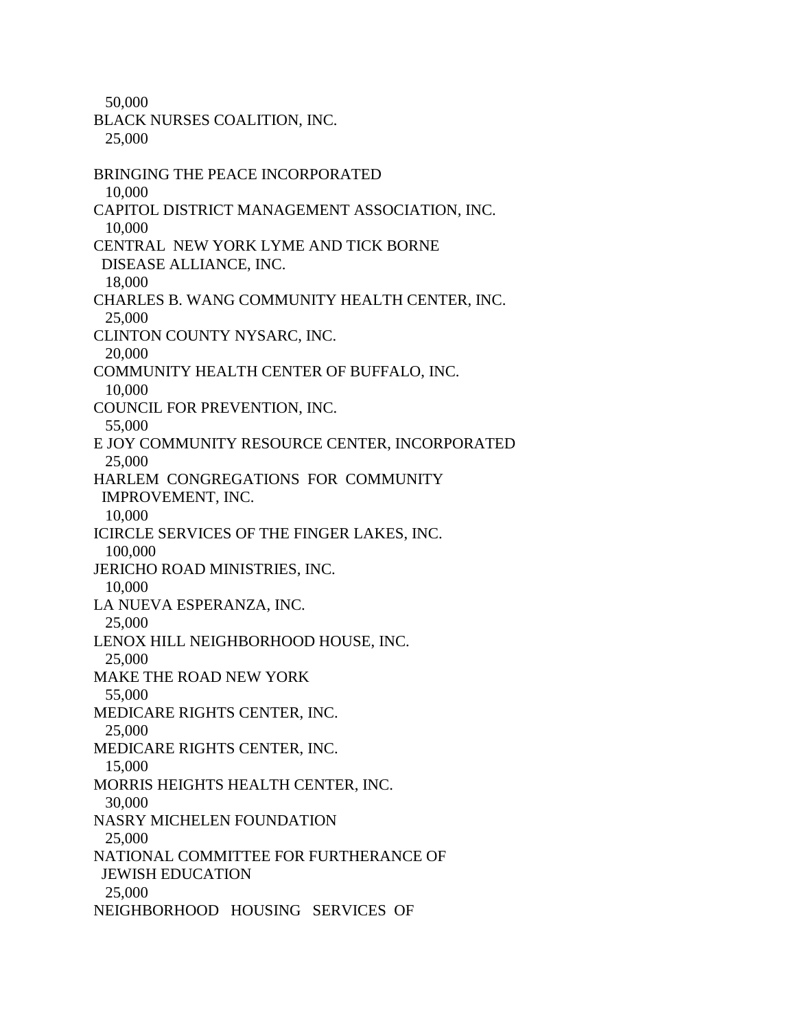50,000

BLACK NURSES COALITION, INC.
25,000

BRINGING THE PEACE INCORPORATED
10,000

CAPITOL DISTRICT MANAGEMENT ASSOCIATION, INC.
10,000

CENTRAL NEW YORK LYME AND TICK BORNE DISEASE ALLIANCE, INC.
18,000

CHARLES B. WANG COMMUNITY HEALTH CENTER, INC.
25,000

CLINTON COUNTY NYSARC, INC.
20,000

COMMUNITY HEALTH CENTER OF BUFFALO, INC.
10,000

COUNCIL FOR PREVENTION, INC.
55,000

E JOY COMMUNITY RESOURCE CENTER, INCORPORATED
25,000

HARLEM CONGREGATIONS FOR COMMUNITY IMPROVEMENT, INC.
10,000

ICIRCLE SERVICES OF THE FINGER LAKES, INC.
100,000

JERICHO ROAD MINISTRIES, INC.
10,000

LA NUEVA ESPERANZA, INC.
25,000

LENOX HILL NEIGHBORHOOD HOUSE, INC.
25,000

MAKE THE ROAD NEW YORK
55,000

MEDICARE RIGHTS CENTER, INC.
25,000

MEDICARE RIGHTS CENTER, INC.
15,000

MORRIS HEIGHTS HEALTH CENTER, INC.
30,000

NASRY MICHELEN FOUNDATION
25,000

NATIONAL COMMITTEE FOR FURTHERANCE OF JEWISH EDUCATION
25,000

NEIGHBORHOOD HOUSING SERVICES OF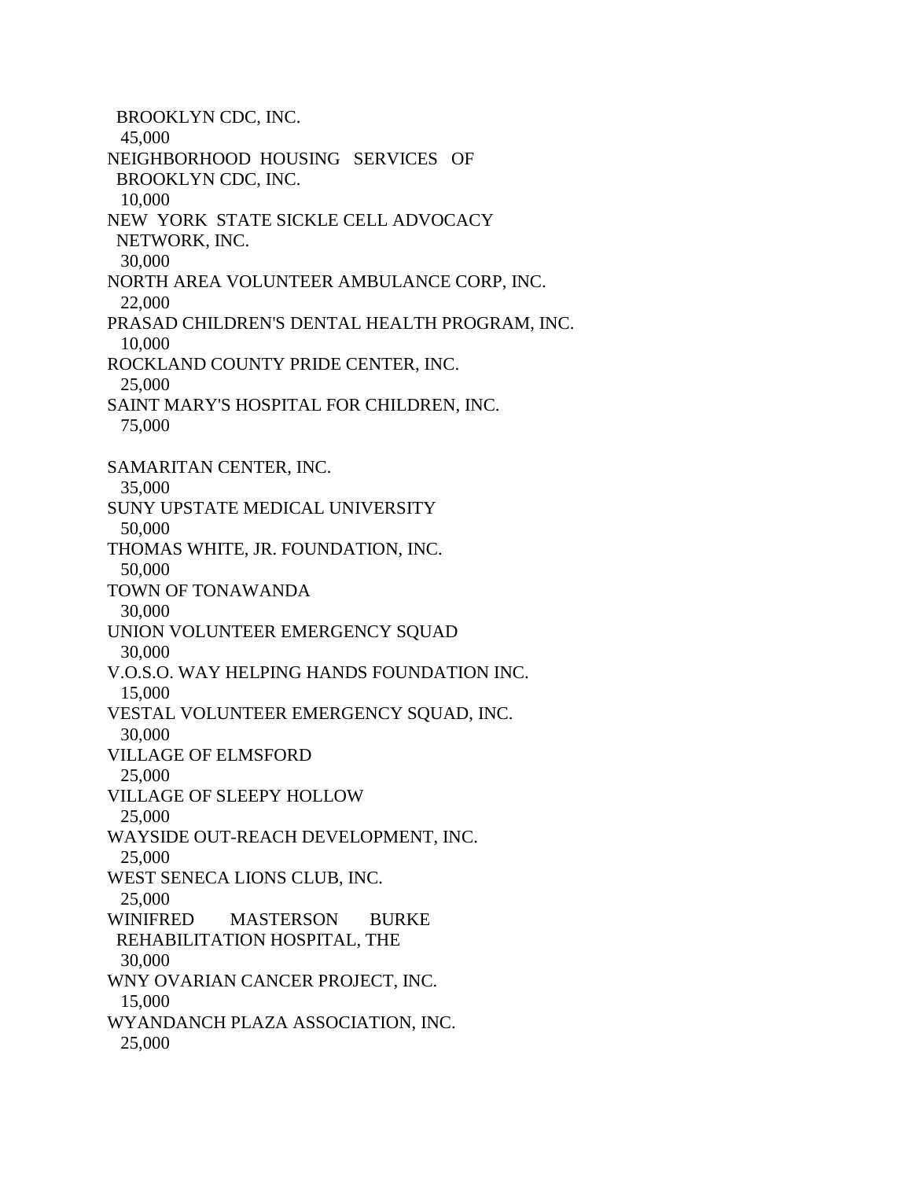BROOKLYN CDC, INC.
45,000
NEIGHBORHOOD HOUSING SERVICES OF
BROOKLYN CDC, INC.
10,000
NEW YORK STATE SICKLE CELL ADVOCACY
NETWORK, INC.
30,000
NORTH AREA VOLUNTEER AMBULANCE CORP, INC.
22,000
PRASAD CHILDREN'S DENTAL HEALTH PROGRAM, INC.
10,000
ROCKLAND COUNTY PRIDE CENTER, INC.
25,000
SAINT MARY'S HOSPITAL FOR CHILDREN, INC.
75,000

SAMARITAN CENTER, INC.
35,000
SUNY UPSTATE MEDICAL UNIVERSITY
50,000
THOMAS WHITE, JR. FOUNDATION, INC.
50,000
TOWN OF TONAWANDA
30,000
UNION VOLUNTEER EMERGENCY SQUAD
30,000
V.O.S.O. WAY HELPING HANDS FOUNDATION INC.
15,000
VESTAL VOLUNTEER EMERGENCY SQUAD, INC.
30,000
VILLAGE OF ELMSFORD
25,000
VILLAGE OF SLEEPY HOLLOW
25,000
WAYSIDE OUT-REACH DEVELOPMENT, INC.
25,000
WEST SENECA LIONS CLUB, INC.
25,000
WINIFRED MASTERSON BURKE
REHABILITATION HOSPITAL, THE
30,000
WNY OVARIAN CANCER PROJECT, INC.
15,000
WYANDANCH PLAZA ASSOCIATION, INC.
25,000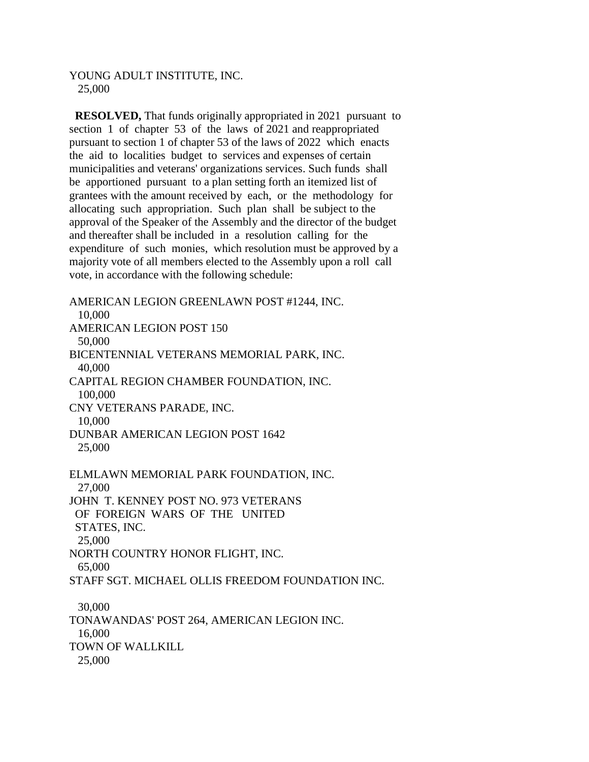YOUNG ADULT INSTITUTE, INC.
25,000

**RESOLVED,** That funds originally appropriated in 2021 pursuant to section 1 of chapter 53 of the laws of 2021 and reappropriated pursuant to section 1 of chapter 53 of the laws of 2022 which enacts the aid to localities budget to services and expenses of certain municipalities and veterans' organizations services. Such funds shall be apportioned pursuant to a plan setting forth an itemized list of grantees with the amount received by each, or the methodology for allocating such appropriation. Such plan shall be subject to the approval of the Speaker of the Assembly and the director of the budget and thereafter shall be included in a resolution calling for the expenditure of such monies, which resolution must be approved by a majority vote of all members elected to the Assembly upon a roll call vote, in accordance with the following schedule:

AMERICAN LEGION GREENLAWN POST #1244, INC.
10,000
AMERICAN LEGION POST 150
50,000
BICENTENNIAL VETERANS MEMORIAL PARK, INC.
40,000
CAPITAL REGION CHAMBER FOUNDATION, INC.
100,000
CNY VETERANS PARADE, INC.
10,000
DUNBAR AMERICAN LEGION POST 1642
25,000

ELMLAWN MEMORIAL PARK FOUNDATION, INC.
27,000
JOHN T. KENNEY POST NO. 973 VETERANS OF FOREIGN WARS OF THE UNITED STATES, INC.
25,000
NORTH COUNTRY HONOR FLIGHT, INC.
65,000
STAFF SGT. MICHAEL OLLIS FREEDOM FOUNDATION INC.

30,000
TONAWANDAS' POST 264, AMERICAN LEGION INC.
16,000
TOWN OF WALLKILL
25,000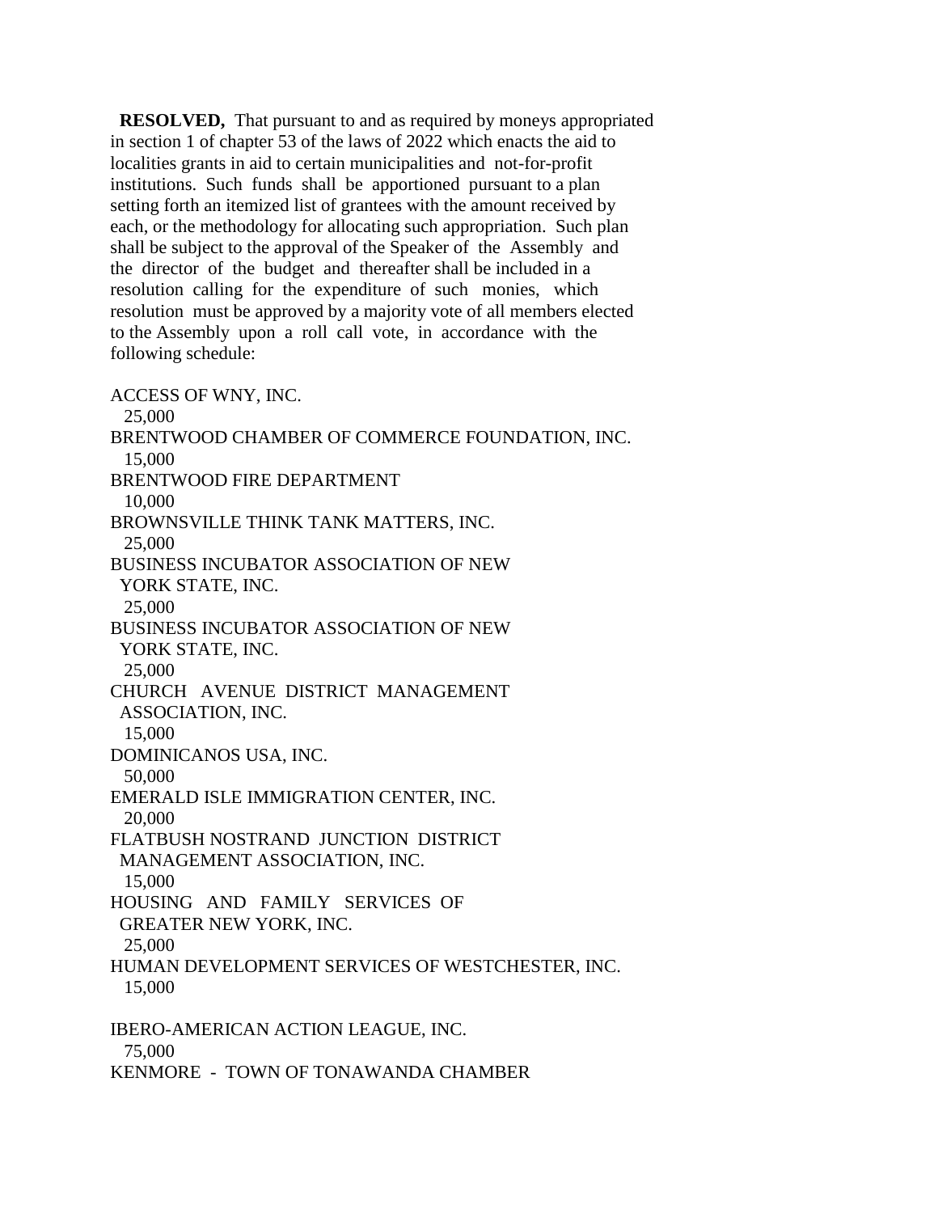**RESOLVED,** That pursuant to and as required by moneys appropriated in section 1 of chapter 53 of the laws of 2022 which enacts the aid to localities grants in aid to certain municipalities and not-for-profit institutions. Such funds shall be apportioned pursuant to a plan setting forth an itemized list of grantees with the amount received by each, or the methodology for allocating such appropriation. Such plan shall be subject to the approval of the Speaker of the Assembly and the director of the budget and thereafter shall be included in a resolution calling for the expenditure of such monies, which resolution must be approved by a majority vote of all members elected to the Assembly upon a roll call vote, in accordance with the following schedule:

ACCESS OF WNY, INC.
25,000

BRENTWOOD CHAMBER OF COMMERCE FOUNDATION, INC.
15,000

BRENTWOOD FIRE DEPARTMENT
10,000

BROWNSVILLE THINK TANK MATTERS, INC.
25,000

BUSINESS INCUBATOR ASSOCIATION OF NEW YORK STATE, INC.
25,000

BUSINESS INCUBATOR ASSOCIATION OF NEW YORK STATE, INC.
25,000

CHURCH AVENUE DISTRICT MANAGEMENT ASSOCIATION, INC.
15,000

DOMINICANOS USA, INC.
50,000

EMERALD ISLE IMMIGRATION CENTER, INC.
20,000

FLATBUSH NOSTRAND JUNCTION DISTRICT MANAGEMENT ASSOCIATION, INC.
15,000

HOUSING AND FAMILY SERVICES OF GREATER NEW YORK, INC.
25,000

HUMAN DEVELOPMENT SERVICES OF WESTCHESTER, INC.
15,000

IBERO-AMERICAN ACTION LEAGUE, INC.
75,000

KENMORE - TOWN OF TONAWANDA CHAMBER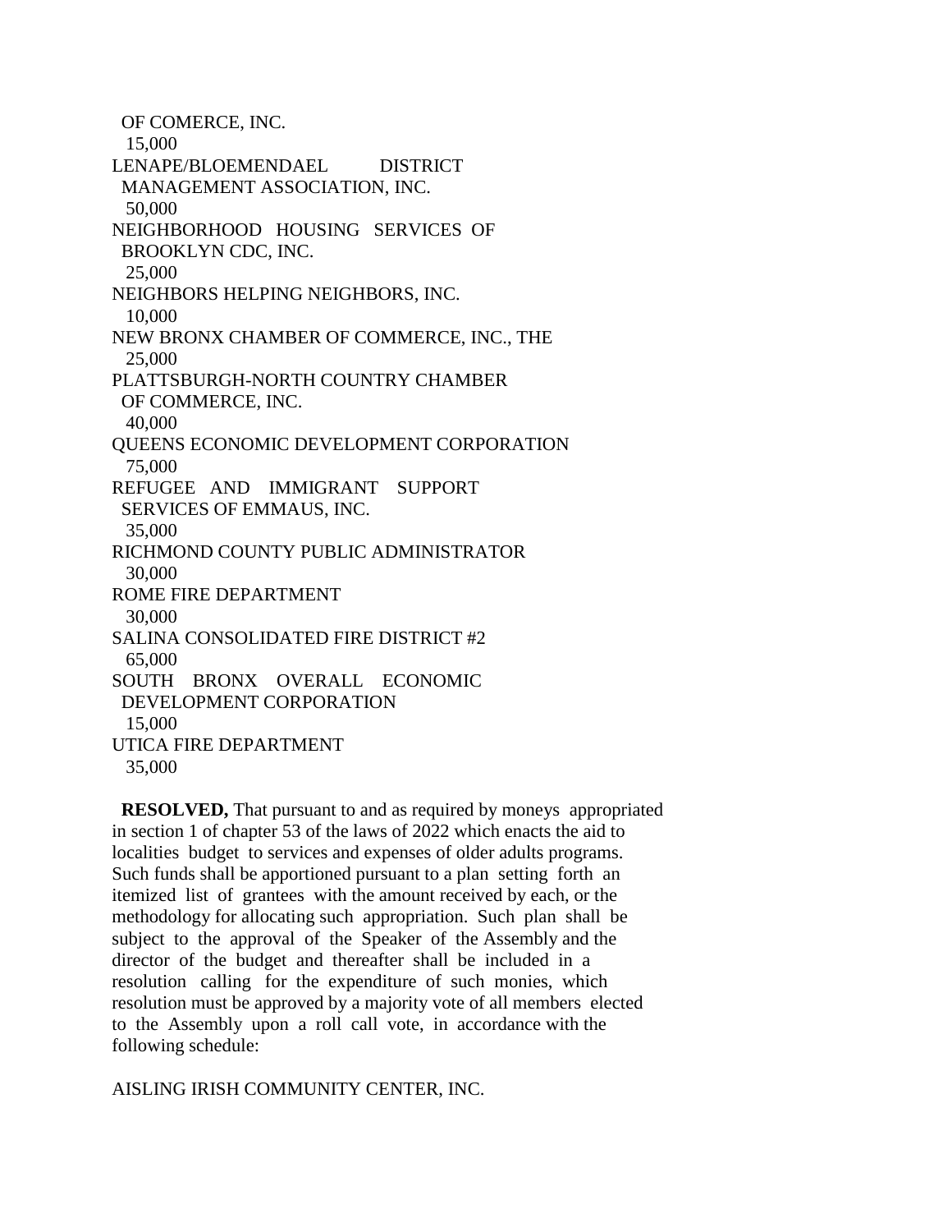OF COMERCE, INC.
15,000
LENAPE/BLOEMENDAEL DISTRICT
MANAGEMENT ASSOCIATION, INC.
50,000
NEIGHBORHOOD HOUSING SERVICES OF
BROOKLYN CDC, INC.
25,000
NEIGHBORS HELPING NEIGHBORS, INC.
10,000
NEW BRONX CHAMBER OF COMMERCE, INC., THE
25,000
PLATTSBURGH-NORTH COUNTRY CHAMBER
OF COMMERCE, INC.
40,000
QUEENS ECONOMIC DEVELOPMENT CORPORATION
75,000
REFUGEE AND IMMIGRANT SUPPORT
SERVICES OF EMMAUS, INC.
35,000
RICHMOND COUNTY PUBLIC ADMINISTRATOR
30,000
ROME FIRE DEPARTMENT
30,000
SALINA CONSOLIDATED FIRE DISTRICT #2
65,000
SOUTH BRONX OVERALL ECONOMIC
DEVELOPMENT CORPORATION
15,000
UTICA FIRE DEPARTMENT
35,000

**RESOLVED,** That pursuant to and as required by moneys appropriated in section 1 of chapter 53 of the laws of 2022 which enacts the aid to localities budget to services and expenses of older adults programs. Such funds shall be apportioned pursuant to a plan setting forth an itemized list of grantees with the amount received by each, or the methodology for allocating such appropriation. Such plan shall be subject to the approval of the Speaker of the Assembly and the director of the budget and thereafter shall be included in a resolution calling for the expenditure of such monies, which resolution must be approved by a majority vote of all members elected to the Assembly upon a roll call vote, in accordance with the following schedule:

AISLING IRISH COMMUNITY CENTER, INC.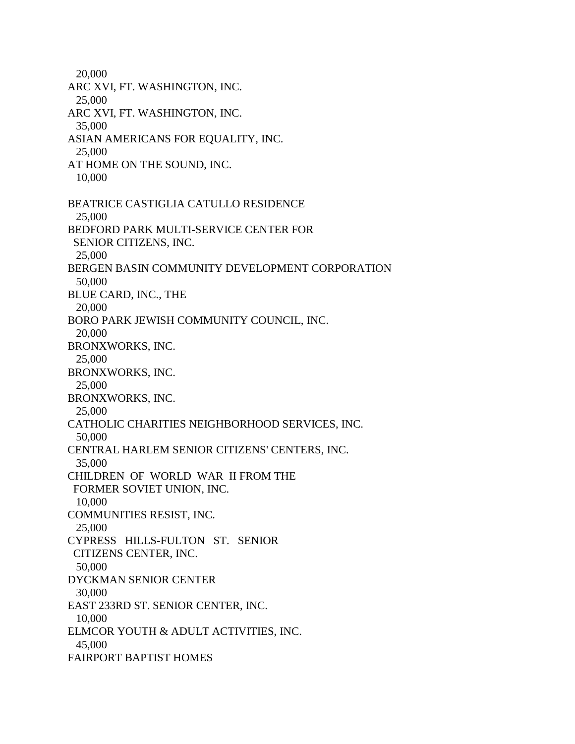20,000
ARC XVI, FT. WASHINGTON, INC.
  25,000
ARC XVI, FT. WASHINGTON, INC.
  35,000
ASIAN AMERICANS FOR EQUALITY, INC.
  25,000
AT HOME ON THE SOUND, INC.
  10,000

BEATRICE CASTIGLIA CATULLO RESIDENCE
  25,000
BEDFORD PARK MULTI-SERVICE CENTER FOR
 SENIOR CITIZENS, INC.
  25,000
BERGEN BASIN COMMUNITY DEVELOPMENT CORPORATION
  50,000
BLUE CARD, INC., THE
  20,000
BORO PARK JEWISH COMMUNITY COUNCIL, INC.
  20,000
BRONXWORKS, INC.
  25,000
BRONXWORKS, INC.
  25,000
BRONXWORKS, INC.
  25,000
CATHOLIC CHARITIES NEIGHBORHOOD SERVICES, INC.
  50,000
CENTRAL HARLEM SENIOR CITIZENS' CENTERS, INC.
  35,000
CHILDREN OF WORLD WAR II FROM THE
 FORMER SOVIET UNION, INC.
  10,000
COMMUNITIES RESIST, INC.
  25,000
CYPRESS HILLS-FULTON ST. SENIOR
 CITIZENS CENTER, INC.
  50,000
DYCKMAN SENIOR CENTER
  30,000
EAST 233RD ST. SENIOR CENTER, INC.
  10,000
ELMCOR YOUTH & ADULT ACTIVITIES, INC.
  45,000
FAIRPORT BAPTIST HOMES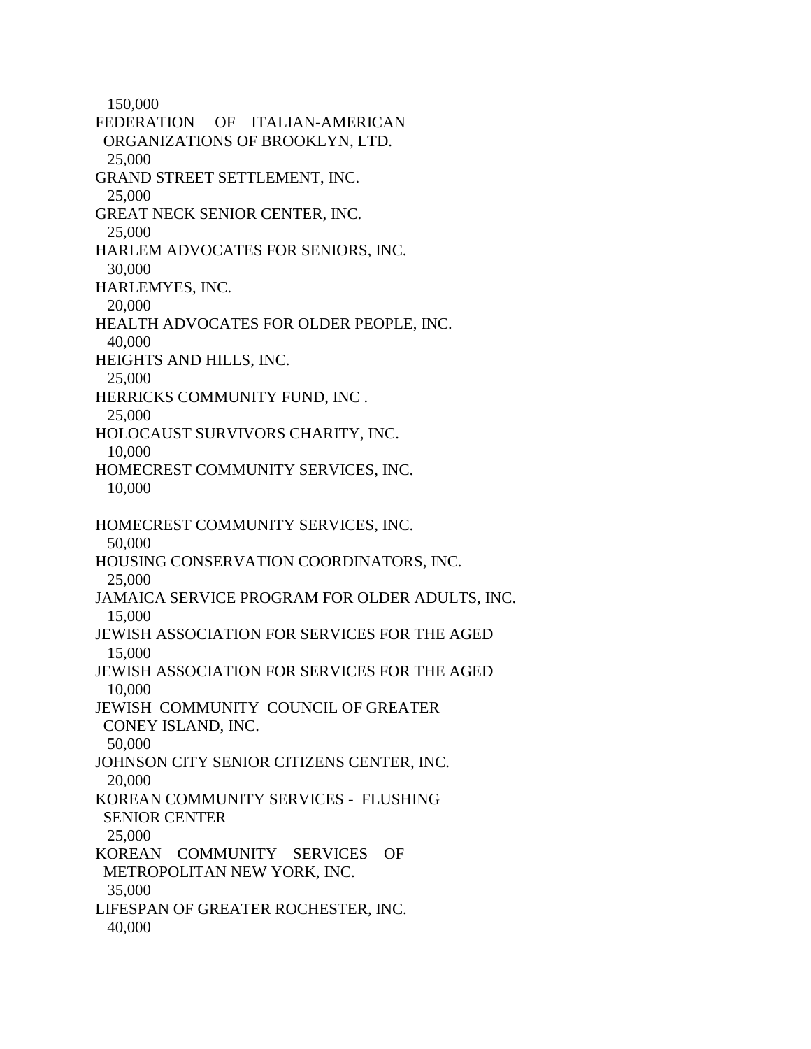150,000

FEDERATION OF ITALIAN-AMERICAN ORGANIZATIONS OF BROOKLYN, LTD.
25,000

GRAND STREET SETTLEMENT, INC.
25,000

GREAT NECK SENIOR CENTER, INC.
25,000

HARLEM ADVOCATES FOR SENIORS, INC.
30,000

HARLEMYES, INC.
20,000

HEALTH ADVOCATES FOR OLDER PEOPLE, INC.
40,000

HEIGHTS AND HILLS, INC.
25,000

HERRICKS COMMUNITY FUND, INC .
25,000

HOLOCAUST SURVIVORS CHARITY, INC.
10,000

HOMECREST COMMUNITY SERVICES, INC.
10,000

HOMECREST COMMUNITY SERVICES, INC.
50,000

HOUSING CONSERVATION COORDINATORS, INC.
25,000

JAMAICA SERVICE PROGRAM FOR OLDER ADULTS, INC.
15,000

JEWISH ASSOCIATION FOR SERVICES FOR THE AGED
15,000

JEWISH ASSOCIATION FOR SERVICES FOR THE AGED
10,000

JEWISH COMMUNITY COUNCIL OF GREATER CONEY ISLAND, INC.
50,000

JOHNSON CITY SENIOR CITIZENS CENTER, INC.
20,000

KOREAN COMMUNITY SERVICES - FLUSHING SENIOR CENTER
25,000

KOREAN COMMUNITY SERVICES OF METROPOLITAN NEW YORK, INC.
35,000

LIFESPAN OF GREATER ROCHESTER, INC.
40,000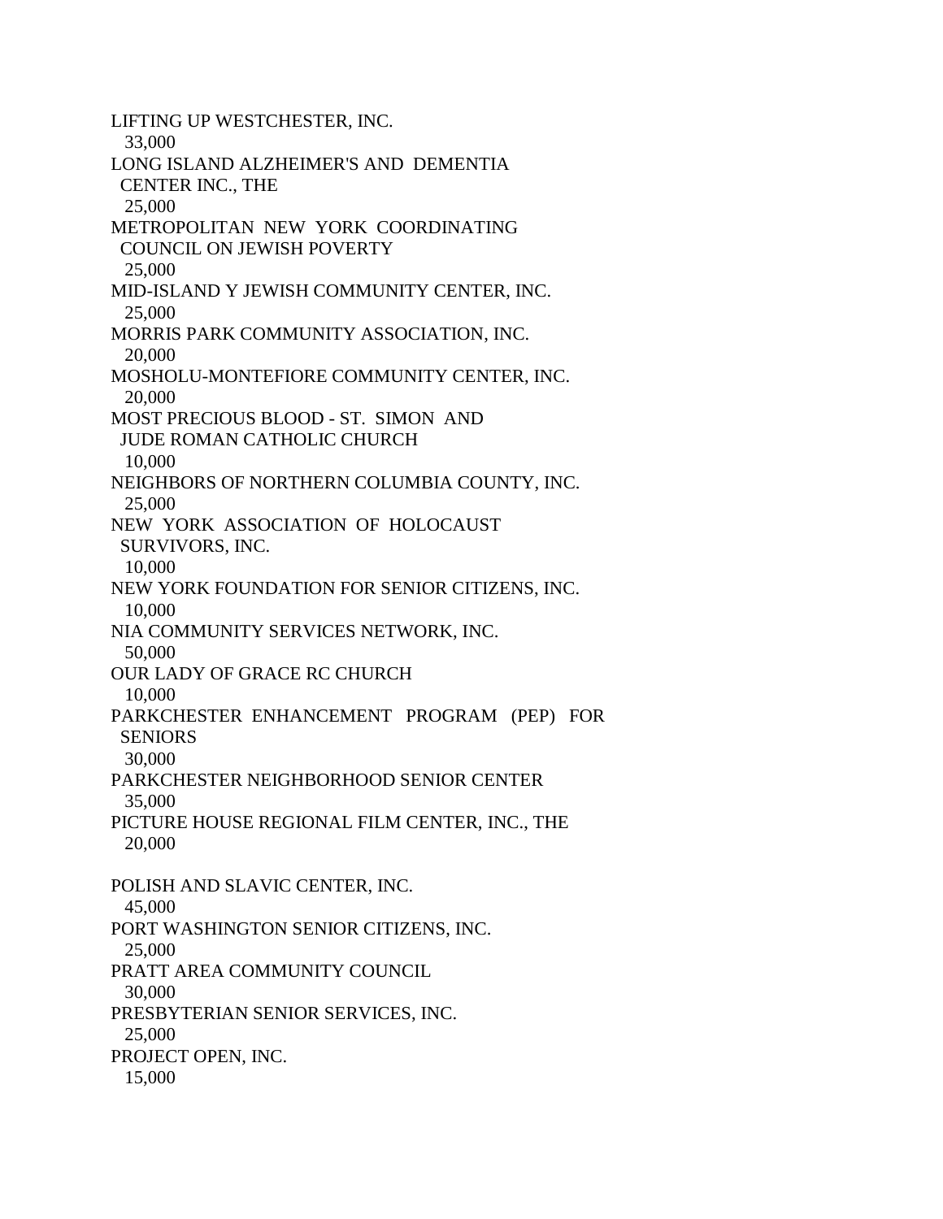LIFTING UP WESTCHESTER, INC.
  33,000
LONG ISLAND ALZHEIMER'S AND DEMENTIA
  CENTER INC., THE
  25,000
METROPOLITAN NEW YORK COORDINATING
  COUNCIL ON JEWISH POVERTY
  25,000
MID-ISLAND Y JEWISH COMMUNITY CENTER, INC.
  25,000
MORRIS PARK COMMUNITY ASSOCIATION, INC.
  20,000
MOSHOLU-MONTEFIORE COMMUNITY CENTER, INC.
  20,000
MOST PRECIOUS BLOOD - ST. SIMON AND
  JUDE ROMAN CATHOLIC CHURCH
  10,000
NEIGHBORS OF NORTHERN COLUMBIA COUNTY, INC.
  25,000
NEW YORK ASSOCIATION OF HOLOCAUST
  SURVIVORS, INC.
  10,000
NEW YORK FOUNDATION FOR SENIOR CITIZENS, INC.
  10,000
NIA COMMUNITY SERVICES NETWORK, INC.
  50,000
OUR LADY OF GRACE RC CHURCH
  10,000
PARKCHESTER ENHANCEMENT PROGRAM (PEP) FOR
  SENIORS
  30,000
PARKCHESTER NEIGHBORHOOD SENIOR CENTER
  35,000
PICTURE HOUSE REGIONAL FILM CENTER, INC., THE
  20,000

POLISH AND SLAVIC CENTER, INC.
  45,000
PORT WASHINGTON SENIOR CITIZENS, INC.
  25,000
PRATT AREA COMMUNITY COUNCIL
  30,000
PRESBYTERIAN SENIOR SERVICES, INC.
  25,000
PROJECT OPEN, INC.
  15,000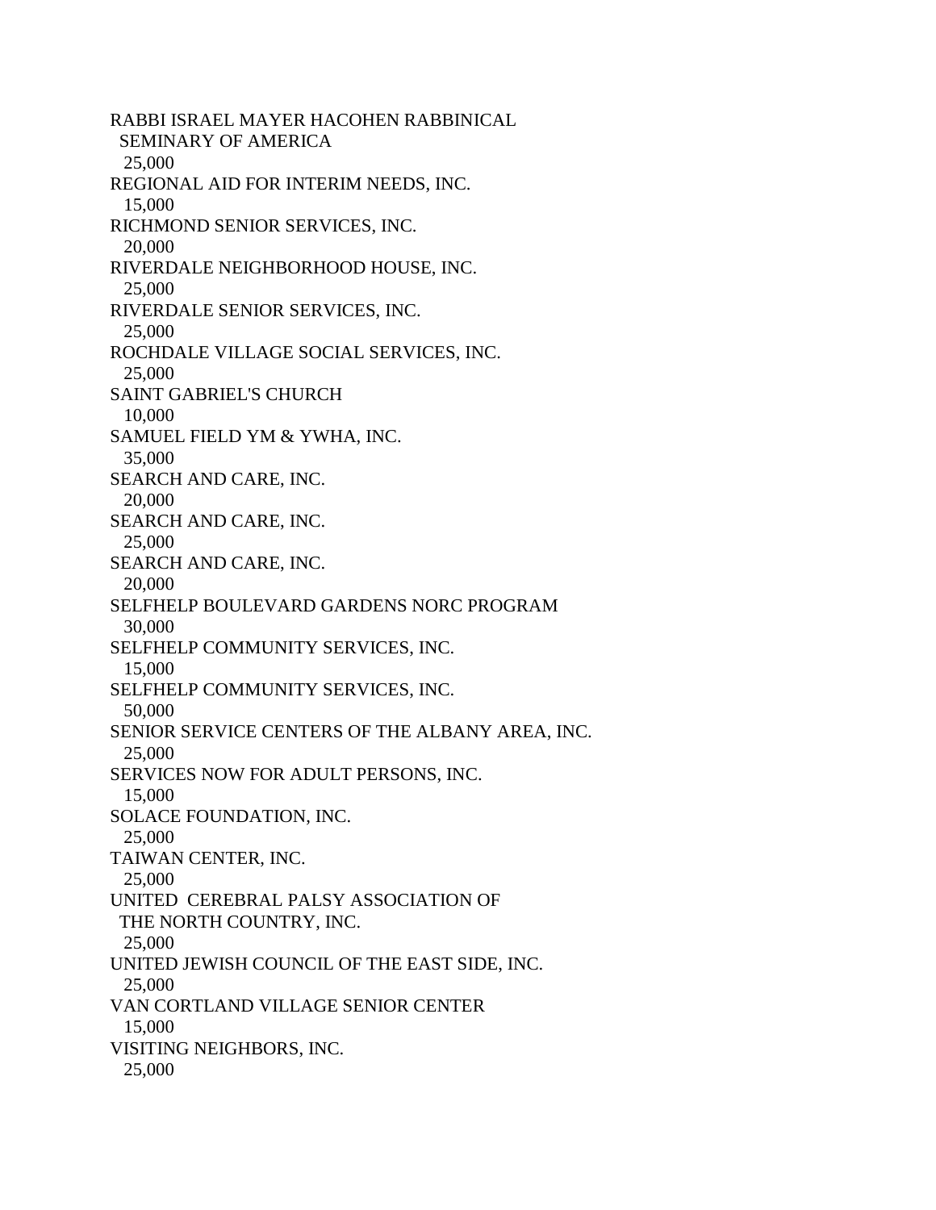RABBI ISRAEL MAYER HACOHEN RABBINICAL
SEMINARY OF AMERICA
25,000
REGIONAL AID FOR INTERIM NEEDS, INC.
15,000
RICHMOND SENIOR SERVICES, INC.
20,000
RIVERDALE NEIGHBORHOOD HOUSE, INC.
25,000
RIVERDALE SENIOR SERVICES, INC.
25,000
ROCHDALE VILLAGE SOCIAL SERVICES, INC.
25,000
SAINT GABRIEL'S CHURCH
10,000
SAMUEL FIELD YM & YWHA, INC.
35,000
SEARCH AND CARE, INC.
20,000
SEARCH AND CARE, INC.
25,000
SEARCH AND CARE, INC.
20,000
SELFHELP BOULEVARD GARDENS NORC PROGRAM
30,000
SELFHELP COMMUNITY SERVICES, INC.
15,000
SELFHELP COMMUNITY SERVICES, INC.
50,000
SENIOR SERVICE CENTERS OF THE ALBANY AREA, INC.
25,000
SERVICES NOW FOR ADULT PERSONS, INC.
15,000
SOLACE FOUNDATION, INC.
25,000
TAIWAN CENTER, INC.
25,000
UNITED CEREBRAL PALSY ASSOCIATION OF
THE NORTH COUNTRY, INC.
25,000
UNITED JEWISH COUNCIL OF THE EAST SIDE, INC.
25,000
VAN CORTLAND VILLAGE SENIOR CENTER
15,000
VISITING NEIGHBORS, INC.
25,000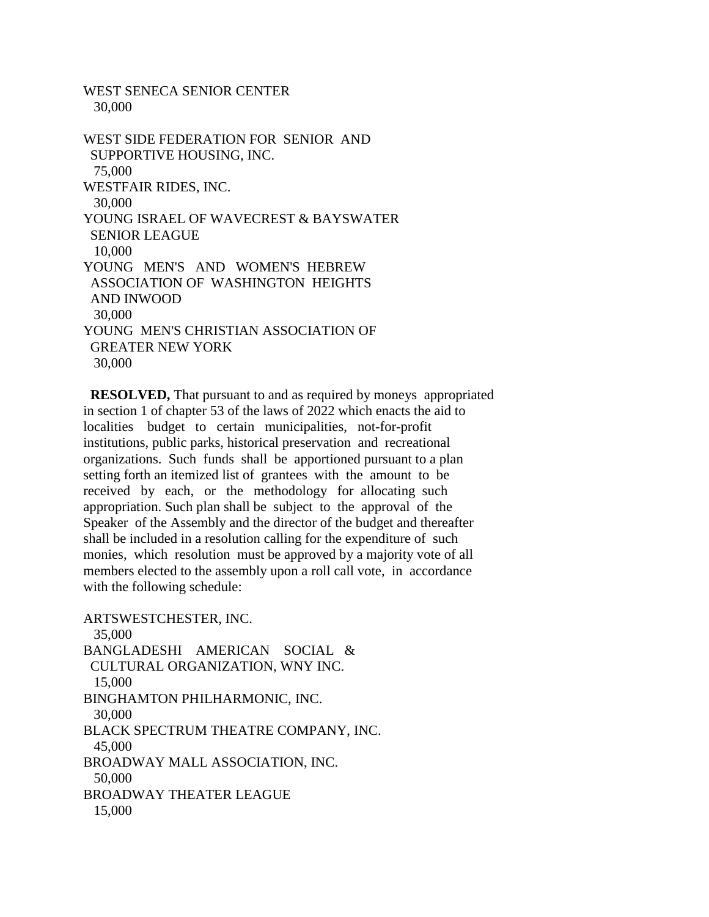WEST SENECA SENIOR CENTER
30,000

WEST SIDE FEDERATION FOR SENIOR AND SUPPORTIVE HOUSING, INC.
75,000

WESTFAIR RIDES, INC.
30,000

YOUNG ISRAEL OF WAVECREST & BAYSWATER SENIOR LEAGUE
10,000

YOUNG MEN'S AND WOMEN'S HEBREW ASSOCIATION OF WASHINGTON HEIGHTS AND INWOOD
30,000

YOUNG MEN'S CHRISTIAN ASSOCIATION OF GREATER NEW YORK
30,000

**RESOLVED,** That pursuant to and as required by moneys appropriated in section 1 of chapter 53 of the laws of 2022 which enacts the aid to localities budget to certain municipalities, not-for-profit institutions, public parks, historical preservation and recreational organizations. Such funds shall be apportioned pursuant to a plan setting forth an itemized list of grantees with the amount to be received by each, or the methodology for allocating such appropriation. Such plan shall be subject to the approval of the Speaker of the Assembly and the director of the budget and thereafter shall be included in a resolution calling for the expenditure of such monies, which resolution must be approved by a majority vote of all members elected to the assembly upon a roll call vote, in accordance with the following schedule:

ARTSWESTCHESTER, INC.
35,000

BANGLADESHI AMERICAN SOCIAL & CULTURAL ORGANIZATION, WNY INC.
15,000

BINGHAMTON PHILHARMONIC, INC.
30,000

BLACK SPECTRUM THEATRE COMPANY, INC.
45,000

BROADWAY MALL ASSOCIATION, INC.
50,000

BROADWAY THEATER LEAGUE
15,000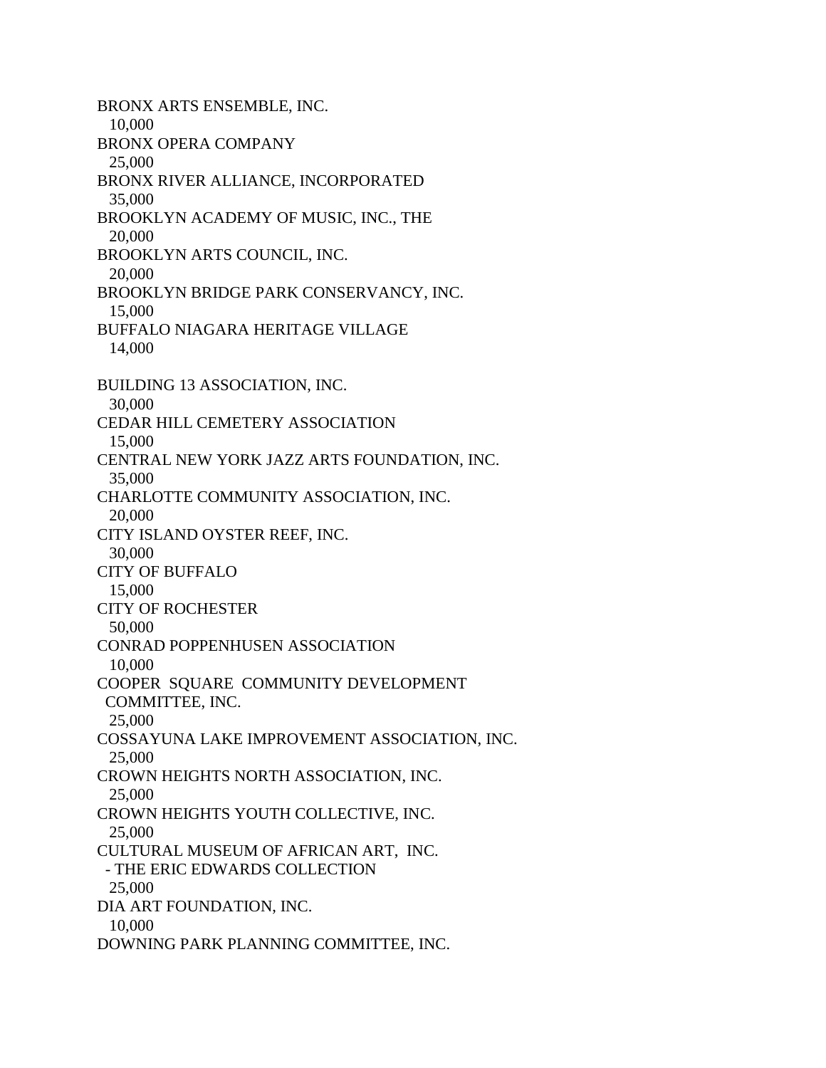BRONX ARTS ENSEMBLE, INC.
  10,000
BRONX OPERA COMPANY
  25,000
BRONX RIVER ALLIANCE, INCORPORATED
  35,000
BROOKLYN ACADEMY OF MUSIC, INC., THE
  20,000
BROOKLYN ARTS COUNCIL, INC.
  20,000
BROOKLYN BRIDGE PARK CONSERVANCY, INC.
  15,000
BUFFALO NIAGARA HERITAGE VILLAGE
  14,000

BUILDING 13 ASSOCIATION, INC.
  30,000
CEDAR HILL CEMETERY ASSOCIATION
  15,000
CENTRAL NEW YORK JAZZ ARTS FOUNDATION, INC.
  35,000
CHARLOTTE COMMUNITY ASSOCIATION, INC.
  20,000
CITY ISLAND OYSTER REEF, INC.
  30,000
CITY OF BUFFALO
  15,000
CITY OF ROCHESTER
  50,000
CONRAD POPPENHUSEN ASSOCIATION
  10,000
COOPER SQUARE COMMUNITY DEVELOPMENT
  COMMITTEE, INC.
  25,000
COSSAYUNA LAKE IMPROVEMENT ASSOCIATION, INC.
  25,000
CROWN HEIGHTS NORTH ASSOCIATION, INC.
  25,000
CROWN HEIGHTS YOUTH COLLECTIVE, INC.
  25,000
CULTURAL MUSEUM OF AFRICAN ART, INC.
  - THE ERIC EDWARDS COLLECTION
  25,000
DIA ART FOUNDATION, INC.
  10,000
DOWNING PARK PLANNING COMMITTEE, INC.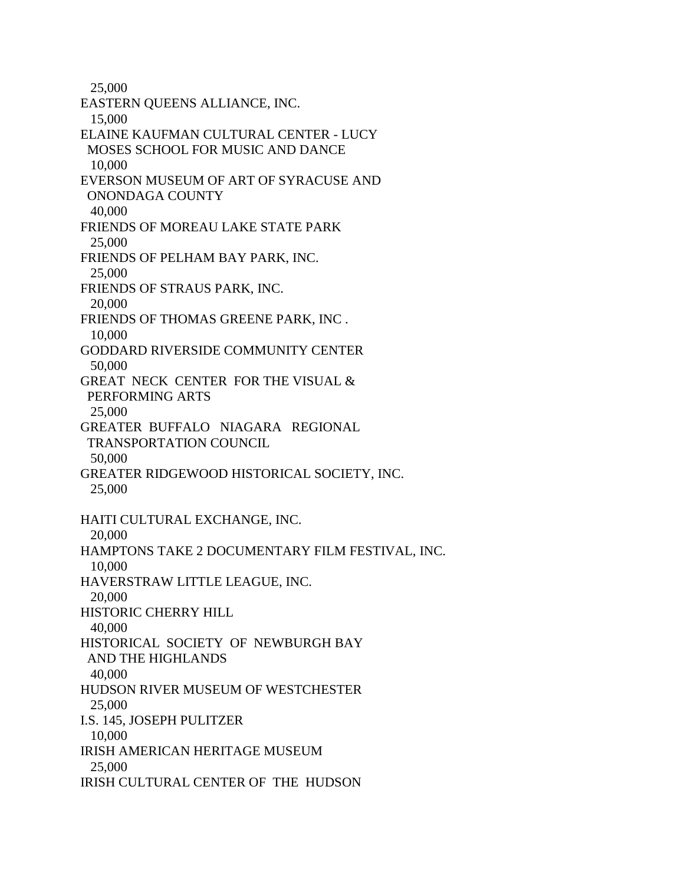25,000
EASTERN QUEENS ALLIANCE, INC.
15,000
ELAINE KAUFMAN CULTURAL CENTER - LUCY
MOSES SCHOOL FOR MUSIC AND DANCE
10,000
EVERSON MUSEUM OF ART OF SYRACUSE AND
ONONDAGA COUNTY
40,000
FRIENDS OF MOREAU LAKE STATE PARK
25,000
FRIENDS OF PELHAM BAY PARK, INC.
25,000
FRIENDS OF STRAUS PARK, INC.
20,000
FRIENDS OF THOMAS GREENE PARK, INC .
10,000
GODDARD RIVERSIDE COMMUNITY CENTER
50,000
GREAT NECK CENTER FOR THE VISUAL &
PERFORMING ARTS
25,000
GREATER BUFFALO NIAGARA REGIONAL
TRANSPORTATION COUNCIL
50,000
GREATER RIDGEWOOD HISTORICAL SOCIETY, INC.
25,000

HAITI CULTURAL EXCHANGE, INC.
20,000
HAMPTONS TAKE 2 DOCUMENTARY FILM FESTIVAL, INC.
10,000
HAVERSTRAW LITTLE LEAGUE, INC.
20,000
HISTORIC CHERRY HILL
40,000
HISTORICAL SOCIETY OF NEWBURGH BAY
AND THE HIGHLANDS
40,000
HUDSON RIVER MUSEUM OF WESTCHESTER
25,000
I.S. 145, JOSEPH PULITZER
10,000
IRISH AMERICAN HERITAGE MUSEUM
25,000
IRISH CULTURAL CENTER OF THE HUDSON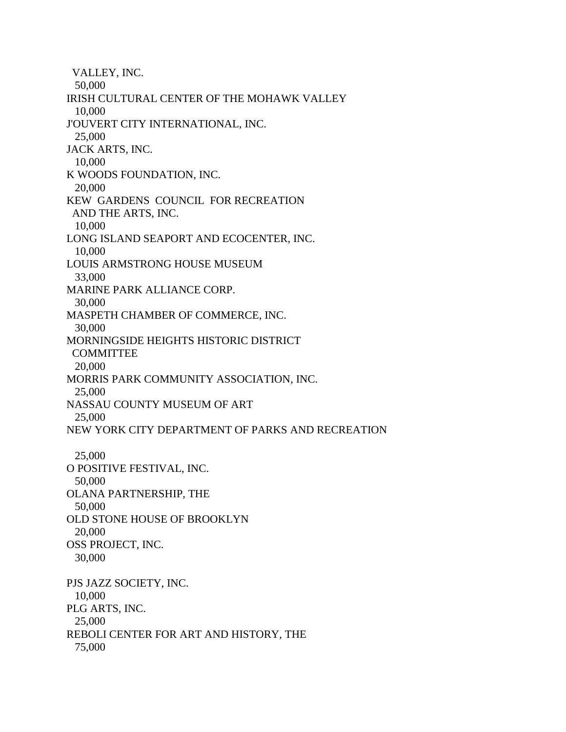VALLEY, INC.
50,000
IRISH CULTURAL CENTER OF THE MOHAWK VALLEY
10,000
J'OUVERT CITY INTERNATIONAL, INC.
25,000
JACK ARTS, INC.
10,000
K WOODS FOUNDATION, INC.
20,000
KEW GARDENS COUNCIL FOR RECREATION
AND THE ARTS, INC.
10,000
LONG ISLAND SEAPORT AND ECOCENTER, INC.
10,000
LOUIS ARMSTRONG HOUSE MUSEUM
33,000
MARINE PARK ALLIANCE CORP.
30,000
MASPETH CHAMBER OF COMMERCE, INC.
30,000
MORNINGSIDE HEIGHTS HISTORIC DISTRICT
COMMITTEE
20,000
MORRIS PARK COMMUNITY ASSOCIATION, INC.
25,000
NASSAU COUNTY MUSEUM OF ART
25,000
NEW YORK CITY DEPARTMENT OF PARKS AND RECREATION

25,000
O POSITIVE FESTIVAL, INC.
50,000
OLANA PARTNERSHIP, THE
50,000
OLD STONE HOUSE OF BROOKLYN
20,000
OSS PROJECT, INC.
30,000

PJS JAZZ SOCIETY, INC.
10,000
PLG ARTS, INC.
25,000
REBOLI CENTER FOR ART AND HISTORY, THE
75,000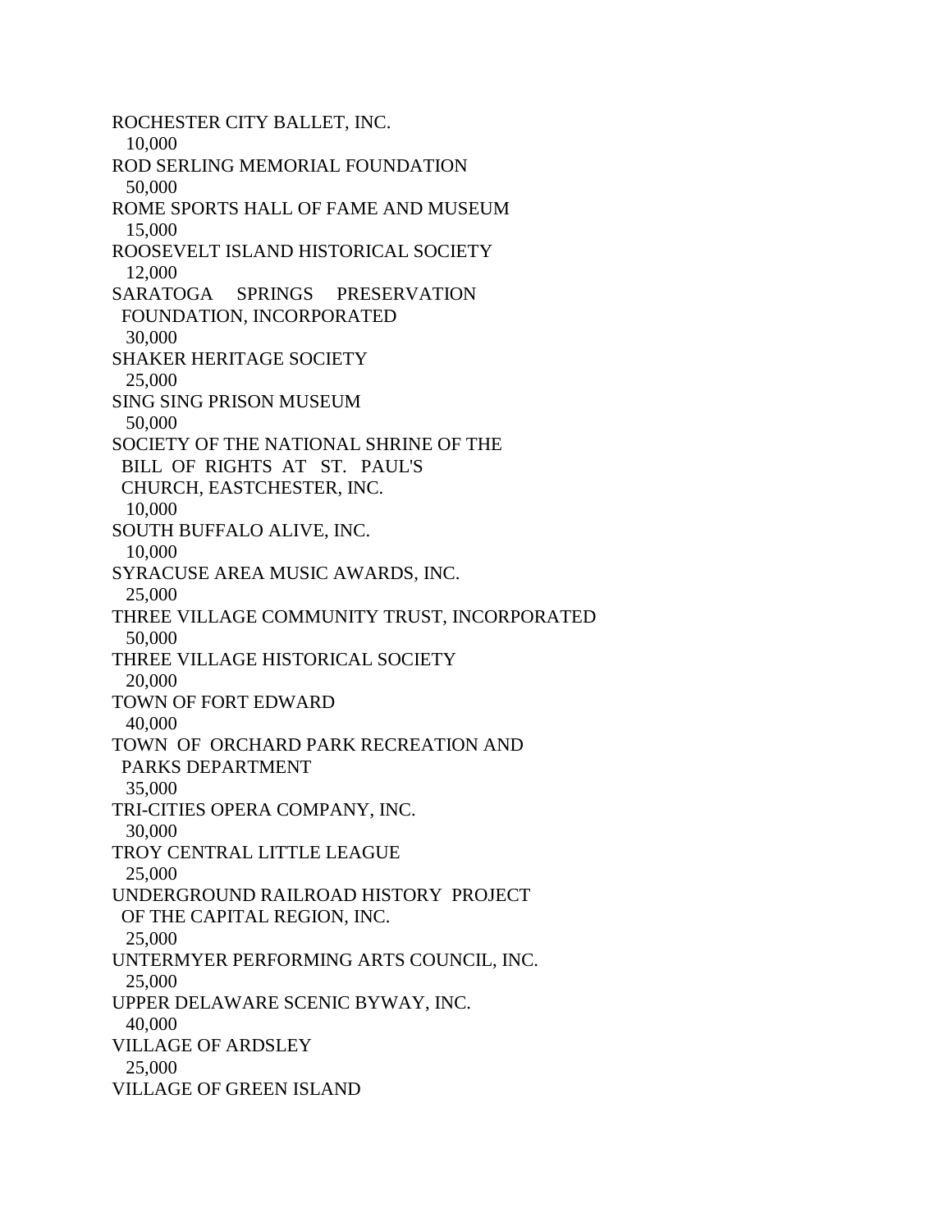ROCHESTER CITY BALLET, INC.
  10,000
ROD SERLING MEMORIAL FOUNDATION
  50,000
ROME SPORTS HALL OF FAME AND MUSEUM
  15,000
ROOSEVELT ISLAND HISTORICAL SOCIETY
  12,000
SARATOGA SPRINGS PRESERVATION
 FOUNDATION, INCORPORATED
  30,000
SHAKER HERITAGE SOCIETY
  25,000
SING SING PRISON MUSEUM
  50,000
SOCIETY OF THE NATIONAL SHRINE OF THE
 BILL OF RIGHTS AT ST. PAUL'S
 CHURCH, EASTCHESTER, INC.
  10,000
SOUTH BUFFALO ALIVE, INC.
  10,000
SYRACUSE AREA MUSIC AWARDS, INC.
  25,000
THREE VILLAGE COMMUNITY TRUST, INCORPORATED
  50,000
THREE VILLAGE HISTORICAL SOCIETY
  20,000
TOWN OF FORT EDWARD
  40,000
TOWN OF ORCHARD PARK RECREATION AND
 PARKS DEPARTMENT
  35,000
TRI-CITIES OPERA COMPANY, INC.
  30,000
TROY CENTRAL LITTLE LEAGUE
  25,000
UNDERGROUND RAILROAD HISTORY PROJECT
 OF THE CAPITAL REGION, INC.
  25,000
UNTERMYER PERFORMING ARTS COUNCIL, INC.
  25,000
UPPER DELAWARE SCENIC BYWAY, INC.
  40,000
VILLAGE OF ARDSLEY
  25,000
VILLAGE OF GREEN ISLAND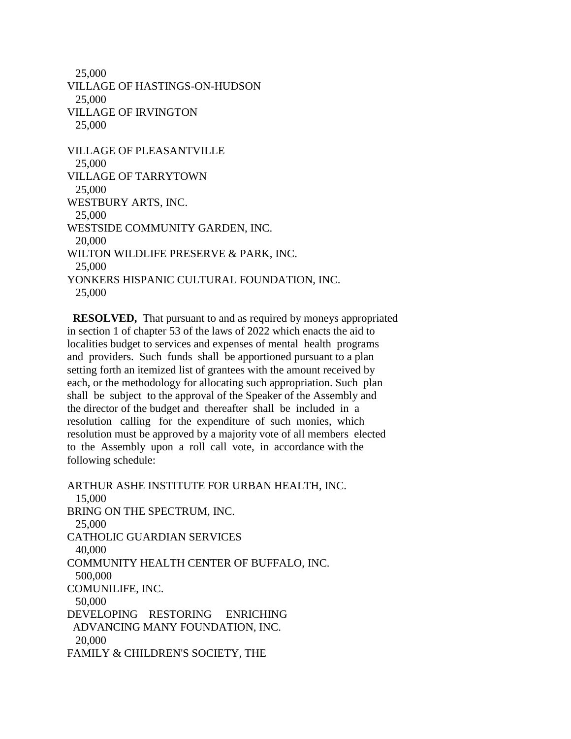25,000
VILLAGE OF HASTINGS-ON-HUDSON
25,000
VILLAGE OF IRVINGTON
25,000

VILLAGE OF PLEASANTVILLE
25,000
VILLAGE OF TARRYTOWN
25,000
WESTBURY ARTS, INC.
25,000
WESTSIDE COMMUNITY GARDEN, INC.
20,000
WILTON WILDLIFE PRESERVE & PARK, INC.
25,000
YONKERS HISPANIC CULTURAL FOUNDATION, INC.
25,000

**RESOLVED,** That pursuant to and as required by moneys appropriated in section 1 of chapter 53 of the laws of 2022 which enacts the aid to localities budget to services and expenses of mental health programs and providers. Such funds shall be apportioned pursuant to a plan setting forth an itemized list of grantees with the amount received by each, or the methodology for allocating such appropriation. Such plan shall be subject to the approval of the Speaker of the Assembly and the director of the budget and thereafter shall be included in a resolution calling for the expenditure of such monies, which resolution must be approved by a majority vote of all members elected to the Assembly upon a roll call vote, in accordance with the following schedule:

ARTHUR ASHE INSTITUTE FOR URBAN HEALTH, INC.
15,000
BRING ON THE SPECTRUM, INC.
25,000
CATHOLIC GUARDIAN SERVICES
40,000
COMMUNITY HEALTH CENTER OF BUFFALO, INC.
500,000
COMUNILIFE, INC.
50,000
DEVELOPING RESTORING ENRICHING ADVANCING MANY FOUNDATION, INC.
20,000
FAMILY & CHILDREN'S SOCIETY, THE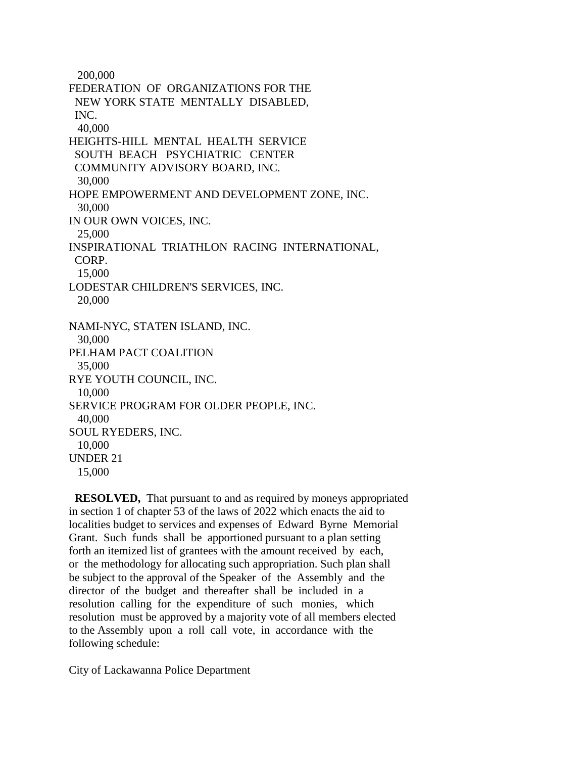200,000

FEDERATION OF ORGANIZATIONS FOR THE NEW YORK STATE MENTALLY DISABLED, INC.

40,000

HEIGHTS-HILL MENTAL HEALTH SERVICE SOUTH BEACH PSYCHIATRIC CENTER COMMUNITY ADVISORY BOARD, INC.

30,000

HOPE EMPOWERMENT AND DEVELOPMENT ZONE, INC.

30,000

IN OUR OWN VOICES, INC.

25,000

INSPIRATIONAL TRIATHLON RACING INTERNATIONAL, CORP.

15,000

LODESTAR CHILDREN'S SERVICES, INC.

20,000

NAMI-NYC, STATEN ISLAND, INC.

30,000

PELHAM PACT COALITION

35,000

RYE YOUTH COUNCIL, INC.

10,000

SERVICE PROGRAM FOR OLDER PEOPLE, INC.

40,000

SOUL RYEDERS, INC.

10,000

UNDER 21

15,000

**RESOLVED,** That pursuant to and as required by moneys appropriated in section 1 of chapter 53 of the laws of 2022 which enacts the aid to localities budget to services and expenses of Edward Byrne Memorial Grant. Such funds shall be apportioned pursuant to a plan setting forth an itemized list of grantees with the amount received by each, or the methodology for allocating such appropriation. Such plan shall be subject to the approval of the Speaker of the Assembly and the director of the budget and thereafter shall be included in a resolution calling for the expenditure of such monies, which resolution must be approved by a majority vote of all members elected to the Assembly upon a roll call vote, in accordance with the following schedule:

City of Lackawanna Police Department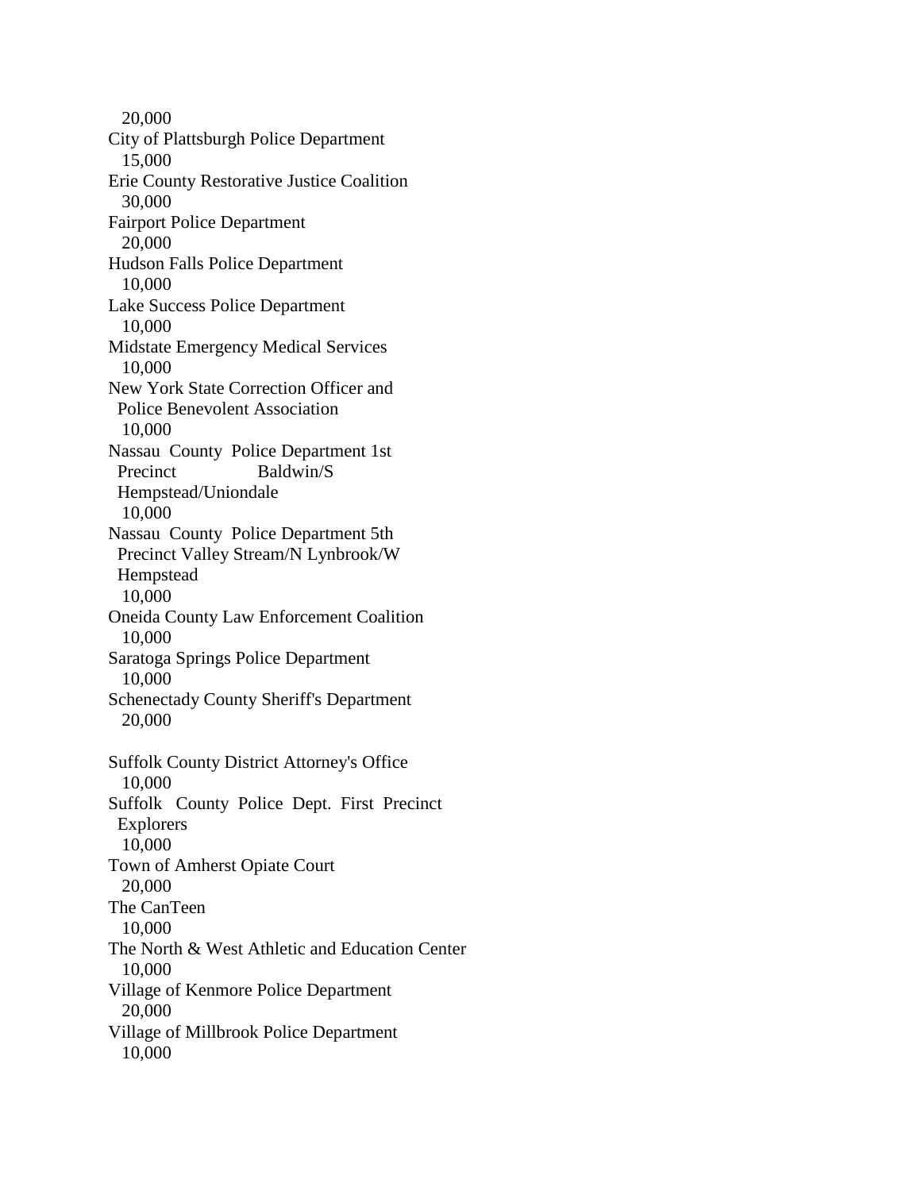20,000
City of Plattsburgh Police Department
15,000
Erie County Restorative Justice Coalition
30,000
Fairport Police Department
20,000
Hudson Falls Police Department
10,000
Lake Success Police Department
10,000
Midstate Emergency Medical Services
10,000
New York State Correction Officer and Police Benevolent Association
10,000
Nassau County Police Department 1st Precinct Baldwin/S Hempstead/Uniondale
10,000
Nassau County Police Department 5th Precinct Valley Stream/N Lynbrook/W Hempstead
10,000
Oneida County Law Enforcement Coalition
10,000
Saratoga Springs Police Department
10,000
Schenectady County Sheriff's Department
20,000

Suffolk County District Attorney's Office
10,000
Suffolk County Police Dept. First Precinct Explorers
10,000
Town of Amherst Opiate Court
20,000
The CanTeen
10,000
The North & West Athletic and Education Center
10,000
Village of Kenmore Police Department
20,000
Village of Millbrook Police Department
10,000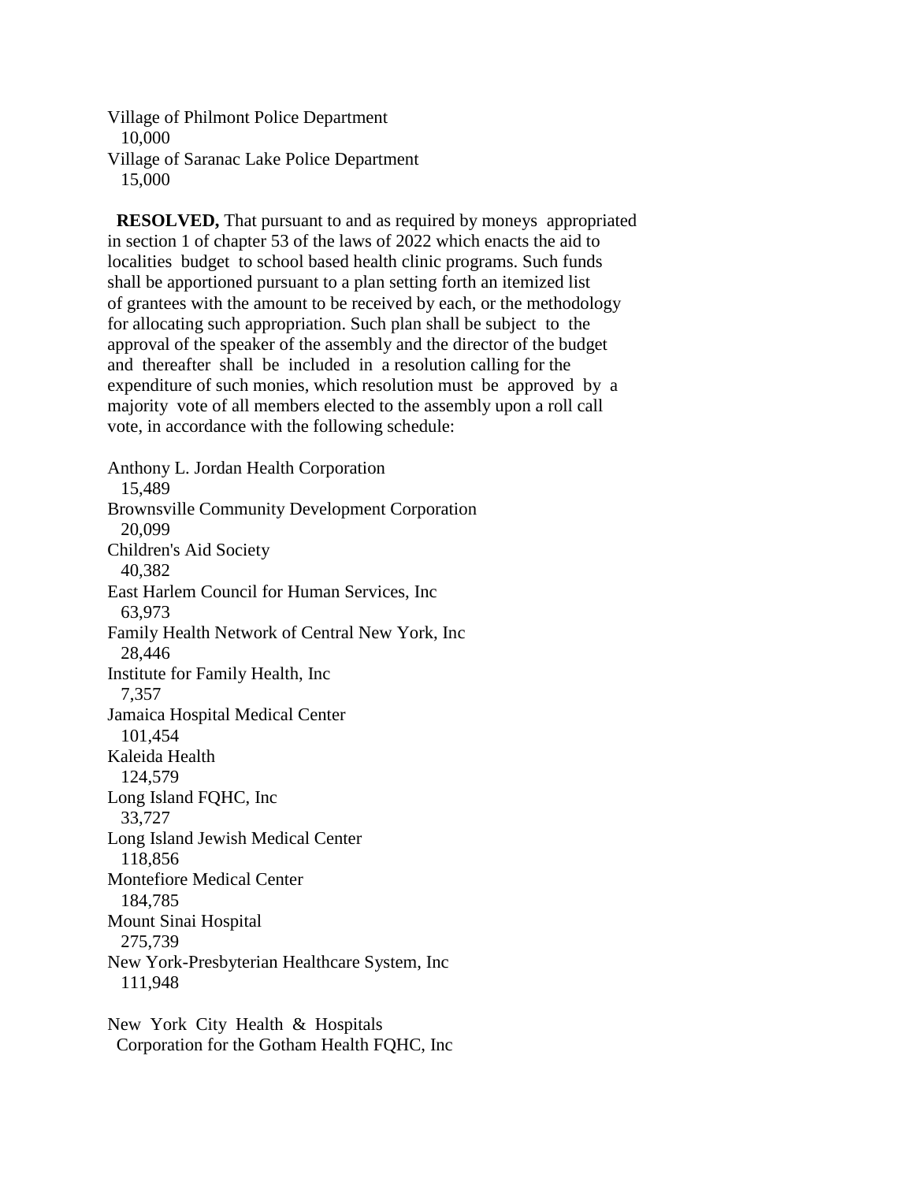Village of Philmont Police Department
  10,000
Village of Saranac Lake Police Department
  15,000

**RESOLVED,** That pursuant to and as required by moneys appropriated in section 1 of chapter 53 of the laws of 2022 which enacts the aid to localities budget to school based health clinic programs. Such funds shall be apportioned pursuant to a plan setting forth an itemized list of grantees with the amount to be received by each, or the methodology for allocating such appropriation. Such plan shall be subject to the approval of the speaker of the assembly and the director of the budget and thereafter shall be included in a resolution calling for the expenditure of such monies, which resolution must be approved by a majority vote of all members elected to the assembly upon a roll call vote, in accordance with the following schedule:

Anthony L. Jordan Health Corporation
  15,489
Brownsville Community Development Corporation
  20,099
Children's Aid Society
  40,382
East Harlem Council for Human Services, Inc
  63,973
Family Health Network of Central New York, Inc
  28,446
Institute for Family Health, Inc
  7,357
Jamaica Hospital Medical Center
  101,454
Kaleida Health
  124,579
Long Island FQHC, Inc
  33,727
Long Island Jewish Medical Center
  118,856
Montefiore Medical Center
  184,785
Mount Sinai Hospital
  275,739
New York-Presbyterian Healthcare System, Inc
  111,948

New York City Health & Hospitals
  Corporation for the Gotham Health FQHC, Inc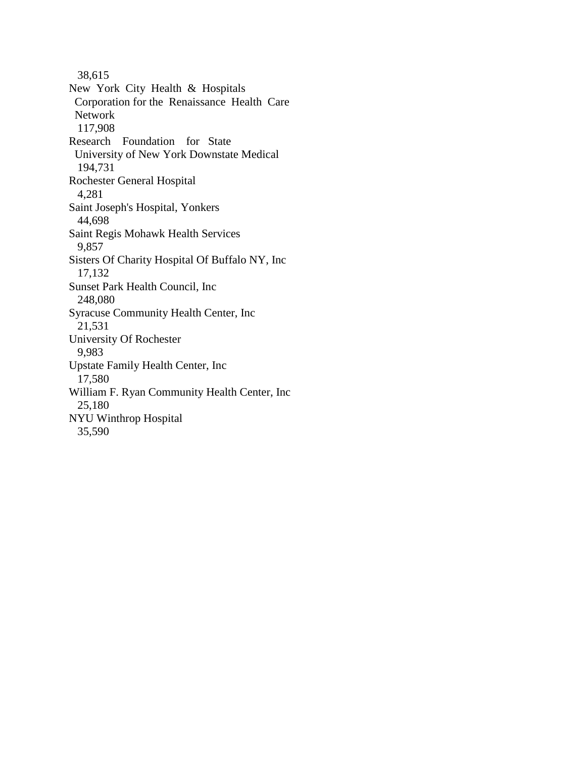38,615

New York City Health & Hospitals Corporation for the Renaissance Health Care Network

117,908

Research Foundation for State University of New York Downstate Medical

194,731

Rochester General Hospital

4,281

Saint Joseph's Hospital, Yonkers

44,698

Saint Regis Mohawk Health Services

9,857

Sisters Of Charity Hospital Of Buffalo NY, Inc

17,132

Sunset Park Health Council, Inc

248,080

Syracuse Community Health Center, Inc

21,531

University Of Rochester

9,983

Upstate Family Health Center, Inc

17,580

William F. Ryan Community Health Center, Inc

25,180

NYU Winthrop Hospital

35,590